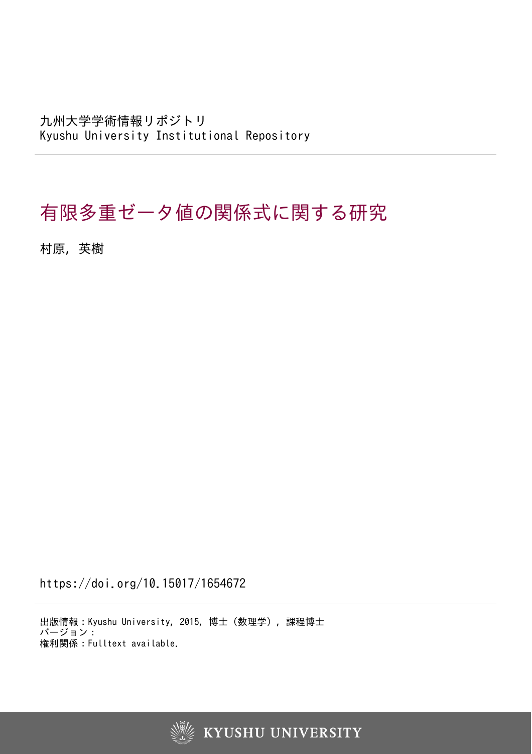九州大学学術情報リポジトリ
Kyushu University Institutional Repository

# 有限多重ゼータ値の関係式に関する研究

村原, 英樹

https://doi.org/10.15017/1654672

出版情報：Kyushu University, 2015, 博士（数理学）, 課程博士
バージョン：
権利関係：Fulltext available.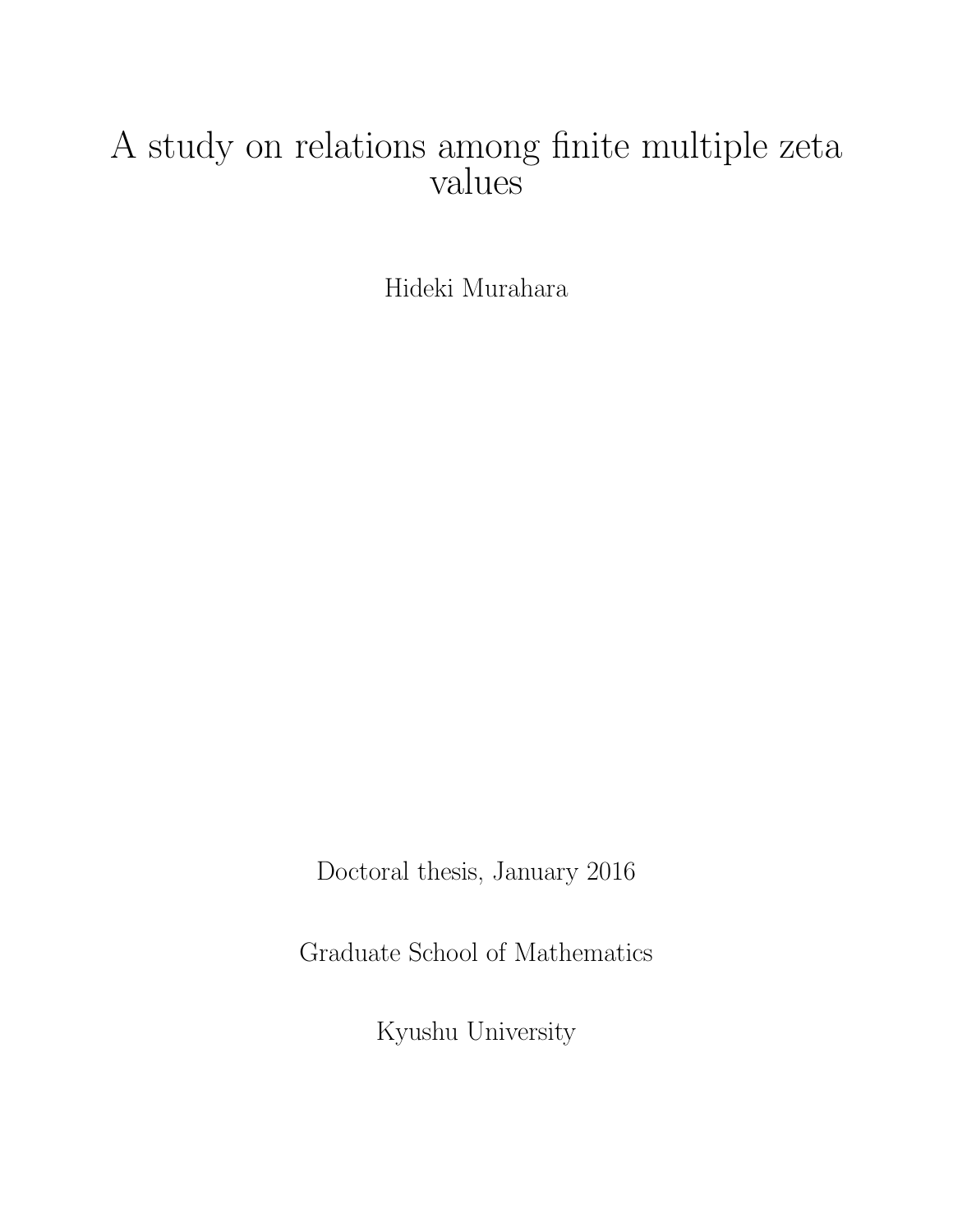# A study on relations among finite multiple zeta values

Hideki Murahara

Doctoral thesis, January 2016

Graduate School of Mathematics

Kyushu University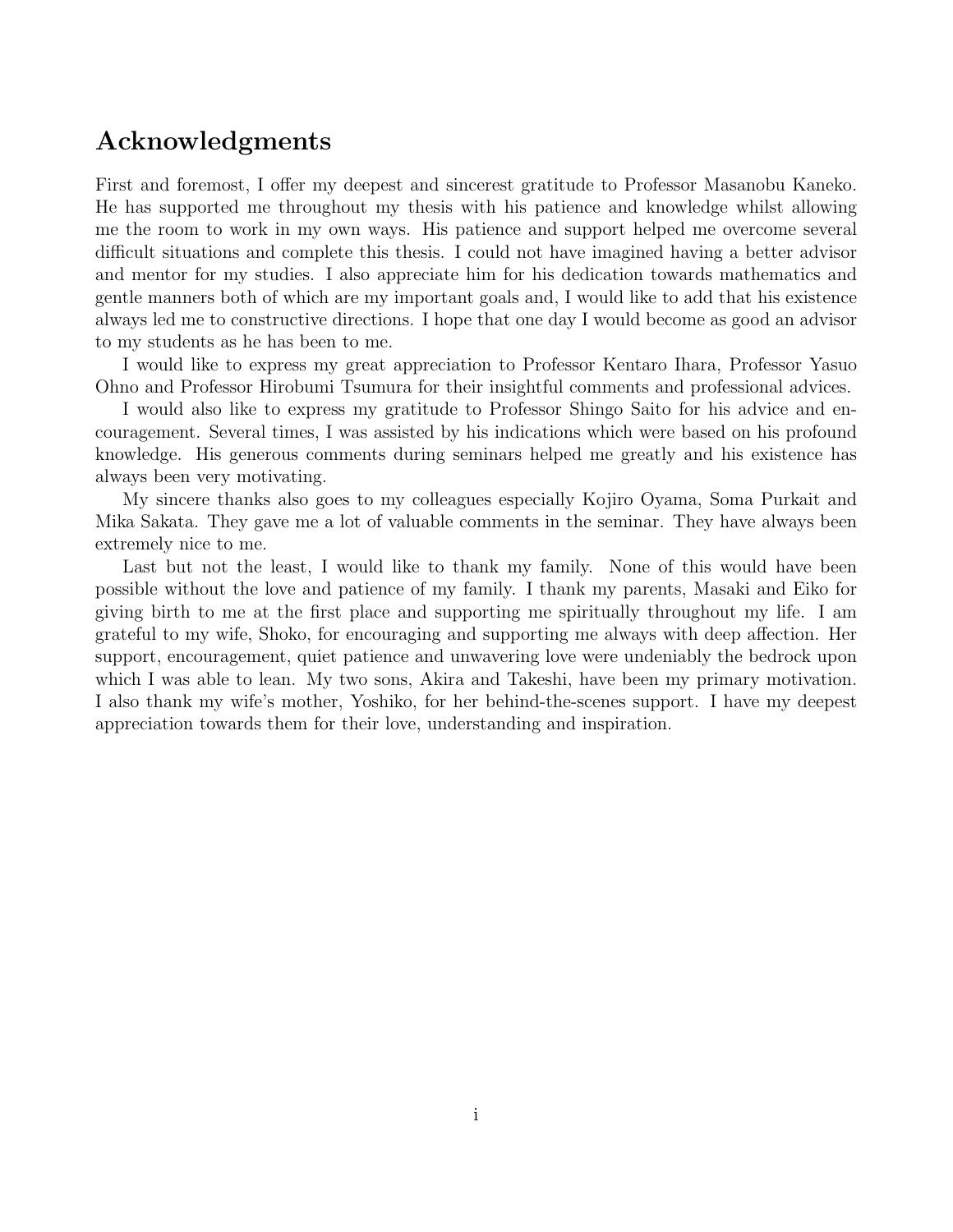## Acknowledgments

First and foremost, I offer my deepest and sincerest gratitude to Professor Masanobu Kaneko. He has supported me throughout my thesis with his patience and knowledge whilst allowing me the room to work in my own ways. His patience and support helped me overcome several difficult situations and complete this thesis. I could not have imagined having a better advisor and mentor for my studies. I also appreciate him for his dedication towards mathematics and gentle manners both of which are my important goals and, I would like to add that his existence always led me to constructive directions. I hope that one day I would become as good an advisor to my students as he has been to me.

I would like to express my great appreciation to Professor Kentaro Ihara, Professor Yasuo Ohno and Professor Hirobumi Tsumura for their insightful comments and professional advices.

I would also like to express my gratitude to Professor Shingo Saito for his advice and encouragement. Several times, I was assisted by his indications which were based on his profound knowledge. His generous comments during seminars helped me greatly and his existence has always been very motivating.

My sincere thanks also goes to my colleagues especially Kojiro Oyama, Soma Purkait and Mika Sakata. They gave me a lot of valuable comments in the seminar. They have always been extremely nice to me.

Last but not the least, I would like to thank my family. None of this would have been possible without the love and patience of my family. I thank my parents, Masaki and Eiko for giving birth to me at the first place and supporting me spiritually throughout my life. I am grateful to my wife, Shoko, for encouraging and supporting me always with deep affection. Her support, encouragement, quiet patience and unwavering love were undeniably the bedrock upon which I was able to lean. My two sons, Akira and Takeshi, have been my primary motivation. I also thank my wife's mother, Yoshiko, for her behind-the-scenes support. I have my deepest appreciation towards them for their love, understanding and inspiration.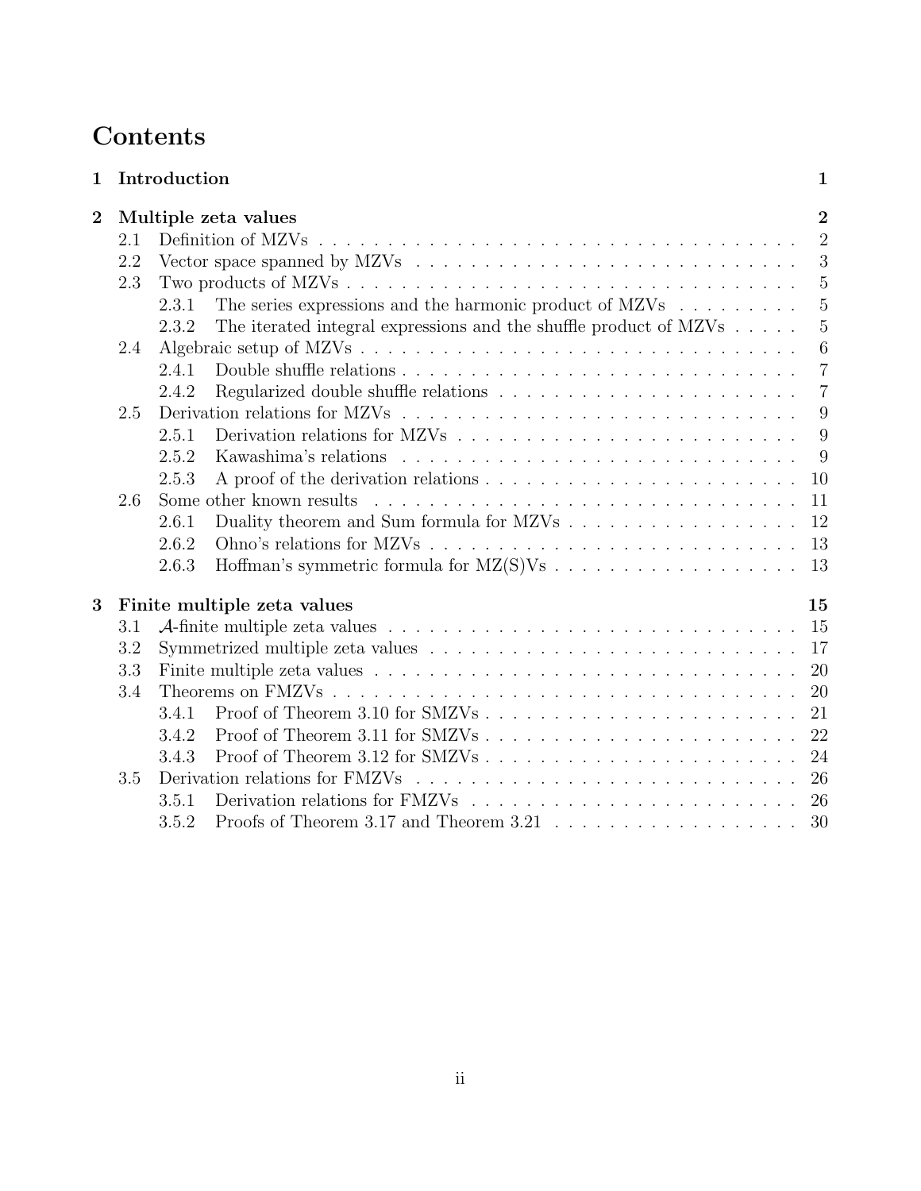# Contents

**1 Introduction** **1**

**2 Multiple zeta values** **2**

- 2.1 Definition of MZVs . . . 2
- 2.2 Vector space spanned by MZVs . . . 3
- 2.3 Two products of MZVs . . . 5
  - 2.3.1 The series expressions and the harmonic product of MZVs . . . 5
  - 2.3.2 The iterated integral expressions and the shuffle product of MZVs . . . 5
- 2.4 Algebraic setup of MZVs . . . 6
  - 2.4.1 Double shuffle relations . . . 7
  - 2.4.2 Regularized double shuffle relations . . . 7
- 2.5 Derivation relations for MZVs . . . 9
  - 2.5.1 Derivation relations for MZVs . . . 9
  - 2.5.2 Kawashima's relations . . . 9
  - 2.5.3 A proof of the derivation relations . . . 10
- 2.6 Some other known results . . . 11
  - 2.6.1 Duality theorem and Sum formula for MZVs . . . 12
  - 2.6.2 Ohno's relations for MZVs . . . 13
  - 2.6.3 Hoffman's symmetric formula for MZ(S)Vs . . . 13

**3 Finite multiple zeta values** **15**

- 3.1 $\mathcal{A}$-finite multiple zeta values . . . 15
- 3.2 Symmetrized multiple zeta values . . . 17
- 3.3 Finite multiple zeta values . . . 20
- 3.4 Theorems on FMZVs . . . 20
  - 3.4.1 Proof of Theorem 3.10 for SMZVs . . . 21
  - 3.4.2 Proof of Theorem 3.11 for SMZVs . . . 22
  - 3.4.3 Proof of Theorem 3.12 for SMZVs . . . 24
- 3.5 Derivation relations for FMZVs . . . 26
  - 3.5.1 Derivation relations for FMZVs . . . 26
  - 3.5.2 Proofs of Theorem 3.17 and Theorem 3.21 . . . 30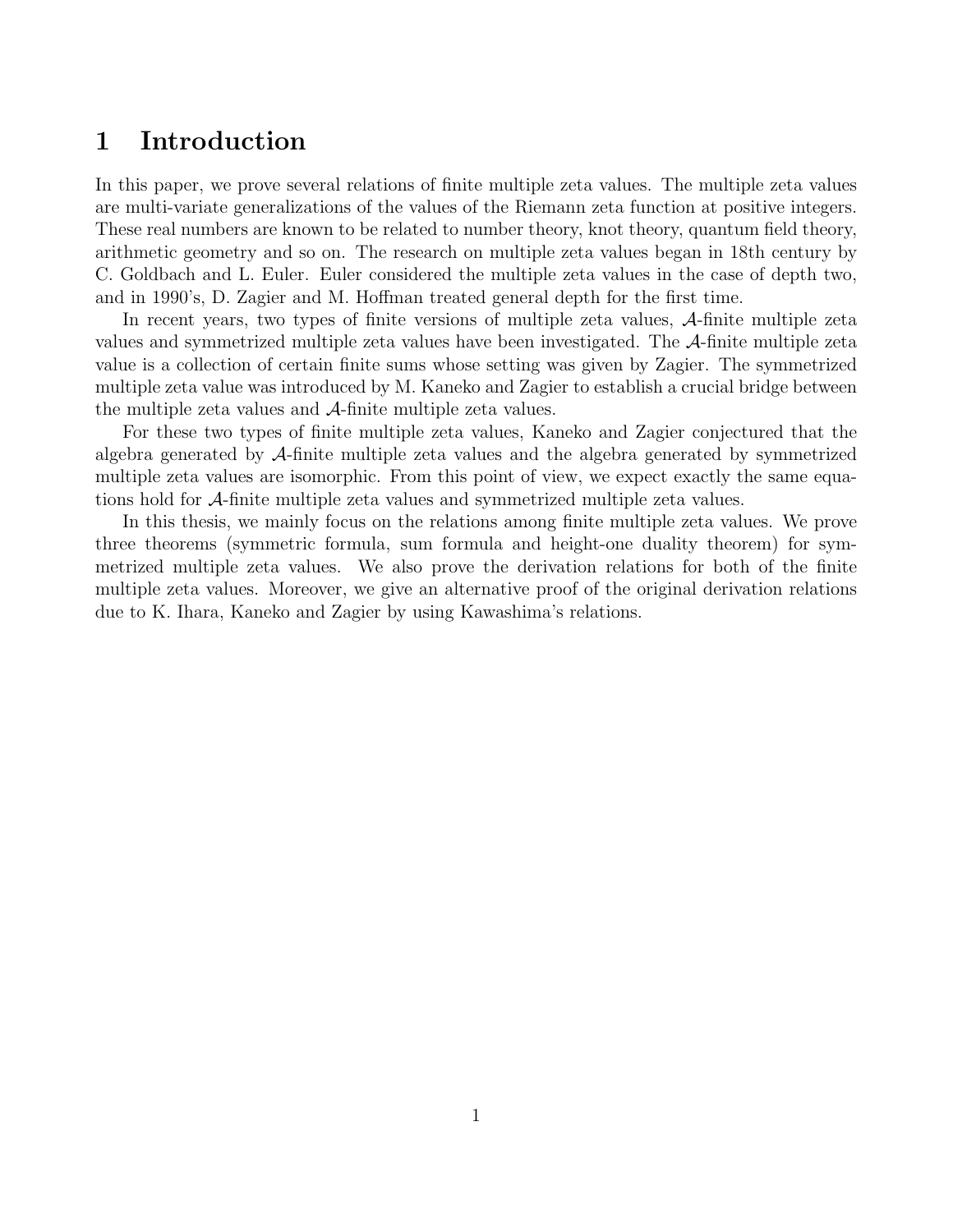# 1 Introduction

In this paper, we prove several relations of finite multiple zeta values. The multiple zeta values are multi-variate generalizations of the values of the Riemann zeta function at positive integers. These real numbers are known to be related to number theory, knot theory, quantum field theory, arithmetic geometry and so on. The research on multiple zeta values began in 18th century by C. Goldbach and L. Euler. Euler considered the multiple zeta values in the case of depth two, and in 1990's, D. Zagier and M. Hoffman treated general depth for the first time.

In recent years, two types of finite versions of multiple zeta values, $\mathcal{A}$-finite multiple zeta values and symmetrized multiple zeta values have been investigated. The $\mathcal{A}$-finite multiple zeta value is a collection of certain finite sums whose setting was given by Zagier. The symmetrized multiple zeta value was introduced by M. Kaneko and Zagier to establish a crucial bridge between the multiple zeta values and $\mathcal{A}$-finite multiple zeta values.

For these two types of finite multiple zeta values, Kaneko and Zagier conjectured that the algebra generated by $\mathcal{A}$-finite multiple zeta values and the algebra generated by symmetrized multiple zeta values are isomorphic. From this point of view, we expect exactly the same equations hold for $\mathcal{A}$-finite multiple zeta values and symmetrized multiple zeta values.

In this thesis, we mainly focus on the relations among finite multiple zeta values. We prove three theorems (symmetric formula, sum formula and height-one duality theorem) for symmetrized multiple zeta values. We also prove the derivation relations for both of the finite multiple zeta values. Moreover, we give an alternative proof of the original derivation relations due to K. Ihara, Kaneko and Zagier by using Kawashima's relations.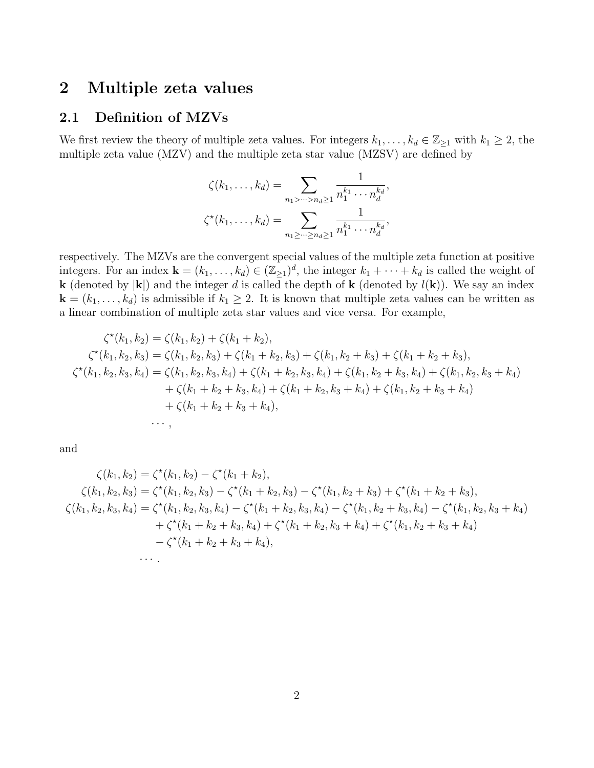# 2 Multiple zeta values

## 2.1 Definition of MZVs

We first review the theory of multiple zeta values. For integers $k_1, \ldots, k_d \in \mathbb{Z}_{\geq 1}$ with $k_1 \geq 2$, the multiple zeta value (MZV) and the multiple zeta star value (MZSV) are defined by

$$\zeta(k_1, \ldots, k_d) = \sum_{n_1 > \cdots > n_d \geq 1} \frac{1}{n_1^{k_1} \cdots n_d^{k_d}},$$
$$\zeta^{\star}(k_1, \ldots, k_d) = \sum_{n_1 \geq \cdots \geq n_d \geq 1} \frac{1}{n_1^{k_1} \cdots n_d^{k_d}},$$

respectively. The MZVs are the convergent special values of the multiple zeta function at positive integers. For an index $\mathbf{k} = (k_1, \ldots, k_d) \in (\mathbb{Z}_{\geq 1})^d$, the integer $k_1 + \cdots + k_d$ is called the weight of $\mathbf{k}$ (denoted by $|\mathbf{k}|$) and the integer $d$ is called the depth of $\mathbf{k}$ (denoted by $l(\mathbf{k})$). We say an index $\mathbf{k} = (k_1, \ldots, k_d)$ is admissible if $k_1 \geq 2$. It is known that multiple zeta values can be written as a linear combination of multiple zeta star values and vice versa. For example,

$$\begin{aligned}
\zeta^{\star}(k_1, k_2) &= \zeta(k_1, k_2) + \zeta(k_1 + k_2), \\
\zeta^{\star}(k_1, k_2, k_3) &= \zeta(k_1, k_2, k_3) + \zeta(k_1 + k_2, k_3) + \zeta(k_1, k_2 + k_3) + \zeta(k_1 + k_2 + k_3), \\
\zeta^{\star}(k_1, k_2, k_3, k_4) &= \zeta(k_1, k_2, k_3, k_4) + \zeta(k_1 + k_2, k_3, k_4) + \zeta(k_1, k_2 + k_3, k_4) + \zeta(k_1, k_2, k_3 + k_4) \\
&\quad + \zeta(k_1 + k_2 + k_3, k_4) + \zeta(k_1 + k_2, k_3 + k_4) + \zeta(k_1, k_2 + k_3 + k_4) \\
&\quad + \zeta(k_1 + k_2 + k_3 + k_4), \\
&\cdots,
\end{aligned}$$

and

$$\begin{aligned}
\zeta(k_1, k_2) &= \zeta^{\star}(k_1, k_2) - \zeta^{\star}(k_1 + k_2), \\
\zeta(k_1, k_2, k_3) &= \zeta^{\star}(k_1, k_2, k_3) - \zeta^{\star}(k_1 + k_2, k_3) - \zeta^{\star}(k_1, k_2 + k_3) + \zeta^{\star}(k_1 + k_2 + k_3), \\
\zeta(k_1, k_2, k_3, k_4) &= \zeta^{\star}(k_1, k_2, k_3, k_4) - \zeta^{\star}(k_1 + k_2, k_3, k_4) - \zeta^{\star}(k_1, k_2 + k_3, k_4) - \zeta^{\star}(k_1, k_2, k_3 + k_4) \\
&\quad + \zeta^{\star}(k_1 + k_2 + k_3, k_4) + \zeta^{\star}(k_1 + k_2, k_3 + k_4) + \zeta^{\star}(k_1, k_2 + k_3 + k_4) \\
&\quad - \zeta^{\star}(k_1 + k_2 + k_3 + k_4), \\
&\cdots.
\end{aligned}$$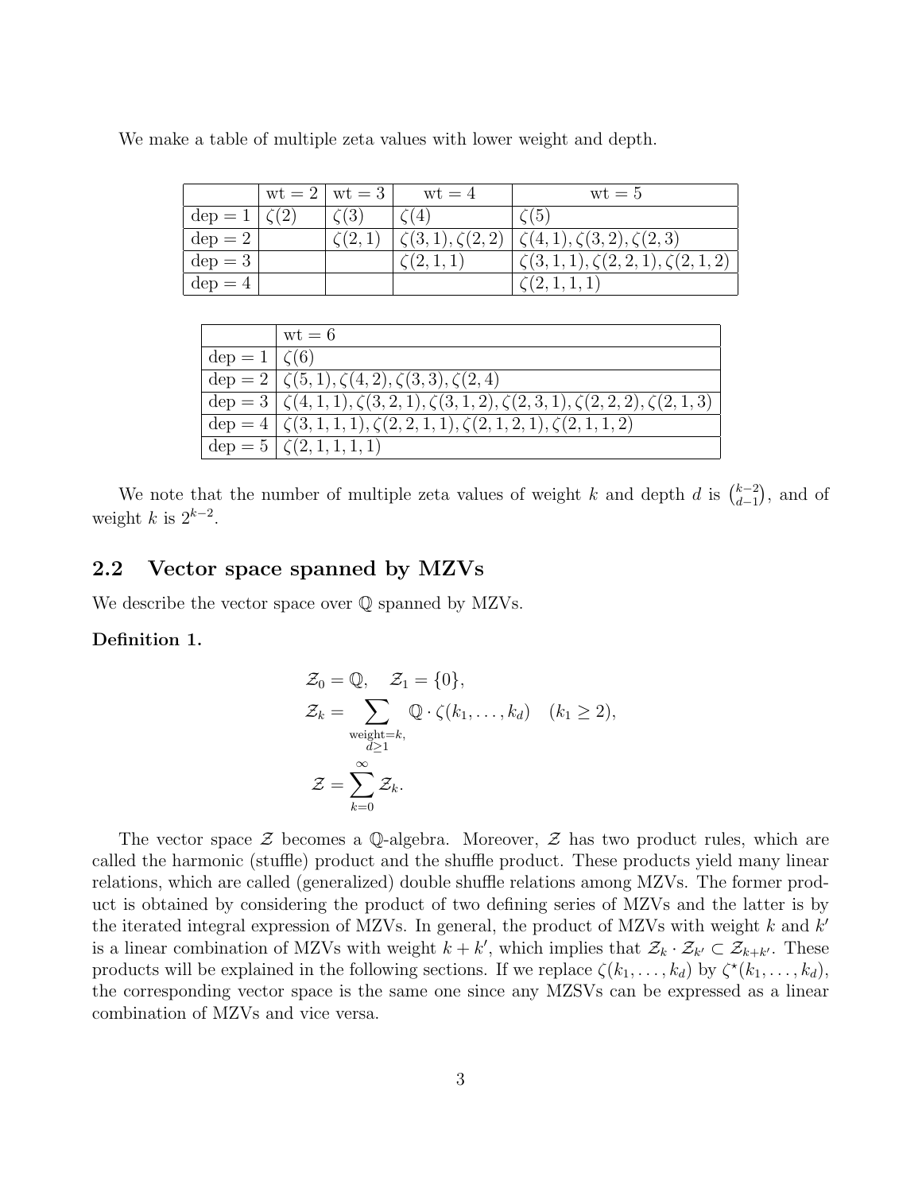We make a table of multiple zeta values with lower weight and depth.

| | wt $= 2$ | wt $= 3$ | wt $= 4$ | wt $= 5$ |
|---|---|---|---|---|
| dep $= 1$ | $\zeta(2)$ | $\zeta(3)$ | $\zeta(4)$ | $\zeta(5)$ |
| dep $= 2$ | | $\zeta(2,1)$ | $\zeta(3,1), \zeta(2,2)$ | $\zeta(4,1), \zeta(3,2), \zeta(2,3)$ |
| dep $= 3$ | | | $\zeta(2,1,1)$ | $\zeta(3,1,1), \zeta(2,2,1), \zeta(2,1,2)$ |
| dep $= 4$ | | | | $\zeta(2,1,1,1)$ |

| | wt $= 6$ |
|---|---|
| dep $= 1$ | $\zeta(6)$ |
| dep $= 2$ | $\zeta(5,1), \zeta(4,2), \zeta(3,3), \zeta(2,4)$ |
| dep $= 3$ | $\zeta(4,1,1), \zeta(3,2,1), \zeta(3,1,2), \zeta(2,3,1), \zeta(2,2,2), \zeta(2,1,3)$ |
| dep $= 4$ | $\zeta(3,1,1,1), \zeta(2,2,1,1), \zeta(2,1,2,1), \zeta(2,1,1,2)$ |
| dep $= 5$ | $\zeta(2,1,1,1,1)$ |

We note that the number of multiple zeta values of weight $k$ and depth $d$ is $\binom{k-2}{d-1}$, and of weight $k$ is $2^{k-2}$.

## 2.2 Vector space spanned by MZVs

We describe the vector space over $\mathbb{Q}$ spanned by MZVs.

**Definition 1.**

$$
\begin{aligned}
\mathcal{Z}_0 &= \mathbb{Q}, \quad \mathcal{Z}_1 = \{0\}, \\
\mathcal{Z}_k &= \sum_{\substack{\text{weight}=k, \\ d \geq 1}} \mathbb{Q} \cdot \zeta(k_1, \ldots, k_d) \quad (k_1 \geq 2), \\
\mathcal{Z} &= \sum_{k=0}^{\infty} \mathcal{Z}_k.
\end{aligned}
$$

The vector space $\mathcal{Z}$ becomes a $\mathbb{Q}$-algebra. Moreover, $\mathcal{Z}$ has two product rules, which are called the harmonic (stuffle) product and the shuffle product. These products yield many linear relations, which are called (generalized) double shuffle relations among MZVs. The former product is obtained by considering the product of two defining series of MZVs and the latter is by the iterated integral expression of MZVs. In general, the product of MZVs with weight $k$ and $k'$ is a linear combination of MZVs with weight $k + k'$, which implies that $\mathcal{Z}_k \cdot \mathcal{Z}_{k'} \subset \mathcal{Z}_{k+k'}$. These products will be explained in the following sections. If we replace $\zeta(k_1, \ldots, k_d)$ by $\zeta^\star(k_1, \ldots, k_d)$, the corresponding vector space is the same one since any MZSVs can be expressed as a linear combination of MZVs and vice versa.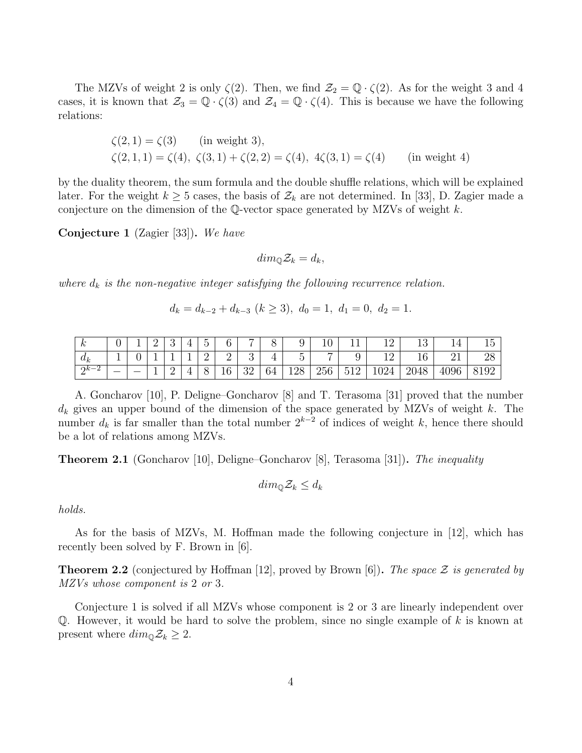The MZVs of weight 2 is only $\zeta(2)$. Then, we find $\mathcal{Z}_2 = \mathbb{Q} \cdot \zeta(2)$. As for the weight 3 and 4 cases, it is known that $\mathcal{Z}_3 = \mathbb{Q} \cdot \zeta(3)$ and $\mathcal{Z}_4 = \mathbb{Q} \cdot \zeta(4)$. This is because we have the following relations:

$$\zeta(2,1) = \zeta(3) \qquad \text{(in weight 3)},$$
$$\zeta(2,1,1) = \zeta(4),\ \zeta(3,1) + \zeta(2,2) = \zeta(4),\ 4\zeta(3,1) = \zeta(4) \qquad \text{(in weight 4)}$$

by the duality theorem, the sum formula and the double shuffle relations, which will be explained later. For the weight $k \geq 5$ cases, the basis of $\mathcal{Z}_k$ are not determined. In [33], D. Zagier made a conjecture on the dimension of the $\mathbb{Q}$-vector space generated by MZVs of weight $k$.

**Conjecture 1** (Zagier [33])**.** *We have*

$$dim_{\mathbb{Q}} \mathcal{Z}_k = d_k,$$

*where $d_k$ is the non-negative integer satisfying the following recurrence relation.*

$$d_k = d_{k-2} + d_{k-3}\ (k \geq 3),\ d_0 = 1,\ d_1 = 0,\ d_2 = 1.$$

| $k$ | 0 | 1 | 2 | 3 | 4 | 5 | 6 | 7 | 8 | 9 | 10 | 11 | 12 | 13 | 14 | 15 |
|---|---|---|---|---|---|---|---|---|---|---|---|---|---|---|---|---|
| $d_k$ | 1 | 0 | 1 | 1 | 1 | 2 | 2 | 3 | 4 | 5 | 7 | 9 | 12 | 16 | 21 | 28 |
| $2^{k-2}$ | – | – | 1 | 2 | 4 | 8 | 16 | 32 | 64 | 128 | 256 | 512 | 1024 | 2048 | 4096 | 8192 |

A. Goncharov [10], P. Deligne–Goncharov [8] and T. Terasoma [31] proved that the number $d_k$ gives an upper bound of the dimension of the space generated by MZVs of weight $k$. The number $d_k$ is far smaller than the total number $2^{k-2}$ of indices of weight $k$, hence there should be a lot of relations among MZVs.

**Theorem 2.1** (Goncharov [10], Deligne–Goncharov [8], Terasoma [31])**.** *The inequality*

$$dim_{\mathbb{Q}} \mathcal{Z}_k \leq d_k$$

*holds.*

As for the basis of MZVs, M. Hoffman made the following conjecture in [12], which has recently been solved by F. Brown in [6].

**Theorem 2.2** (conjectured by Hoffman [12], proved by Brown [6])**.** *The space $\mathcal{Z}$ is generated by MZVs whose component is 2 or 3.*

Conjecture 1 is solved if all MZVs whose component is 2 or 3 are linearly independent over $\mathbb{Q}$. However, it would be hard to solve the problem, since no single example of $k$ is known at present where $dim_{\mathbb{Q}} \mathcal{Z}_k \geq 2$.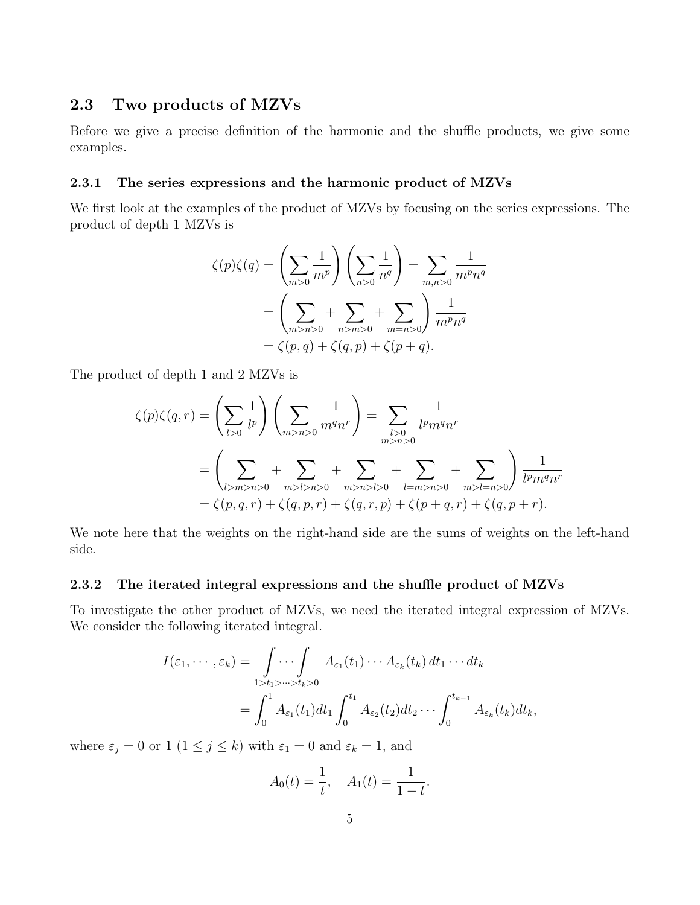## 2.3 Two products of MZVs

Before we give a precise definition of the harmonic and the shuffle products, we give some examples.

### 2.3.1 The series expressions and the harmonic product of MZVs

We first look at the examples of the product of MZVs by focusing on the series expressions. The product of depth 1 MZVs is

$$
\begin{aligned}
\zeta(p)\zeta(q) &= \left(\sum_{m>0}\frac{1}{m^p}\right)\left(\sum_{n>0}\frac{1}{n^q}\right) = \sum_{m,n>0}\frac{1}{m^p n^q} \\
&= \left(\sum_{m>n>0} + \sum_{n>m>0} + \sum_{m=n>0}\right)\frac{1}{m^p n^q} \\
&= \zeta(p,q) + \zeta(q,p) + \zeta(p+q).
\end{aligned}
$$

The product of depth 1 and 2 MZVs is

$$
\begin{aligned}
\zeta(p)\zeta(q,r) &= \left(\sum_{l>0}\frac{1}{l^p}\right)\left(\sum_{m>n>0}\frac{1}{m^q n^r}\right) = \sum_{\substack{l>0 \\ m>n>0}}\frac{1}{l^p m^q n^r} \\
&= \left(\sum_{l>m>n>0} + \sum_{m>l>n>0} + \sum_{m>n>l>0} + \sum_{l=m>n>0} + \sum_{m>l=n>0}\right)\frac{1}{l^p m^q n^r} \\
&= \zeta(p,q,r) + \zeta(q,p,r) + \zeta(q,r,p) + \zeta(p+q,r) + \zeta(q,p+r).
\end{aligned}
$$

We note here that the weights on the right-hand side are the sums of weights on the left-hand side.

### 2.3.2 The iterated integral expressions and the shuffle product of MZVs

To investigate the other product of MZVs, we need the iterated integral expression of MZVs. We consider the following iterated integral.

$$
\begin{aligned}
I(\varepsilon_1, \cdots, \varepsilon_k) &= \int \cdots \int_{1>t_1>\cdots>t_k>0} A_{\varepsilon_1}(t_1)\cdots A_{\varepsilon_k}(t_k)\, dt_1 \cdots dt_k \\
&= \int_0^1 A_{\varepsilon_1}(t_1)dt_1 \int_0^{t_1} A_{\varepsilon_2}(t_2)dt_2 \cdots \int_0^{t_{k-1}} A_{\varepsilon_k}(t_k)dt_k,
\end{aligned}
$$

where $\varepsilon_j = 0$ or $1$ $(1 \leq j \leq k)$ with $\varepsilon_1 = 0$ and $\varepsilon_k = 1$, and

$$
A_0(t) = \frac{1}{t}, \quad A_1(t) = \frac{1}{1-t}.
$$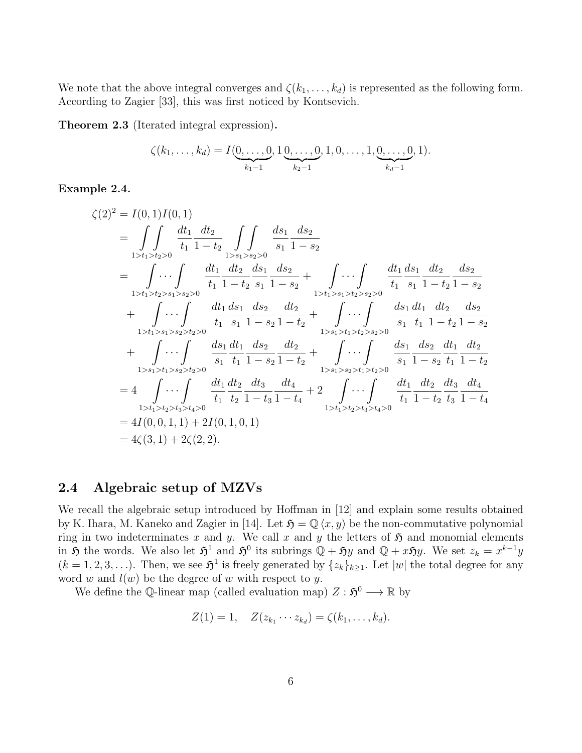We note that the above integral converges and $\zeta(k_1, \ldots, k_d)$ is represented as the following form. According to Zagier [33], this was first noticed by Kontsevich.

**Theorem 2.3** (Iterated integral expression)**.**

$$\zeta(k_1, \ldots, k_d) = I(\underbrace{0, \ldots, 0}_{k_1-1}, 1\, \underbrace{0, \ldots, 0}_{k_2-1}, 1, 0, \ldots, 1, \underbrace{0, \ldots, 0}_{k_d-1}, 1).$$

**Example 2.4.**

$$\begin{aligned}
\zeta(2)^2 &= I(0,1)I(0,1) \\
&= \iint\limits_{1>t_1>t_2>0} \frac{dt_1}{t_1}\frac{dt_2}{1-t_2} \iint\limits_{1>s_1>s_2>0} \frac{ds_1}{s_1}\frac{ds_2}{1-s_2} \\
&= \int\!\!\cdots\!\!\int\limits_{1>t_1>t_2>s_1>s_2>0} \frac{dt_1}{t_1}\frac{dt_2}{1-t_2}\frac{ds_1}{s_1}\frac{ds_2}{1-s_2} + \int\!\!\cdots\!\!\int\limits_{1>t_1>s_1>t_2>s_2>0} \frac{dt_1}{t_1}\frac{ds_1}{s_1}\frac{dt_2}{1-t_2}\frac{ds_2}{1-s_2} \\
&\quad + \int\!\!\cdots\!\!\int\limits_{1>t_1>s_1>s_2>t_2>0} \frac{dt_1}{t_1}\frac{ds_1}{s_1}\frac{ds_2}{1-s_2}\frac{dt_2}{1-t_2} + \int\!\!\cdots\!\!\int\limits_{1>s_1>t_1>t_2>s_2>0} \frac{ds_1}{s_1}\frac{dt_1}{t_1}\frac{dt_2}{1-t_2}\frac{ds_2}{1-s_2} \\
&\quad + \int\!\!\cdots\!\!\int\limits_{1>s_1>t_1>s_2>t_2>0} \frac{ds_1}{s_1}\frac{dt_1}{t_1}\frac{ds_2}{1-s_2}\frac{dt_2}{1-t_2} + \int\!\!\cdots\!\!\int\limits_{1>s_1>s_2>t_1>t_2>0} \frac{ds_1}{s_1}\frac{ds_2}{1-s_2}\frac{dt_1}{t_1}\frac{dt_2}{1-t_2} \\
&= 4 \int\!\!\cdots\!\!\int\limits_{1>t_1>t_2>t_3>t_4>0} \frac{dt_1}{t_1}\frac{dt_2}{t_2}\frac{dt_3}{1-t_3}\frac{dt_4}{1-t_4} + 2 \int\!\!\cdots\!\!\int\limits_{1>t_1>t_2>t_3>t_4>0} \frac{dt_1}{t_1}\frac{dt_2}{1-t_2}\frac{dt_3}{t_3}\frac{dt_4}{1-t_4} \\
&= 4I(0,0,1,1) + 2I(0,1,0,1) \\
&= 4\zeta(3,1) + 2\zeta(2,2).
\end{aligned}$$

## 2.4 Algebraic setup of MZVs

We recall the algebraic setup introduced by Hoffman in [12] and explain some results obtained by K. Ihara, M. Kaneko and Zagier in [14]. Let $\mathfrak{H} = \mathbb{Q}\langle x, y\rangle$ be the non-commutative polynomial ring in two indeterminates $x$ and $y$. We call $x$ and $y$ the letters of $\mathfrak{H}$ and monomial elements in $\mathfrak{H}$ the words. We also let $\mathfrak{H}^1$ and $\mathfrak{H}^0$ its subrings $\mathbb{Q} + \mathfrak{H}y$ and $\mathbb{Q} + x\mathfrak{H}y$. We set $z_k = x^{k-1}y$ $(k = 1, 2, 3, \ldots)$. Then, we see $\mathfrak{H}^1$ is freely generated by $\{z_k\}_{k\geq 1}$. Let $|w|$ the total degree for any word $w$ and $l(w)$ be the degree of $w$ with respect to $y$.

We define the $\mathbb{Q}$-linear map (called evaluation map) $Z : \mathfrak{H}^0 \longrightarrow \mathbb{R}$ by

$$Z(1) = 1, \quad Z(z_{k_1} \cdots z_{k_d}) = \zeta(k_1, \ldots, k_d).$$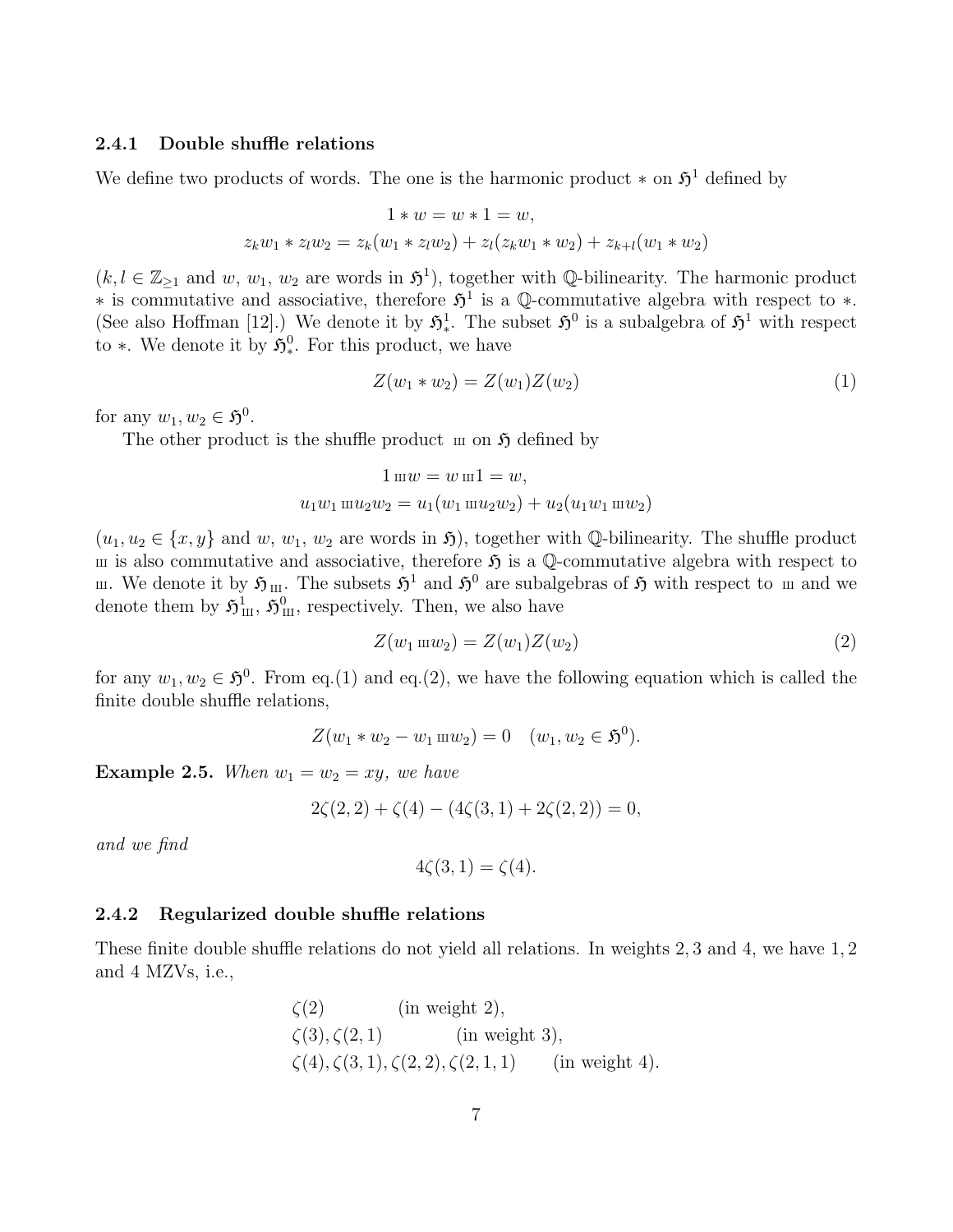#### 2.4.1 Double shuffle relations

We define two products of words. The one is the harmonic product $*$ on $\mathfrak{H}^1$ defined by

$$1 * w = w * 1 = w,$$
$$z_k w_1 * z_l w_2 = z_k(w_1 * z_l w_2) + z_l(z_k w_1 * w_2) + z_{k+l}(w_1 * w_2)$$

($k, l \in \mathbb{Z}_{\geq 1}$ and $w$, $w_1$, $w_2$ are words in $\mathfrak{H}^1$), together with $\mathbb{Q}$-bilinearity. The harmonic product $*$ is commutative and associative, therefore $\mathfrak{H}^1$ is a $\mathbb{Q}$-commutative algebra with respect to $*$. (See also Hoffman [12].) We denote it by $\mathfrak{H}^1_*$. The subset $\mathfrak{H}^0$ is a subalgebra of $\mathfrak{H}^1$ with respect to $*$. We denote it by $\mathfrak{H}^0_*$. For this product, we have

$$Z(w_1 * w_2) = Z(w_1)Z(w_2) \tag{1}$$

for any $w_1, w_2 \in \mathfrak{H}^0$.

The other product is the shuffle product $ш$ on $\mathfrak{H}$ defined by

$$1 ш w = w ш 1 = w,$$
$$u_1 w_1 ш u_2 w_2 = u_1(w_1 ш u_2 w_2) + u_2(u_1 w_1 ш w_2)$$

($u_1, u_2 \in \{x, y\}$ and $w$, $w_1$, $w_2$ are words in $\mathfrak{H}$), together with $\mathbb{Q}$-bilinearity. The shuffle product $ш$ is also commutative and associative, therefore $\mathfrak{H}$ is a $\mathbb{Q}$-commutative algebra with respect to $ш$. We denote it by $\mathfrak{H}_ш$. The subsets $\mathfrak{H}^1$ and $\mathfrak{H}^0$ are subalgebras of $\mathfrak{H}$ with respect to $ш$ and we denote them by $\mathfrak{H}^1_ш$, $\mathfrak{H}^0_ш$, respectively. Then, we also have

$$Z(w_1 ш w_2) = Z(w_1)Z(w_2) \tag{2}$$

for any $w_1, w_2 \in \mathfrak{H}^0$. From eq.(1) and eq.(2), we have the following equation which is called the finite double shuffle relations,

$$Z(w_1 * w_2 - w_1 ш w_2) = 0 \quad (w_1, w_2 \in \mathfrak{H}^0).$$

**Example 2.5.** *When $w_1 = w_2 = xy$, we have*

$$2\zeta(2,2) + \zeta(4) - (4\zeta(3,1) + 2\zeta(2,2)) = 0,$$

*and we find*

$$4\zeta(3,1) = \zeta(4).$$

#### 2.4.2 Regularized double shuffle relations

These finite double shuffle relations do not yield all relations. In weights 2, 3 and 4, we have 1, 2 and 4 MZVs, i.e.,

$$\begin{aligned}
&\zeta(2) && \text{(in weight 2)},\\
&\zeta(3), \zeta(2,1) && \text{(in weight 3)},\\
&\zeta(4), \zeta(3,1), \zeta(2,2), \zeta(2,1,1) && \text{(in weight 4)}.
\end{aligned}$$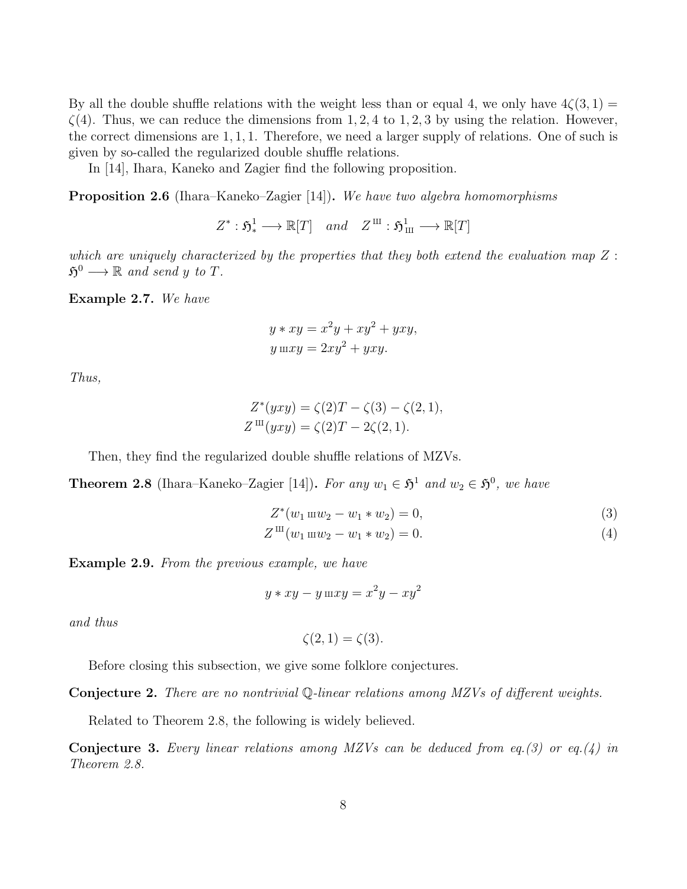By all the double shuffle relations with the weight less than or equal 4, we only have $4\zeta(3,1) = \zeta(4)$. Thus, we can reduce the dimensions from $1, 2, 4$ to $1, 2, 3$ by using the relation. However, the correct dimensions are $1, 1, 1$. Therefore, we need a larger supply of relations. One of such is given by so-called the regularized double shuffle relations.

In [14], Ihara, Kaneko and Zagier find the following proposition.

**Proposition 2.6** (Ihara–Kaneko–Zagier [14])**.** *We have two algebra homomorphisms*

$$Z^* : \mathfrak{H}^1_* \longrightarrow \mathbb{R}[T] \quad \textit{and} \quad Z^{ш} : \mathfrak{H}^1_{ш} \longrightarrow \mathbb{R}[T]$$

*which are uniquely characterized by the properties that they both extend the evaluation map $Z : \mathfrak{H}^0 \longrightarrow \mathbb{R}$ and send $y$ to $T$.*

**Example 2.7.** *We have*

$$\begin{aligned} y * xy &= x^2y + xy^2 + yxy, \\ y \,ш\, xy &= 2xy^2 + yxy. \end{aligned}$$

*Thus,*

$$\begin{aligned} Z^*(yxy) &= \zeta(2)T - \zeta(3) - \zeta(2,1), \\ Z^{ш}(yxy) &= \zeta(2)T - 2\zeta(2,1). \end{aligned}$$

Then, they find the regularized double shuffle relations of MZVs.

**Theorem 2.8** (Ihara–Kaneko–Zagier [14])**.** *For any $w_1 \in \mathfrak{H}^1$ and $w_2 \in \mathfrak{H}^0$, we have*

$$Z^*(w_1 \,ш\, w_2 - w_1 * w_2) = 0, \tag{3}$$

$$Z^{ш}(w_1 \,ш\, w_2 - w_1 * w_2) = 0. \tag{4}$$

**Example 2.9.** *From the previous example, we have*

$$y * xy - y \,ш\, xy = x^2y - xy^2$$

*and thus*

$$\zeta(2,1) = \zeta(3).$$

Before closing this subsection, we give some folklore conjectures.

**Conjecture 2.** *There are no nontrivial $\mathbb{Q}$-linear relations among MZVs of different weights.*

Related to Theorem 2.8, the following is widely believed.

**Conjecture 3.** *Every linear relations among MZVs can be deduced from eq.(3) or eq.(4) in Theorem 2.8.*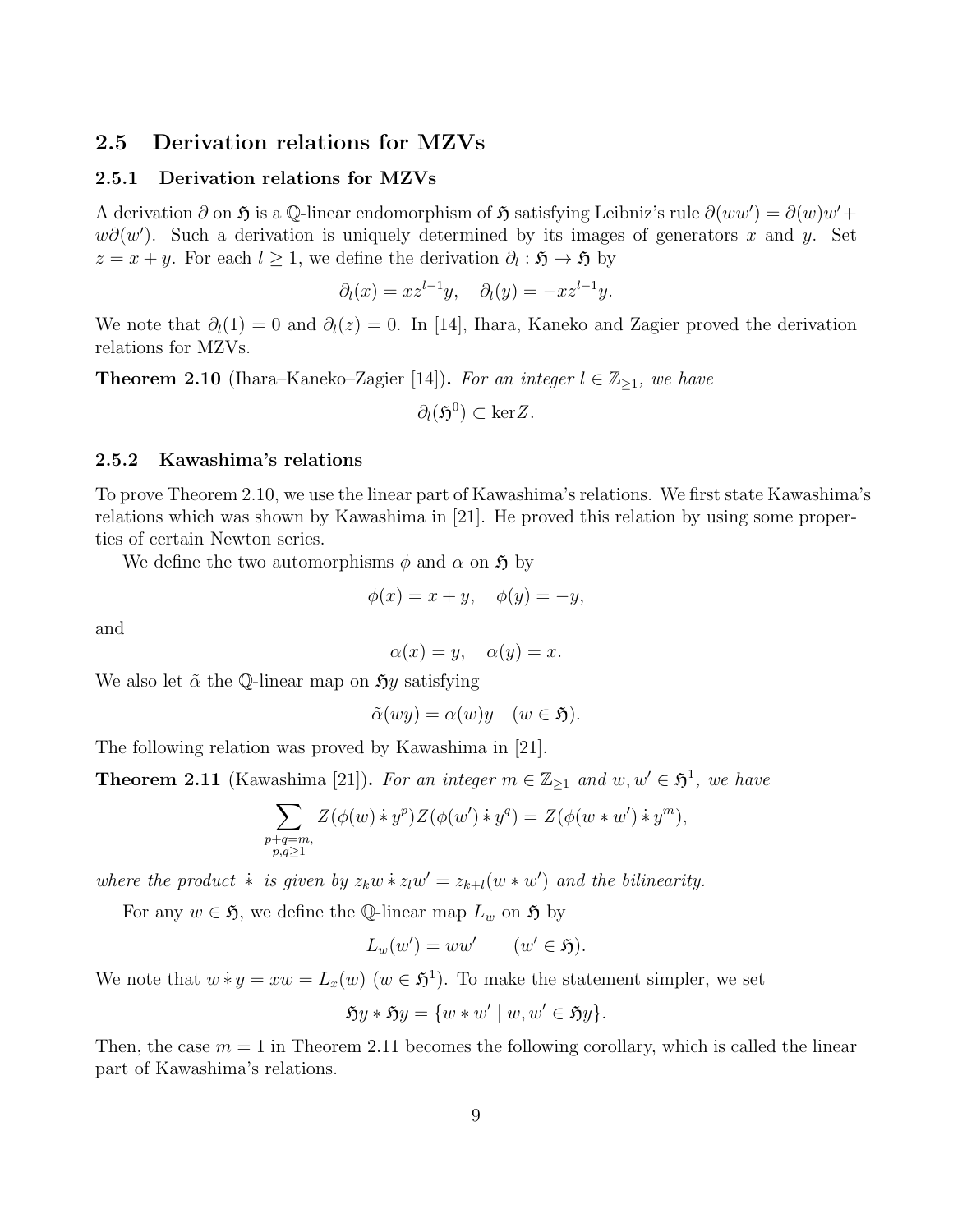## 2.5 Derivation relations for MZVs

### 2.5.1 Derivation relations for MZVs

A derivation $\partial$ on $\mathfrak{H}$ is a $\mathbb{Q}$-linear endomorphism of $\mathfrak{H}$ satisfying Leibniz's rule $\partial(ww') = \partial(w)w' + w\partial(w')$. Such a derivation is uniquely determined by its images of generators $x$ and $y$. Set $z = x + y$. For each $l \geq 1$, we define the derivation $\partial_l : \mathfrak{H} \to \mathfrak{H}$ by

$$\partial_l(x) = xz^{l-1}y, \quad \partial_l(y) = -xz^{l-1}y.$$

We note that $\partial_l(1) = 0$ and $\partial_l(z) = 0$. In [14], Ihara, Kaneko and Zagier proved the derivation relations for MZVs.

**Theorem 2.10** (Ihara–Kaneko–Zagier [14])**.** *For an integer $l \in \mathbb{Z}_{\geq 1}$, we have*

$$\partial_l(\mathfrak{H}^0) \subset \ker Z.$$

### 2.5.2 Kawashima's relations

To prove Theorem 2.10, we use the linear part of Kawashima's relations. We first state Kawashima's relations which was shown by Kawashima in [21]. He proved this relation by using some properties of certain Newton series.

We define the two automorphisms $\phi$ and $\alpha$ on $\mathfrak{H}$ by

$$\phi(x) = x + y, \quad \phi(y) = -y,$$

and

$$\alpha(x) = y, \quad \alpha(y) = x.$$

We also let $\tilde{\alpha}$ the $\mathbb{Q}$-linear map on $\mathfrak{H}y$ satisfying

$$\tilde{\alpha}(wy) = \alpha(w)y \quad (w \in \mathfrak{H}).$$

The following relation was proved by Kawashima in [21].

**Theorem 2.11** (Kawashima [21])**.** *For an integer $m \in \mathbb{Z}_{\geq 1}$ and $w, w' \in \mathfrak{H}^1$, we have*

$$\sum_{\substack{p+q=m,\\ p,q\geq 1}} Z(\phi(w) \dot{*} y^p) Z(\phi(w') \dot{*} y^q) = Z(\phi(w * w') \dot{*} y^m),$$

*where the product $\dot{*}$ is given by $z_k w \dot{*} z_l w' = z_{k+l}(w * w')$ and the bilinearity.*

For any $w \in \mathfrak{H}$, we define the $\mathbb{Q}$-linear map $L_w$ on $\mathfrak{H}$ by

$$L_w(w') = ww' \qquad (w' \in \mathfrak{H}).$$

We note that $w \dot{*} y = xw = L_x(w)$ $(w \in \mathfrak{H}^1)$. To make the statement simpler, we set

$$\mathfrak{H}y * \mathfrak{H}y = \{w * w' \mid w, w' \in \mathfrak{H}y\}.$$

Then, the case $m = 1$ in Theorem 2.11 becomes the following corollary, which is called the linear part of Kawashima's relations.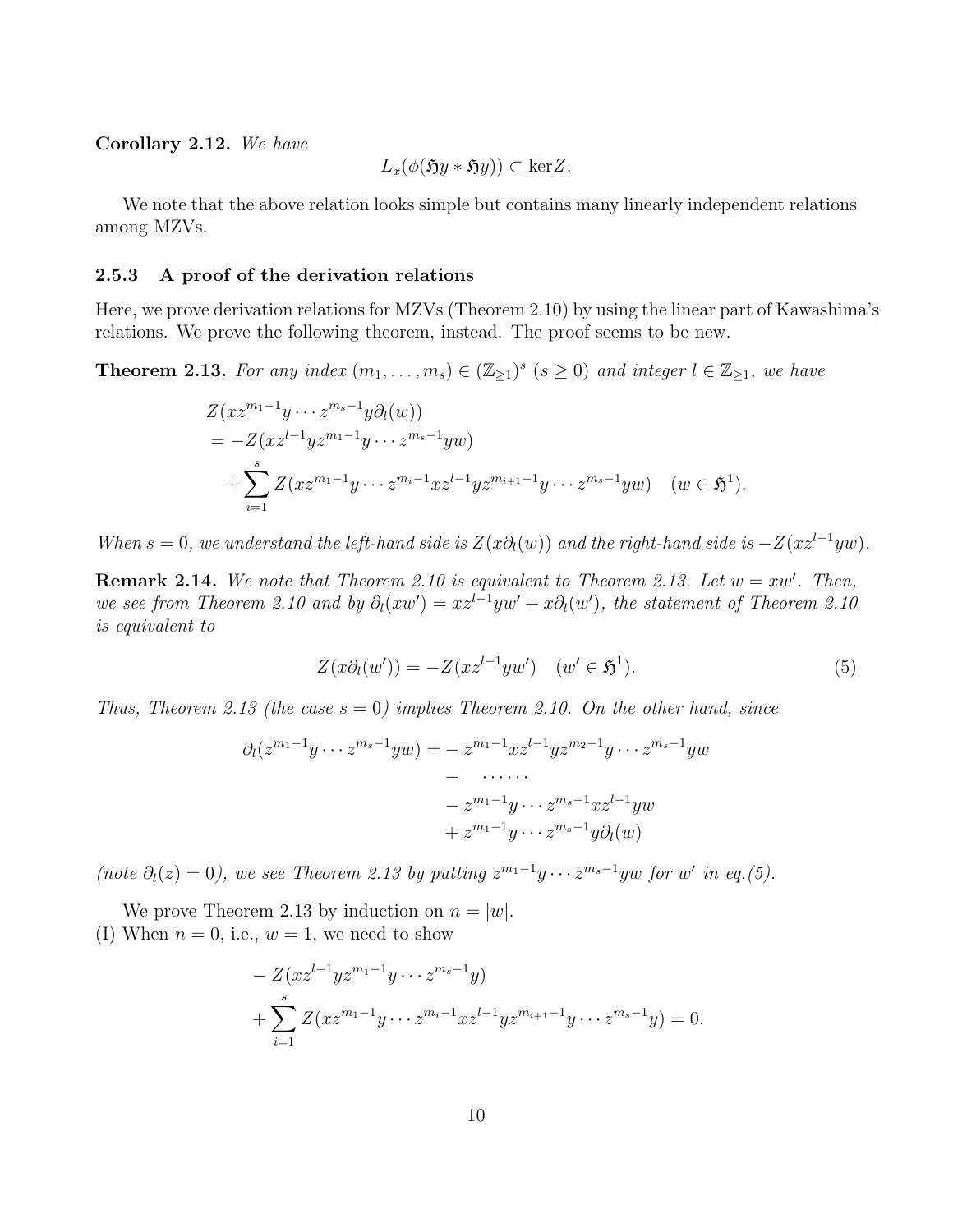**Corollary 2.12.** *We have*

$$L_x(\phi(\mathfrak{H}y * \mathfrak{H}y)) \subset \ker Z.$$

We note that the above relation looks simple but contains many linearly independent relations among MZVs.

### 2.5.3 A proof of the derivation relations

Here, we prove derivation relations for MZVs (Theorem 2.10) by using the linear part of Kawashima's relations. We prove the following theorem, instead. The proof seems to be new.

**Theorem 2.13.** *For any index $(m_1, \ldots, m_s) \in (\mathbb{Z}_{\geq 1})^s$ $(s \geq 0)$ and integer $l \in \mathbb{Z}_{\geq 1}$, we have*

$$\begin{aligned}
&Z(xz^{m_1-1}y \cdots z^{m_s-1}y\partial_l(w)) \\
&= -Z(xz^{l-1}yz^{m_1-1}y \cdots z^{m_s-1}yw) \\
&\quad + \sum_{i=1}^{s} Z(xz^{m_1-1}y \cdots z^{m_i-1}xz^{l-1}yz^{m_{i+1}-1}y \cdots z^{m_s-1}yw) \quad (w \in \mathfrak{H}^1).
\end{aligned}$$

*When $s = 0$, we understand the left-hand side is $Z(x\partial_l(w))$ and the right-hand side is $-Z(xz^{l-1}yw)$.*

**Remark 2.14.** *We note that Theorem 2.10 is equivalent to Theorem 2.13. Let $w = xw'$. Then, we see from Theorem 2.10 and by $\partial_l(xw') = xz^{l-1}yw' + x\partial_l(w')$, the statement of Theorem 2.10 is equivalent to*

$$Z(x\partial_l(w')) = -Z(xz^{l-1}yw') \quad (w' \in \mathfrak{H}^1). \tag{5}$$

*Thus, Theorem 2.13 (the case $s = 0$) implies Theorem 2.10. On the other hand, since*

$$\begin{aligned}
\partial_l(z^{m_1-1}y \cdots z^{m_s-1}yw) = &- z^{m_1-1}xz^{l-1}yz^{m_2-1}y \cdots z^{m_s-1}yw \\
&- \quad \cdots\cdots \\
&- z^{m_1-1}y \cdots z^{m_s-1}xz^{l-1}yw \\
&+ z^{m_1-1}y \cdots z^{m_s-1}y\partial_l(w)
\end{aligned}$$

*(note $\partial_l(z) = 0$), we see Theorem 2.13 by putting $z^{m_1-1}y \cdots z^{m_s-1}yw$ for $w'$ in eq.(5).*

We prove Theorem 2.13 by induction on $n = |w|$.

(I) When $n = 0$, i.e., $w = 1$, we need to show

$$\begin{aligned}
&- Z(xz^{l-1}yz^{m_1-1}y \cdots z^{m_s-1}y) \\
&+ \sum_{i=1}^{s} Z(xz^{m_1-1}y \cdots z^{m_i-1}xz^{l-1}yz^{m_{i+1}-1}y \cdots z^{m_s-1}y) = 0.
\end{aligned}$$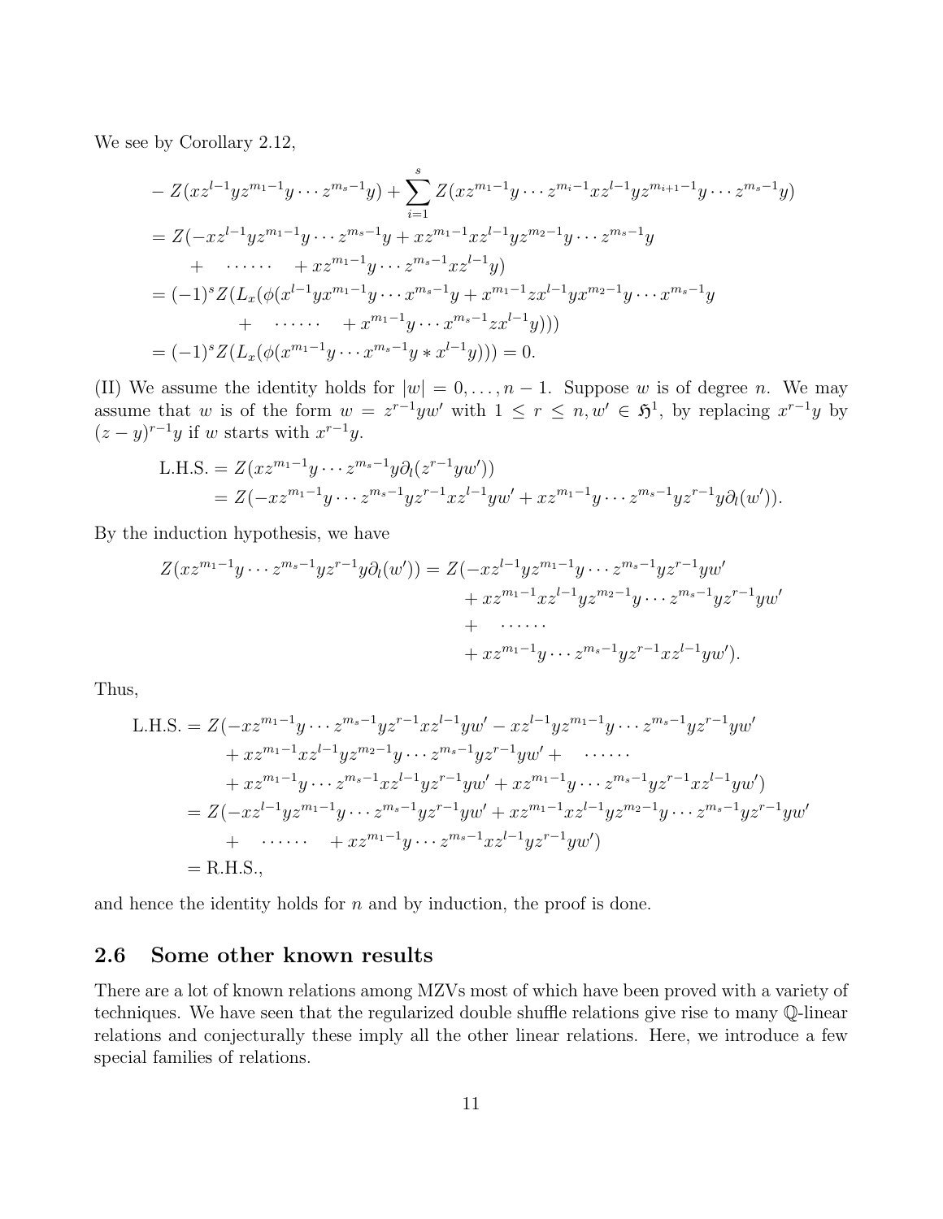We see by Corollary 2.12,

$$
\begin{aligned}
&- Z(xz^{l-1}yz^{m_1-1}y\cdots z^{m_s-1}y) + \sum_{i=1}^{s} Z(xz^{m_1-1}y\cdots z^{m_i-1}xz^{l-1}yz^{m_{i+1}-1}y\cdots z^{m_s-1}y) \\
&= Z(-xz^{l-1}yz^{m_1-1}y\cdots z^{m_s-1}y + xz^{m_1-1}xz^{l-1}yz^{m_2-1}y\cdots z^{m_s-1}y \\
&\qquad + \quad \cdots\cdots \quad + xz^{m_1-1}y\cdots z^{m_s-1}xz^{l-1}y) \\
&= (-1)^s Z(L_x(\phi(x^{l-1}yx^{m_1-1}y\cdots x^{m_s-1}y + x^{m_1-1}zx^{l-1}yx^{m_2-1}y\cdots x^{m_s-1}y \\
&\qquad + \quad \cdots\cdots \quad + x^{m_1-1}y\cdots x^{m_s-1}zx^{l-1}y))) \\
&= (-1)^s Z(L_x(\phi(x^{m_1-1}y\cdots x^{m_s-1}y * x^{l-1}y))) = 0.
\end{aligned}
$$

(II) We assume the identity holds for $|w| = 0, \ldots, n-1$. Suppose $w$ is of degree $n$. We may assume that $w$ is of the form $w = z^{r-1}yw'$ with $1 \leq r \leq n, w' \in \mathfrak{H}^1$, by replacing $x^{r-1}y$ by $(z-y)^{r-1}y$ if $w$ starts with $x^{r-1}y$.

$$
\begin{aligned}
\text{L.H.S.} &= Z(xz^{m_1-1}y\cdots z^{m_s-1}y\partial_l(z^{r-1}yw')) \\
&= Z(-xz^{m_1-1}y\cdots z^{m_s-1}yz^{r-1}xz^{l-1}yw' + xz^{m_1-1}y\cdots z^{m_s-1}yz^{r-1}y\partial_l(w')).
\end{aligned}
$$

By the induction hypothesis, we have

$$
\begin{aligned}
Z(xz^{m_1-1}y\cdots z^{m_s-1}yz^{r-1}y\partial_l(w')) = Z(&-xz^{l-1}yz^{m_1-1}y\cdots z^{m_s-1}yz^{r-1}yw' \\
&+ xz^{m_1-1}xz^{l-1}yz^{m_2-1}y\cdots z^{m_s-1}yz^{r-1}yw' \\
&+ \quad \cdots\cdots \\
&+ xz^{m_1-1}y\cdots z^{m_s-1}yz^{r-1}xz^{l-1}yw').
\end{aligned}
$$

Thus,

$$
\begin{aligned}
\text{L.H.S.} &= Z(-xz^{m_1-1}y\cdots z^{m_s-1}yz^{r-1}xz^{l-1}yw' - xz^{l-1}yz^{m_1-1}y\cdots z^{m_s-1}yz^{r-1}yw' \\
&\qquad + xz^{m_1-1}xz^{l-1}yz^{m_2-1}y\cdots z^{m_s-1}yz^{r-1}yw' + \quad \cdots\cdots \\
&\qquad + xz^{m_1-1}y\cdots z^{m_s-1}xz^{l-1}yz^{r-1}yw' + xz^{m_1-1}y\cdots z^{m_s-1}yz^{r-1}xz^{l-1}yw') \\
&= Z(-xz^{l-1}yz^{m_1-1}y\cdots z^{m_s-1}yz^{r-1}yw' + xz^{m_1-1}xz^{l-1}yz^{m_2-1}y\cdots z^{m_s-1}yz^{r-1}yw' \\
&\qquad + \quad \cdots\cdots \quad + xz^{m_1-1}y\cdots z^{m_s-1}xz^{l-1}yz^{r-1}yw') \\
&= \text{R.H.S.},
\end{aligned}
$$

and hence the identity holds for $n$ and by induction, the proof is done.

## 2.6 Some other known results

There are a lot of known relations among MZVs most of which have been proved with a variety of techniques. We have seen that the regularized double shuffle relations give rise to many $\mathbb{Q}$-linear relations and conjecturally these imply all the other linear relations. Here, we introduce a few special families of relations.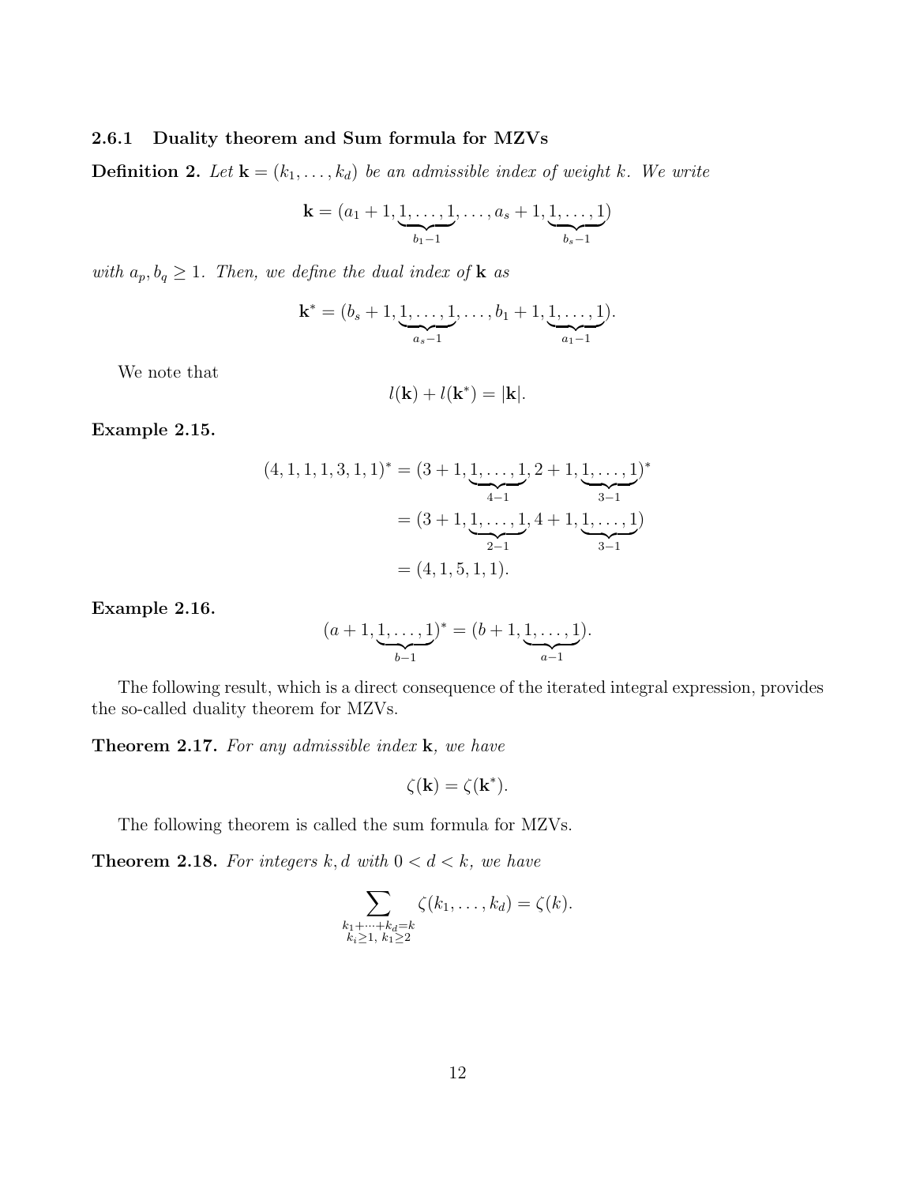#### 2.6.1 Duality theorem and Sum formula for MZVs

**Definition 2.** *Let $\mathbf{k} = (k_1, \ldots, k_d)$ be an admissible index of weight $k$. We write*

$$\mathbf{k} = (a_1 + 1, \underbrace{1, \ldots, 1}_{b_1 - 1}, \ldots, a_s + 1, \underbrace{1, \ldots, 1}_{b_s - 1})$$

*with $a_p, b_q \geq 1$. Then, we define the dual index of $\mathbf{k}$ as*

$$\mathbf{k}^* = (b_s + 1, \underbrace{1, \ldots, 1}_{a_s - 1}, \ldots, b_1 + 1, \underbrace{1, \ldots, 1}_{a_1 - 1}).$$

We note that

$$l(\mathbf{k}) + l(\mathbf{k}^*) = |\mathbf{k}|.$$

**Example 2.15.**

$$\begin{aligned}
(4, 1, 1, 1, 3, 1, 1)^* &= (3 + 1, \underbrace{1, \ldots, 1}_{4-1}, 2 + 1, \underbrace{1, \ldots, 1}_{3-1})^* \\
&= (3 + 1, \underbrace{1, \ldots, 1}_{2-1}, 4 + 1, \underbrace{1, \ldots, 1}_{3-1}) \\
&= (4, 1, 5, 1, 1).
\end{aligned}$$

**Example 2.16.**

$$(a + 1, \underbrace{1, \ldots, 1}_{b-1})^* = (b + 1, \underbrace{1, \ldots, 1}_{a-1}).$$

The following result, which is a direct consequence of the iterated integral expression, provides the so-called duality theorem for MZVs.

**Theorem 2.17.** *For any admissible index $\mathbf{k}$, we have*

$$\zeta(\mathbf{k}) = \zeta(\mathbf{k}^*).$$

The following theorem is called the sum formula for MZVs.

**Theorem 2.18.** *For integers $k, d$ with $0 < d < k$, we have*

$$\sum_{\substack{k_1 + \cdots + k_d = k \\ k_i \geq 1,\ k_1 \geq 2}} \zeta(k_1, \ldots, k_d) = \zeta(k).$$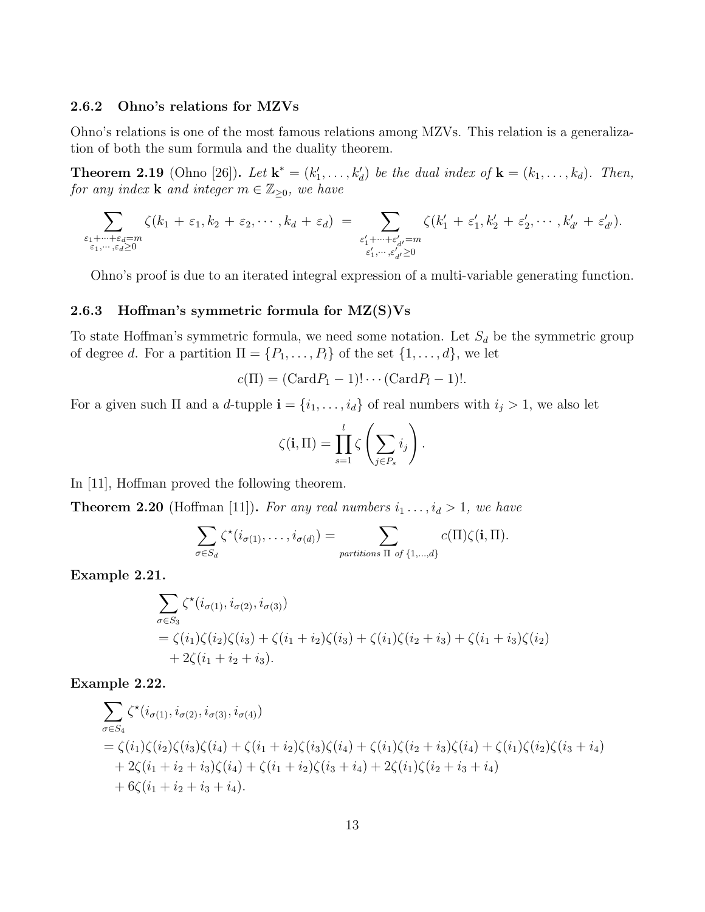### 2.6.2 Ohno's relations for MZVs

Ohno's relations is one of the most famous relations among MZVs. This relation is a generalization of both the sum formula and the duality theorem.

**Theorem 2.19** (Ohno [26]). *Let $\mathbf{k}^* = (k_1', \dots, k_d')$ be the dual index of $\mathbf{k} = (k_1, \dots, k_d)$. Then, for any index $\mathbf{k}$ and integer $m \in \mathbb{Z}_{\geq 0}$, we have*

$$\sum_{\substack{\varepsilon_1+\cdots+\varepsilon_d=m \\ \varepsilon_1,\cdots,\varepsilon_d\geq 0}} \zeta(k_1 + \varepsilon_1, k_2 + \varepsilon_2, \cdots, k_d + \varepsilon_d) = \sum_{\substack{\varepsilon_1'+\cdots+\varepsilon_{d'}'=m \\ \varepsilon_1',\cdots,\varepsilon_{d'}'\geq 0}} \zeta(k_1' + \varepsilon_1', k_2' + \varepsilon_2', \cdots, k_{d'}' + \varepsilon_{d'}').$$

Ohno's proof is due to an iterated integral expression of a multi-variable generating function.

### 2.6.3 Hoffman's symmetric formula for MZ(S)Vs

To state Hoffman's symmetric formula, we need some notation. Let $S_d$ be the symmetric group of degree $d$. For a partition $\Pi = \{P_1, \dots, P_l\}$ of the set $\{1, \dots, d\}$, we let

$$c(\Pi) = (\mathrm{Card}P_1 - 1)! \cdots (\mathrm{Card}P_l - 1)!.$$

For a given such $\Pi$ and a $d$-tupple $\mathbf{i} = \{i_1, \dots, i_d\}$ of real numbers with $i_j > 1$, we also let

$$\zeta(\mathbf{i}, \Pi) = \prod_{s=1}^{l} \zeta\left(\sum_{j \in P_s} i_j\right).$$

In [11], Hoffman proved the following theorem.

**Theorem 2.20** (Hoffman [11]). *For any real numbers $i_1 \dots, i_d > 1$, we have*

$$\sum_{\sigma \in S_d} \zeta^\star(i_{\sigma(1)}, \dots, i_{\sigma(d)}) = \sum_{\text{partitions } \Pi \text{ of } \{1,\dots,d\}} c(\Pi)\zeta(\mathbf{i}, \Pi).$$

**Example 2.21.**

$$\begin{aligned}
&\sum_{\sigma \in S_3} \zeta^\star(i_{\sigma(1)}, i_{\sigma(2)}, i_{\sigma(3)}) \\
&= \zeta(i_1)\zeta(i_2)\zeta(i_3) + \zeta(i_1 + i_2)\zeta(i_3) + \zeta(i_1)\zeta(i_2 + i_3) + \zeta(i_1 + i_3)\zeta(i_2) \\
&\quad + 2\zeta(i_1 + i_2 + i_3).
\end{aligned}$$

**Example 2.22.**

$$\begin{aligned}
&\sum_{\sigma \in S_4} \zeta^\star(i_{\sigma(1)}, i_{\sigma(2)}, i_{\sigma(3)}, i_{\sigma(4)}) \\
&= \zeta(i_1)\zeta(i_2)\zeta(i_3)\zeta(i_4) + \zeta(i_1 + i_2)\zeta(i_3)\zeta(i_4) + \zeta(i_1)\zeta(i_2 + i_3)\zeta(i_4) + \zeta(i_1)\zeta(i_2)\zeta(i_3 + i_4) \\
&\quad + 2\zeta(i_1 + i_2 + i_3)\zeta(i_4) + \zeta(i_1 + i_2)\zeta(i_3 + i_4) + 2\zeta(i_1)\zeta(i_2 + i_3 + i_4) \\
&\quad + 6\zeta(i_1 + i_2 + i_3 + i_4).
\end{aligned}$$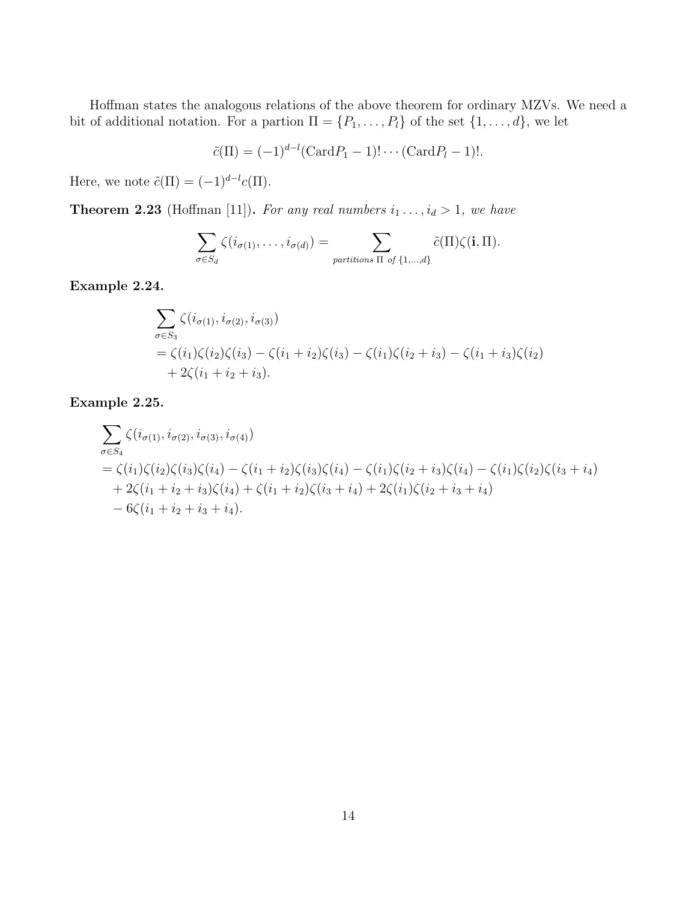Hoffman states the analogous relations of the above theorem for ordinary MZVs. We need a bit of additional notation. For a partion $\Pi = \{P_1, \ldots, P_l\}$ of the set $\{1, \ldots, d\}$, we let

$$\tilde{c}(\Pi) = (-1)^{d-l}(\mathrm{Card}P_1 - 1)! \cdots (\mathrm{Card}P_l - 1)!.$$

Here, we note $\tilde{c}(\Pi) = (-1)^{d-l}c(\Pi)$.

**Theorem 2.23** (Hoffman [11])**.** *For any real numbers $i_1 \ldots, i_d > 1$, we have*

$$\sum_{\sigma \in S_d} \zeta(i_{\sigma(1)}, \ldots, i_{\sigma(d)}) = \sum_{\text{partitions } \Pi \text{ of } \{1,\ldots,d\}} \tilde{c}(\Pi)\zeta(\mathbf{i}, \Pi).$$

**Example 2.24.**

$$\begin{aligned}
&\sum_{\sigma \in S_3} \zeta(i_{\sigma(1)}, i_{\sigma(2)}, i_{\sigma(3)}) \\
&= \zeta(i_1)\zeta(i_2)\zeta(i_3) - \zeta(i_1 + i_2)\zeta(i_3) - \zeta(i_1)\zeta(i_2 + i_3) - \zeta(i_1 + i_3)\zeta(i_2) \\
&\quad + 2\zeta(i_1 + i_2 + i_3).
\end{aligned}$$

**Example 2.25.**

$$\begin{aligned}
&\sum_{\sigma \in S_4} \zeta(i_{\sigma(1)}, i_{\sigma(2)}, i_{\sigma(3)}, i_{\sigma(4)}) \\
&= \zeta(i_1)\zeta(i_2)\zeta(i_3)\zeta(i_4) - \zeta(i_1 + i_2)\zeta(i_3)\zeta(i_4) - \zeta(i_1)\zeta(i_2 + i_3)\zeta(i_4) - \zeta(i_1)\zeta(i_2)\zeta(i_3 + i_4) \\
&\quad + 2\zeta(i_1 + i_2 + i_3)\zeta(i_4) + \zeta(i_1 + i_2)\zeta(i_3 + i_4) + 2\zeta(i_1)\zeta(i_2 + i_3 + i_4) \\
&\quad - 6\zeta(i_1 + i_2 + i_3 + i_4).
\end{aligned}$$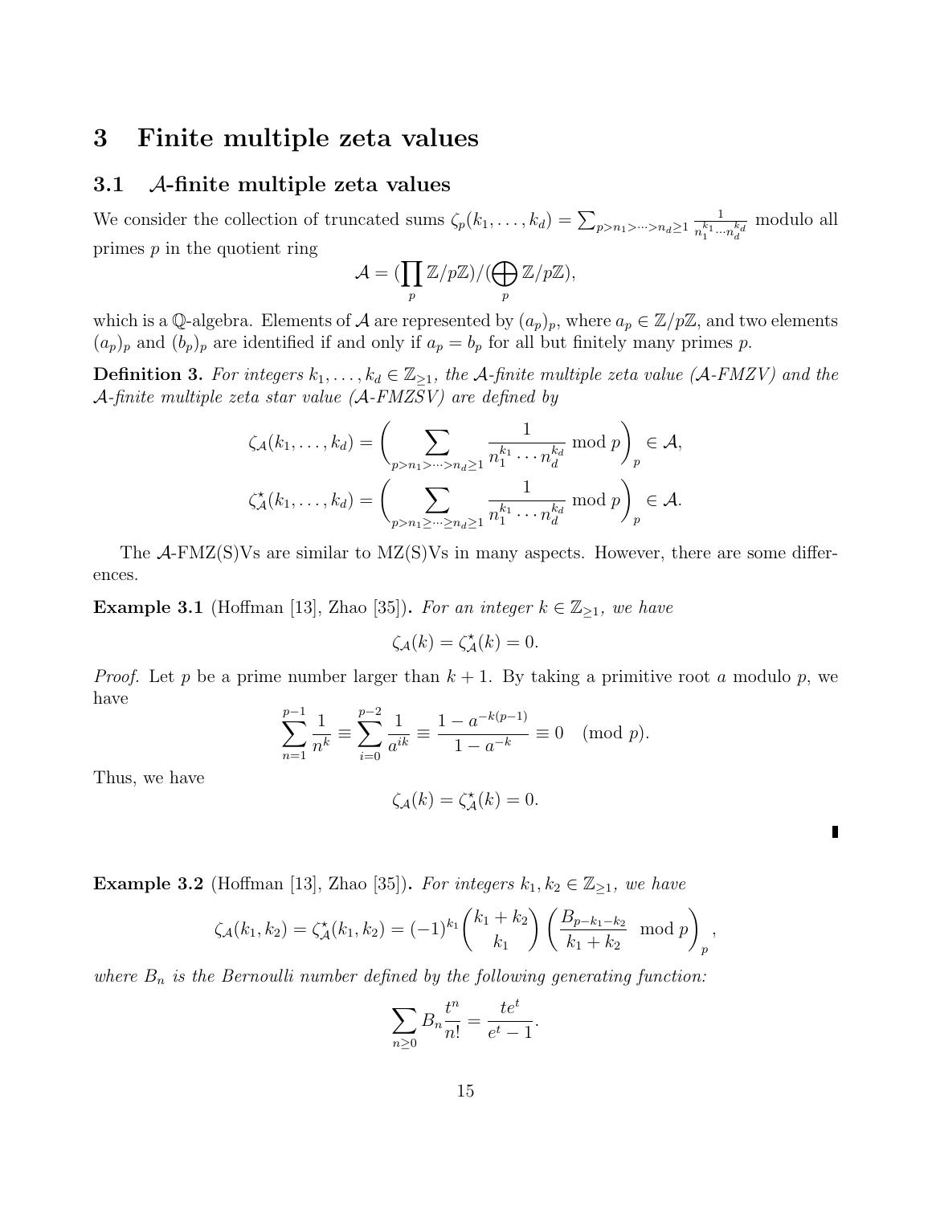# 3 Finite multiple zeta values

## 3.1 $\mathcal{A}$-finite multiple zeta values

We consider the collection of truncated sums $\zeta_p(k_1,\ldots,k_d)=\sum_{p>n_1>\cdots>n_d\geq 1}\frac{1}{n_1^{k_1}\cdots n_d^{k_d}}$ modulo all primes $p$ in the quotient ring

$$\mathcal{A}=(\prod_p \mathbb{Z}/p\mathbb{Z})/(\bigoplus_p \mathbb{Z}/p\mathbb{Z}),$$

which is a $\mathbb{Q}$-algebra. Elements of $\mathcal{A}$ are represented by $(a_p)_p$, where $a_p\in\mathbb{Z}/p\mathbb{Z}$, and two elements $(a_p)_p$ and $(b_p)_p$ are identified if and only if $a_p=b_p$ for all but finitely many primes $p$.

**Definition 3.** *For integers $k_1,\ldots,k_d\in\mathbb{Z}_{\geq 1}$, the $\mathcal{A}$-finite multiple zeta value ($\mathcal{A}$-FMZV) and the $\mathcal{A}$-finite multiple zeta star value ($\mathcal{A}$-FMZSV) are defined by*

$$\zeta_{\mathcal{A}}(k_1,\ldots,k_d)=\left(\sum_{p>n_1>\cdots>n_d\geq 1}\frac{1}{n_1^{k_1}\cdots n_d^{k_d}} \bmod p\right)_p\in\mathcal{A},$$

$$\zeta^{\star}_{\mathcal{A}}(k_1,\ldots,k_d)=\left(\sum_{p>n_1\geq\cdots\geq n_d\geq 1}\frac{1}{n_1^{k_1}\cdots n_d^{k_d}} \bmod p\right)_p\in\mathcal{A}.$$

The $\mathcal{A}$-FMZ(S)Vs are similar to MZ(S)Vs in many aspects. However, there are some differences.

**Example 3.1** (Hoffman [13], Zhao [35])**.** *For an integer $k\in\mathbb{Z}_{\geq 1}$, we have*

$$\zeta_{\mathcal{A}}(k)=\zeta^{\star}_{\mathcal{A}}(k)=0.$$

*Proof.* Let $p$ be a prime number larger than $k+1$. By taking a primitive root $a$ modulo $p$, we have

$$\sum_{n=1}^{p-1}\frac{1}{n^k}\equiv\sum_{i=0}^{p-2}\frac{1}{a^{ik}}\equiv\frac{1-a^{-k(p-1)}}{1-a^{-k}}\equiv 0 \pmod{p}.$$

Thus, we have

$$\zeta_{\mathcal{A}}(k)=\zeta^{\star}_{\mathcal{A}}(k)=0.$$

∎

**Example 3.2** (Hoffman [13], Zhao [35])**.** *For integers $k_1,k_2\in\mathbb{Z}_{\geq 1}$, we have*

$$\zeta_{\mathcal{A}}(k_1,k_2)=\zeta^{\star}_{\mathcal{A}}(k_1,k_2)=(-1)^{k_1}\binom{k_1+k_2}{k_1}\left(\frac{B_{p-k_1-k_2}}{k_1+k_2} \bmod p\right)_p,$$

*where $B_n$ is the Bernoulli number defined by the following generating function:*

$$\sum_{n\geq 0}B_n\frac{t^n}{n!}=\frac{te^t}{e^t-1}.$$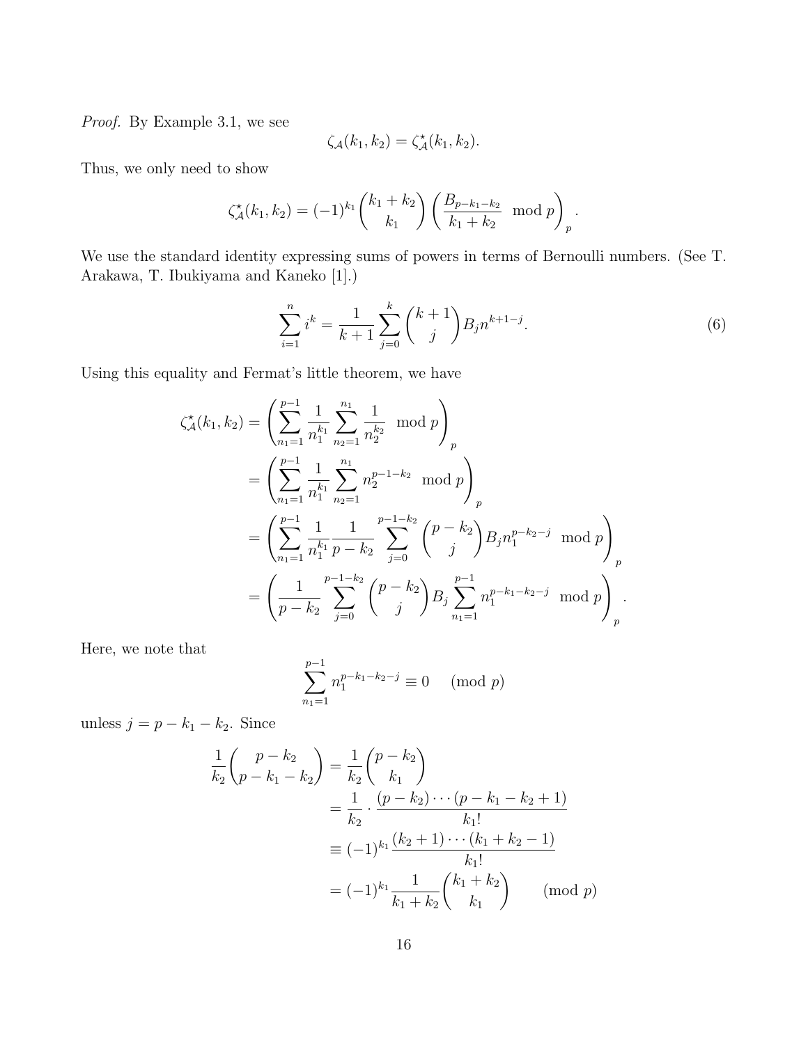*Proof.* By Example 3.1, we see

$$\zeta_{\mathcal{A}}(k_1, k_2) = \zeta^{\star}_{\mathcal{A}}(k_1, k_2).$$

Thus, we only need to show

$$\zeta^{\star}_{\mathcal{A}}(k_1, k_2) = (-1)^{k_1} \binom{k_1 + k_2}{k_1} \left( \frac{B_{p-k_1-k_2}}{k_1 + k_2} \mod p \right)_p.$$

We use the standard identity expressing sums of powers in terms of Bernoulli numbers. (See T. Arakawa, T. Ibukiyama and Kaneko [1].)

$$\sum_{i=1}^{n} i^k = \frac{1}{k+1} \sum_{j=0}^{k} \binom{k+1}{j} B_j n^{k+1-j}. \tag{6}$$

Using this equality and Fermat's little theorem, we have

$$\begin{aligned}
\zeta^{\star}_{\mathcal{A}}(k_1, k_2) &= \left( \sum_{n_1=1}^{p-1} \frac{1}{n_1^{k_1}} \sum_{n_2=1}^{n_1} \frac{1}{n_2^{k_2}} \mod p \right)_p \\
&= \left( \sum_{n_1=1}^{p-1} \frac{1}{n_1^{k_1}} \sum_{n_2=1}^{n_1} n_2^{p-1-k_2} \mod p \right)_p \\
&= \left( \sum_{n_1=1}^{p-1} \frac{1}{n_1^{k_1}} \frac{1}{p-k_2} \sum_{j=0}^{p-1-k_2} \binom{p-k_2}{j} B_j n_1^{p-k_2-j} \mod p \right)_p \\
&= \left( \frac{1}{p-k_2} \sum_{j=0}^{p-1-k_2} \binom{p-k_2}{j} B_j \sum_{n_1=1}^{p-1} n_1^{p-k_1-k_2-j} \mod p \right)_p.
\end{aligned}$$

Here, we note that

$$\sum_{n_1=1}^{p-1} n_1^{p-k_1-k_2-j} \equiv 0 \pmod p$$

unless $j = p - k_1 - k_2$. Since

$$\begin{aligned}
\frac{1}{k_2} \binom{p-k_2}{p-k_1-k_2} &= \frac{1}{k_2} \binom{p-k_2}{k_1} \\
&= \frac{1}{k_2} \cdot \frac{(p-k_2) \cdots (p-k_1-k_2+1)}{k_1!} \\
&\equiv (-1)^{k_1} \frac{(k_2+1) \cdots (k_1+k_2-1)}{k_1!} \\
&= (-1)^{k_1} \frac{1}{k_1+k_2} \binom{k_1+k_2}{k_1} \qquad \pmod p
\end{aligned}$$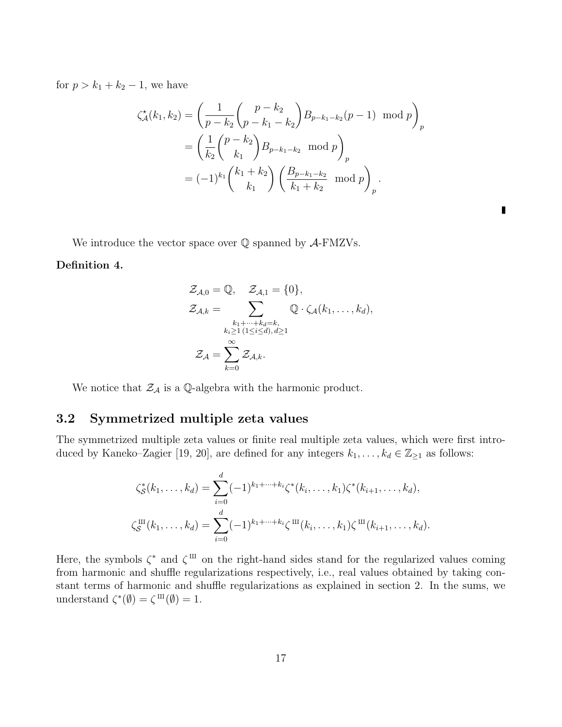for $p > k_1 + k_2 - 1$, we have

$$
\begin{aligned}
\zeta^{\star}_{\mathcal{A}}(k_1, k_2) &= \left( \frac{1}{p-k_2} \binom{p-k_2}{p-k_1-k_2} B_{p-k_1-k_2}(p-1) \mod p \right)_p \\
&= \left( \frac{1}{k_2} \binom{p-k_2}{k_1} B_{p-k_1-k_2} \mod p \right)_p \\
&= (-1)^{k_1} \binom{k_1+k_2}{k_1} \left( \frac{B_{p-k_1-k_2}}{k_1+k_2} \mod p \right)_p .
\end{aligned}
$$

∎

We introduce the vector space over $\mathbb{Q}$ spanned by $\mathcal{A}$-FMZVs.

**Definition 4.**

$$
\begin{aligned}
\mathcal{Z}_{\mathcal{A},0} &= \mathbb{Q}, \quad \mathcal{Z}_{\mathcal{A},1} = \{0\}, \\
\mathcal{Z}_{\mathcal{A},k} &= \sum_{\substack{k_1+\cdots+k_d=k, \\ k_i \geq 1\,(1\leq i\leq d),\, d\geq 1}} \mathbb{Q} \cdot \zeta_{\mathcal{A}}(k_1, \dots, k_d), \\
\mathcal{Z}_{\mathcal{A}} &= \sum_{k=0}^{\infty} \mathcal{Z}_{\mathcal{A},k}.
\end{aligned}
$$

We notice that $\mathcal{Z}_{\mathcal{A}}$ is a $\mathbb{Q}$-algebra with the harmonic product.

## 3.2 Symmetrized multiple zeta values

The symmetrized multiple zeta values or finite real multiple zeta values, which were first introduced by Kaneko–Zagier [19, 20], are defined for any integers $k_1, \dots, k_d \in \mathbb{Z}_{\geq 1}$ as follows:

$$
\begin{aligned}
\zeta^{*}_{\mathcal{S}}(k_1, \dots, k_d) &= \sum_{i=0}^{d} (-1)^{k_1+\cdots+k_i} \zeta^{*}(k_i, \dots, k_1) \zeta^{*}(k_{i+1}, \dots, k_d), \\
\zeta^{ш}_{\mathcal{S}}(k_1, \dots, k_d) &= \sum_{i=0}^{d} (-1)^{k_1+\cdots+k_i} \zeta^{ш}(k_i, \dots, k_1) \zeta^{ш}(k_{i+1}, \dots, k_d).
\end{aligned}
$$

Here, the symbols $\zeta^{*}$ and $\zeta^{ш}$ on the right-hand sides stand for the regularized values coming from harmonic and shuffle regularizations respectively, i.e., real values obtained by taking constant terms of harmonic and shuffle regularizations as explained in section 2. In the sums, we understand $\zeta^{*}(\emptyset) = \zeta^{ш}(\emptyset) = 1$.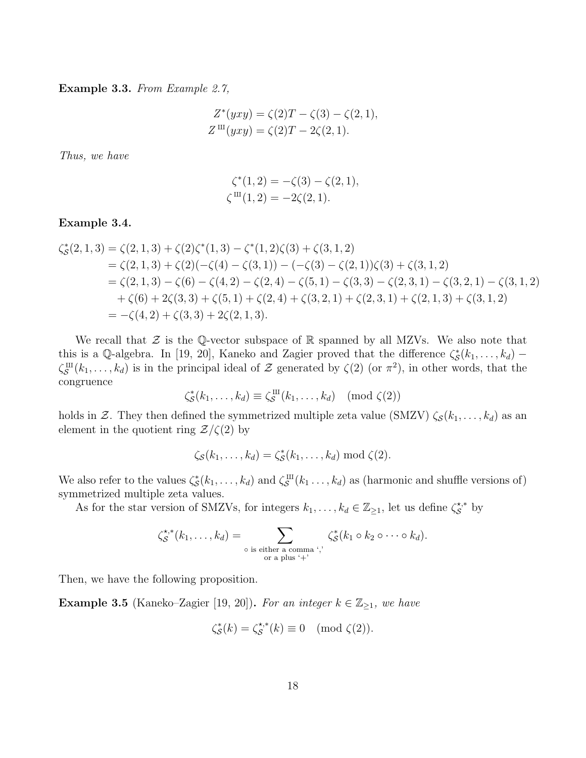**Example 3.3.** *From Example 2.7,*

$$
\begin{aligned}
Z^*(yxy) &= \zeta(2)T - \zeta(3) - \zeta(2,1), \\
Z^{ш}(yxy) &= \zeta(2)T - 2\zeta(2,1).
\end{aligned}
$$

*Thus, we have*

$$
\begin{aligned}
\zeta^*(1,2) &= -\zeta(3) - \zeta(2,1), \\
\zeta^{ш}(1,2) &= -2\zeta(2,1).
\end{aligned}
$$

**Example 3.4.**

$$
\begin{aligned}
\zeta^*_{\mathcal{S}}(2,1,3) &= \zeta(2,1,3) + \zeta(2)\zeta^*(1,3) - \zeta^*(1,2)\zeta(3) + \zeta(3,1,2) \\
&= \zeta(2,1,3) + \zeta(2)(-\zeta(4) - \zeta(3,1)) - (-\zeta(3) - \zeta(2,1))\zeta(3) + \zeta(3,1,2) \\
&= \zeta(2,1,3) - \zeta(6) - \zeta(4,2) - \zeta(2,4) - \zeta(5,1) - \zeta(3,3) - \zeta(2,3,1) - \zeta(3,2,1) - \zeta(3,1,2) \\
&\quad + \zeta(6) + 2\zeta(3,3) + \zeta(5,1) + \zeta(2,4) + \zeta(3,2,1) + \zeta(2,3,1) + \zeta(2,1,3) + \zeta(3,1,2) \\
&= -\zeta(4,2) + \zeta(3,3) + 2\zeta(2,1,3).
\end{aligned}
$$

We recall that $\mathcal{Z}$ is the $\mathbb{Q}$-vector subspace of $\mathbb{R}$ spanned by all MZVs. We also note that this is a $\mathbb{Q}$-algebra. In [19, 20], Kaneko and Zagier proved that the difference $\zeta^*_{\mathcal{S}}(k_1,\ldots,k_d) - \zeta^{ш}_{\mathcal{S}}(k_1,\ldots,k_d)$ is in the principal ideal of $\mathcal{Z}$ generated by $\zeta(2)$ (or $\pi^2$), in other words, that the congruence

$$
\zeta^*_{\mathcal{S}}(k_1,\ldots,k_d) \equiv \zeta^{ш}_{\mathcal{S}}(k_1,\ldots,k_d) \pmod{\zeta(2)}
$$

holds in $\mathcal{Z}$. They then defined the symmetrized multiple zeta value (SMZV) $\zeta_{\mathcal{S}}(k_1,\ldots,k_d)$ as an element in the quotient ring $\mathcal{Z}/\zeta(2)$ by

$$
\zeta_{\mathcal{S}}(k_1,\ldots,k_d) = \zeta^*_{\mathcal{S}}(k_1,\ldots,k_d) \bmod \zeta(2).
$$

We also refer to the values $\zeta^*_{\mathcal{S}}(k_1,\ldots,k_d)$ and $\zeta^{ш}_{\mathcal{S}}(k_1\ldots,k_d)$ as (harmonic and shuffle versions of) symmetrized multiple zeta values.

As for the star version of SMZVs, for integers $k_1,\ldots,k_d \in \mathbb{Z}_{\geq 1}$, let us define $\zeta^{\star,*}_{\mathcal{S}}$ by

$$
\zeta^{\star,*}_{\mathcal{S}}(k_1,\ldots,k_d) = \sum_{\substack{\circ \text{ is either a comma ','} \\ \text{or a plus '+'}}} \zeta^*_{\mathcal{S}}(k_1 \circ k_2 \circ \cdots \circ k_d).
$$

Then, we have the following proposition.

**Example 3.5** (Kaneko–Zagier [19, 20])**.** *For an integer $k \in \mathbb{Z}_{\geq 1}$, we have*

$$
\zeta^*_{\mathcal{S}}(k) = \zeta^{\star,*}_{\mathcal{S}}(k) \equiv 0 \pmod{\zeta(2)}.
$$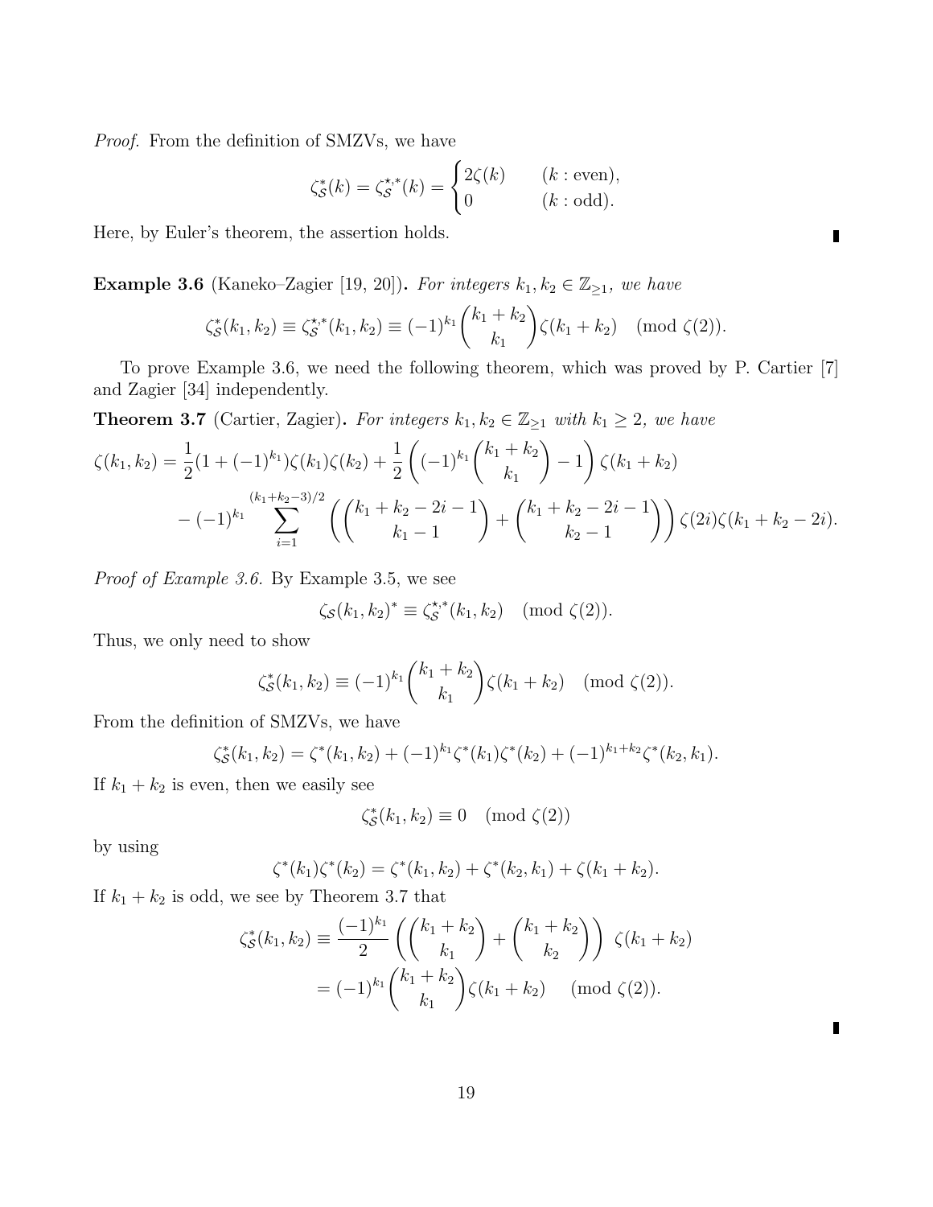*Proof.* From the definition of SMZVs, we have

$$\zeta_{\mathcal{S}}^{*}(k) = \zeta_{\mathcal{S}}^{\star,*}(k) = \begin{cases} 2\zeta(k) & (k : \text{even}), \\ 0 & (k : \text{odd}). \end{cases}$$

Here, by Euler's theorem, the assertion holds. ∎

**Example 3.6** (Kaneko–Zagier [19, 20])**.** *For integers $k_1, k_2 \in \mathbb{Z}_{\geq 1}$, we have*

$$\zeta_{\mathcal{S}}^{*}(k_1, k_2) \equiv \zeta_{\mathcal{S}}^{\star,*}(k_1, k_2) \equiv (-1)^{k_1}\binom{k_1+k_2}{k_1}\zeta(k_1+k_2) \pmod{\zeta(2)}.$$

To prove Example 3.6, we need the following theorem, which was proved by P. Cartier [7] and Zagier [34] independently.

**Theorem 3.7** (Cartier, Zagier)**.** *For integers $k_1, k_2 \in \mathbb{Z}_{\geq 1}$ with $k_1 \geq 2$, we have*

$$\begin{aligned}
\zeta(k_1, k_2) = {} & \frac{1}{2}(1+(-1)^{k_1})\zeta(k_1)\zeta(k_2) + \frac{1}{2}\left((-1)^{k_1}\binom{k_1+k_2}{k_1} - 1\right)\zeta(k_1+k_2) \\
& - (-1)^{k_1}\sum_{i=1}^{(k_1+k_2-3)/2}\left(\binom{k_1+k_2-2i-1}{k_1-1} + \binom{k_1+k_2-2i-1}{k_2-1}\right)\zeta(2i)\zeta(k_1+k_2-2i).
\end{aligned}$$

*Proof of Example 3.6.* By Example 3.5, we see

$$\zeta_{\mathcal{S}}(k_1, k_2)^{*} \equiv \zeta_{\mathcal{S}}^{\star,*}(k_1, k_2) \pmod{\zeta(2)}.$$

Thus, we only need to show

$$\zeta_{\mathcal{S}}^{*}(k_1, k_2) \equiv (-1)^{k_1}\binom{k_1+k_2}{k_1}\zeta(k_1+k_2) \pmod{\zeta(2)}.$$

From the definition of SMZVs, we have

$$\zeta_{\mathcal{S}}^{*}(k_1, k_2) = \zeta^{*}(k_1, k_2) + (-1)^{k_1}\zeta^{*}(k_1)\zeta^{*}(k_2) + (-1)^{k_1+k_2}\zeta^{*}(k_2, k_1).$$

If $k_1 + k_2$ is even, then we easily see

$$\zeta_{\mathcal{S}}^{*}(k_1, k_2) \equiv 0 \pmod{\zeta(2)}$$

by using

$$\zeta^{*}(k_1)\zeta^{*}(k_2) = \zeta^{*}(k_1, k_2) + \zeta^{*}(k_2, k_1) + \zeta(k_1+k_2).$$

If $k_1 + k_2$ is odd, we see by Theorem 3.7 that

$$\begin{aligned}
\zeta_{\mathcal{S}}^{*}(k_1, k_2) &\equiv \frac{(-1)^{k_1}}{2}\left(\binom{k_1+k_2}{k_1} + \binom{k_1+k_2}{k_2}\right)\ \zeta(k_1+k_2) \\
&= (-1)^{k_1}\binom{k_1+k_2}{k_1}\zeta(k_1+k_2) \pmod{\zeta(2)}.
\end{aligned}$$

∎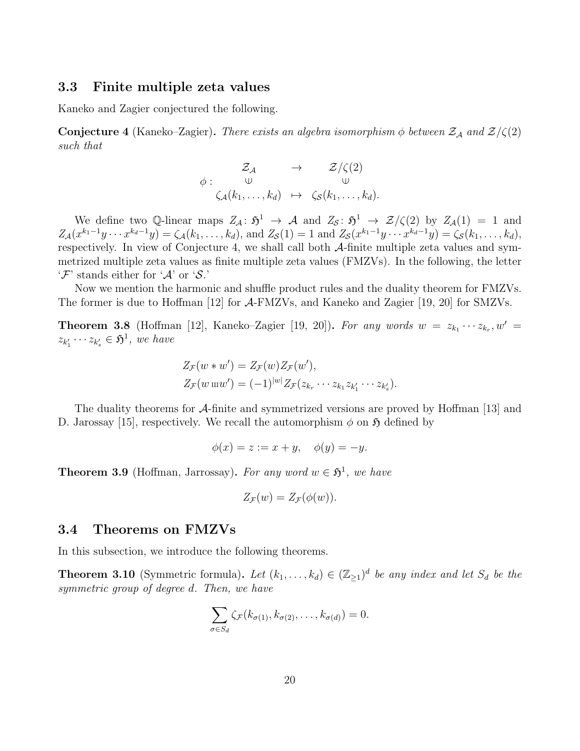### 3.3 Finite multiple zeta values

Kaneko and Zagier conjectured the following.

**Conjecture 4** (Kaneko–Zagier)**.** *There exists an algebra isomorphism $\phi$ between $\mathcal{Z}_{\mathcal{A}}$ and $\mathcal{Z}/\zeta(2)$ such that*

$$\phi: \begin{array}{ccc} \mathcal{Z}_{\mathcal{A}} & \to & \mathcal{Z}/\zeta(2) \\ \cup & & \cup \\ \zeta_{\mathcal{A}}(k_1,\ldots,k_d) & \mapsto & \zeta_{\mathcal{S}}(k_1,\ldots,k_d). \end{array}$$

We define two $\mathbb{Q}$-linear maps $Z_{\mathcal{A}}\colon \mathfrak{H}^1 \to \mathcal{A}$ and $Z_{\mathcal{S}}\colon \mathfrak{H}^1 \to \mathcal{Z}/\zeta(2)$ by $Z_{\mathcal{A}}(1) = 1$ and $Z_{\mathcal{A}}(x^{k_1-1}y\cdots x^{k_d-1}y) = \zeta_{\mathcal{A}}(k_1,\ldots,k_d)$, and $Z_{\mathcal{S}}(1) = 1$ and $Z_{\mathcal{S}}(x^{k_1-1}y\cdots x^{k_d-1}y) = \zeta_{\mathcal{S}}(k_1,\ldots,k_d)$, respectively. In view of Conjecture 4, we shall call both $\mathcal{A}$-finite multiple zeta values and symmetrized multiple zeta values as finite multiple zeta values (FMZVs). In the following, the letter '$\mathcal{F}$' stands either for '$\mathcal{A}$' or '$\mathcal{S}$.'

Now we mention the harmonic and shuffle product rules and the duality theorem for FMZVs. The former is due to Hoffman [12] for $\mathcal{A}$-FMZVs, and Kaneko and Zagier [19, 20] for SMZVs.

**Theorem 3.8** (Hoffman [12], Kaneko–Zagier [19, 20])**.** *For any words $w = z_{k_1}\cdots z_{k_r}, w' = z_{k'_1}\cdots z_{k'_s} \in \mathfrak{H}^1$, we have*

$$\begin{aligned} &Z_{\mathcal{F}}(w * w') = Z_{\mathcal{F}}(w)Z_{\mathcal{F}}(w'),\\ &Z_{\mathcal{F}}(w \,\text{ш}\, w') = (-1)^{|w|}Z_{\mathcal{F}}(z_{k_r}\cdots z_{k_1}z_{k'_1}\cdots z_{k'_s}). \end{aligned}$$

The duality theorems for $\mathcal{A}$-finite and symmetrized versions are proved by Hoffman [13] and D. Jarossay [15], respectively. We recall the automorphism $\phi$ on $\mathfrak{H}$ defined by

$$\phi(x) = z := x + y, \quad \phi(y) = -y.$$

**Theorem 3.9** (Hoffman, Jarrossay)**.** *For any word $w \in \mathfrak{H}^1$, we have*

$$Z_{\mathcal{F}}(w) = Z_{\mathcal{F}}(\phi(w)).$$

### 3.4 Theorems on FMZVs

In this subsection, we introduce the following theorems.

**Theorem 3.10** (Symmetric formula)**.** *Let $(k_1,\ldots,k_d) \in (\mathbb{Z}_{\geq 1})^d$ be any index and let $S_d$ be the symmetric group of degree $d$. Then, we have*

$$\sum_{\sigma \in S_d} \zeta_{\mathcal{F}}(k_{\sigma(1)}, k_{\sigma(2)}, \ldots, k_{\sigma(d)}) = 0.$$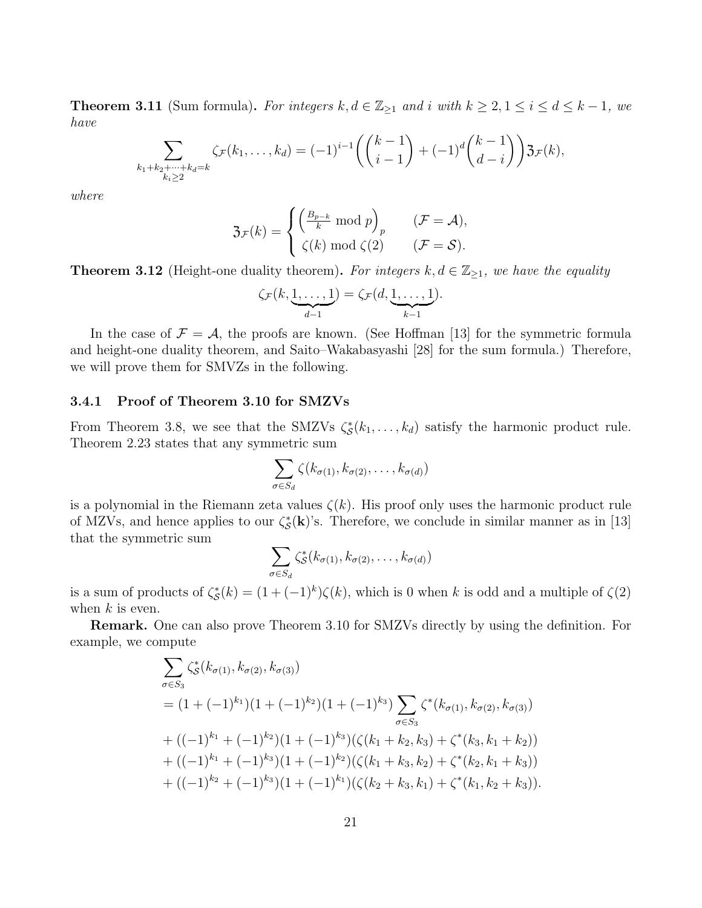**Theorem 3.11** (Sum formula)**.** *For integers $k, d \in \mathbb{Z}_{\geq 1}$ and $i$ with $k \geq 2, 1 \leq i \leq d \leq k-1$, we have*

$$\sum_{\substack{k_1+k_2+\cdots+k_d=k \\ k_i \geq 2}} \zeta_{\mathcal{F}}(k_1, \ldots, k_d) = (-1)^{i-1}\left(\binom{k-1}{i-1} + (-1)^d \binom{k-1}{d-i}\right)\mathfrak{Z}_{\mathcal{F}}(k),$$

*where*

$$\mathfrak{Z}_{\mathcal{F}}(k) = \begin{cases} \left(\frac{B_{p-k}}{k} \bmod p\right)_p & (\mathcal{F} = \mathcal{A}), \\ \zeta(k) \bmod \zeta(2) & (\mathcal{F} = \mathcal{S}). \end{cases}$$

**Theorem 3.12** (Height-one duality theorem)**.** *For integers $k, d \in \mathbb{Z}_{\geq 1}$, we have the equality*

$$\zeta_{\mathcal{F}}(k, \underbrace{1, \ldots, 1}_{d-1}) = \zeta_{\mathcal{F}}(d, \underbrace{1, \ldots, 1}_{k-1}).$$

In the case of $\mathcal{F} = \mathcal{A}$, the proofs are known. (See Hoffman [13] for the symmetric formula and height-one duality theorem, and Saito–Wakabasyashi [28] for the sum formula.) Therefore, we will prove them for SMVZs in the following.

### 3.4.1 Proof of Theorem 3.10 for SMZVs

From Theorem 3.8, we see that the SMZVs $\zeta^*_{\mathcal{S}}(k_1, \ldots, k_d)$ satisfy the harmonic product rule. Theorem 2.23 states that any symmetric sum

$$\sum_{\sigma \in S_d} \zeta(k_{\sigma(1)}, k_{\sigma(2)}, \ldots, k_{\sigma(d)})$$

is a polynomial in the Riemann zeta values $\zeta(k)$. His proof only uses the harmonic product rule of MZVs, and hence applies to our $\zeta^*_{\mathcal{S}}(\mathbf{k})$'s. Therefore, we conclude in similar manner as in [13] that the symmetric sum

$$\sum_{\sigma \in S_d} \zeta^*_{\mathcal{S}}(k_{\sigma(1)}, k_{\sigma(2)}, \ldots, k_{\sigma(d)})$$

is a sum of products of $\zeta^*_{\mathcal{S}}(k) = (1+(-1)^k)\zeta(k)$, which is 0 when $k$ is odd and a multiple of $\zeta(2)$ when $k$ is even.

**Remark.** One can also prove Theorem 3.10 for SMZVs directly by using the definition. For example, we compute

$$\begin{aligned}
&\sum_{\sigma \in S_3} \zeta^*_{\mathcal{S}}(k_{\sigma(1)}, k_{\sigma(2)}, k_{\sigma(3)}) \\
&= (1+(-1)^{k_1})(1+(-1)^{k_2})(1+(-1)^{k_3}) \sum_{\sigma \in S_3} \zeta^*(k_{\sigma(1)}, k_{\sigma(2)}, k_{\sigma(3)}) \\
&+ ((-1)^{k_1} + (-1)^{k_2})(1+(-1)^{k_3})(\zeta(k_1+k_2, k_3) + \zeta^*(k_3, k_1+k_2)) \\
&+ ((-1)^{k_1} + (-1)^{k_3})(1+(-1)^{k_2})(\zeta(k_1+k_3, k_2) + \zeta^*(k_2, k_1+k_3)) \\
&+ ((-1)^{k_2} + (-1)^{k_3})(1+(-1)^{k_1})(\zeta(k_2+k_3, k_1) + \zeta^*(k_1, k_2+k_3)).
\end{aligned}$$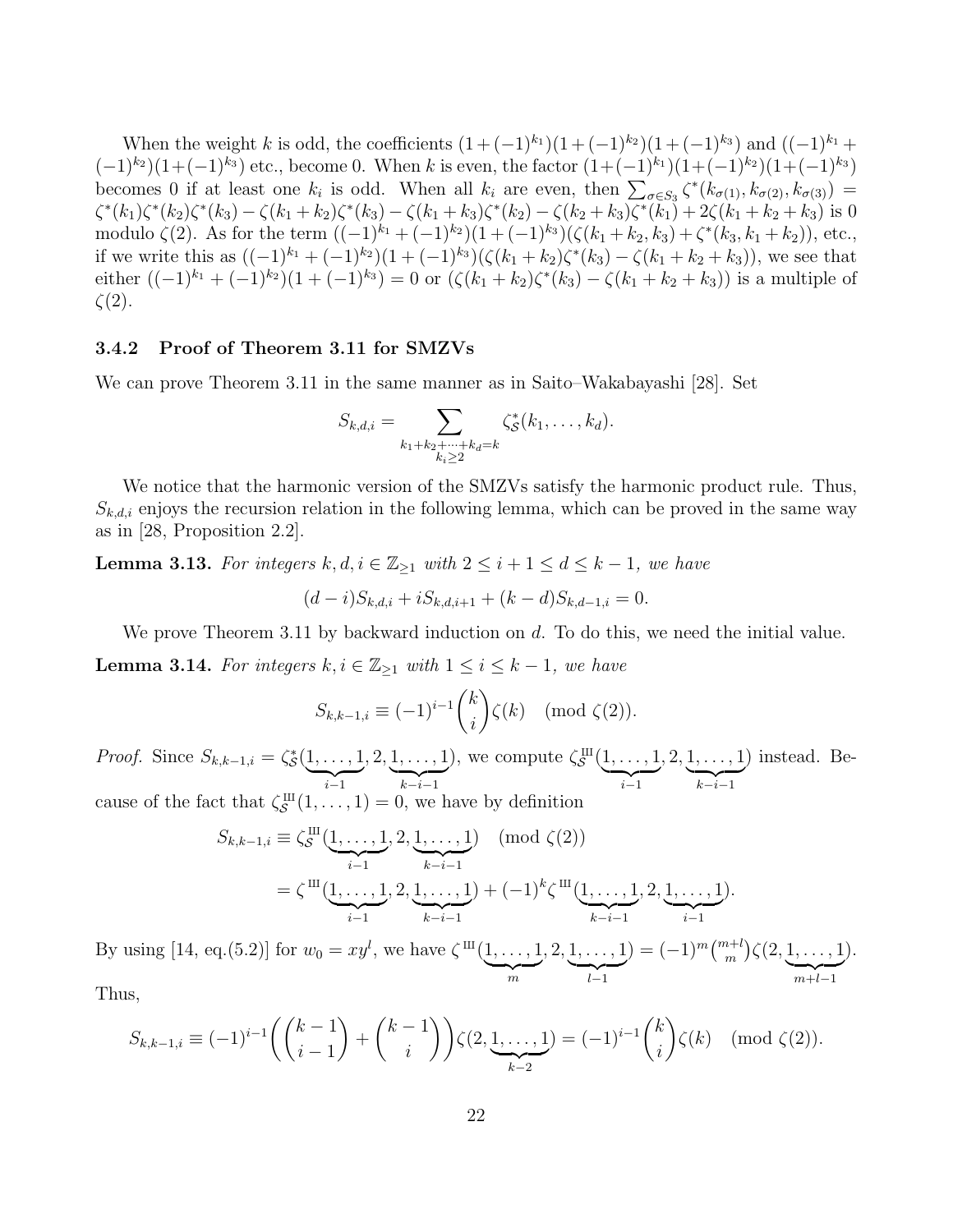When the weight $k$ is odd, the coefficients $(1+(-1)^{k_1})(1+(-1)^{k_2})(1+(-1)^{k_3})$ and $((-1)^{k_1}+(-1)^{k_2})(1+(-1)^{k_3})$ etc., become 0. When $k$ is even, the factor $(1+(-1)^{k_1})(1+(-1)^{k_2})(1+(-1)^{k_3})$ becomes 0 if at least one $k_i$ is odd. When all $k_i$ are even, then $\sum_{\sigma\in S_3}\zeta^*(k_{\sigma(1)},k_{\sigma(2)},k_{\sigma(3)}) = \zeta^*(k_1)\zeta^*(k_2)\zeta^*(k_3) - \zeta(k_1+k_2)\zeta^*(k_3) - \zeta(k_1+k_3)\zeta^*(k_2) - \zeta(k_2+k_3)\zeta^*(k_1) + 2\zeta(k_1+k_2+k_3)$ is 0 modulo $\zeta(2)$. As for the term $((-1)^{k_1}+(-1)^{k_2})(1+(-1)^{k_3})(\zeta(k_1+k_2,k_3)+\zeta^*(k_3,k_1+k_2))$, etc., if we write this as $((-1)^{k_1}+(-1)^{k_2})(1+(-1)^{k_3})(\zeta(k_1+k_2)\zeta^*(k_3)-\zeta(k_1+k_2+k_3))$, we see that either $((-1)^{k_1}+(-1)^{k_2})(1+(-1)^{k_3})=0$ or $(\zeta(k_1+k_2)\zeta^*(k_3)-\zeta(k_1+k_2+k_3))$ is a multiple of $\zeta(2)$.

### 3.4.2 Proof of Theorem 3.11 for SMZVs

We can prove Theorem 3.11 in the same manner as in Saito–Wakabayashi [28]. Set

$$S_{k,d,i} = \sum_{\substack{k_1+k_2+\cdots+k_d=k\\ k_i\geq 2}} \zeta_{\mathcal{S}}^*(k_1,\ldots,k_d).$$

We notice that the harmonic version of the SMZVs satisfy the harmonic product rule. Thus, $S_{k,d,i}$ enjoys the recursion relation in the following lemma, which can be proved in the same way as in [28, Proposition 2.2].

**Lemma 3.13.** *For integers $k,d,i\in\mathbb{Z}_{\geq 1}$ with $2\leq i+1\leq d\leq k-1$, we have*

$$(d-i)S_{k,d,i} + iS_{k,d,i+1} + (k-d)S_{k,d-1,i} = 0.$$

We prove Theorem 3.11 by backward induction on $d$. To do this, we need the initial value.

**Lemma 3.14.** *For integers $k,i\in\mathbb{Z}_{\geq 1}$ with $1\leq i\leq k-1$, we have*

$$S_{k,k-1,i} \equiv (-1)^{i-1}\binom{k}{i}\zeta(k) \pmod{\zeta(2)}.$$

*Proof.* Since $S_{k,k-1,i} = \zeta_{\mathcal{S}}^*(\underbrace{1,\ldots,1}_{i-1},2,\underbrace{1,\ldots,1}_{k-i-1})$, we compute $\zeta_{\mathcal{S}}^{ш}(\underbrace{1,\ldots,1}_{i-1},2,\underbrace{1,\ldots,1}_{k-i-1})$ instead. Because of the fact that $\zeta_{\mathcal{S}}^{ш}(1,\ldots,1)=0$, we have by definition

$$\begin{aligned}
S_{k,k-1,i} &\equiv \zeta_{\mathcal{S}}^{ш}(\underbrace{1,\ldots,1}_{i-1},2,\underbrace{1,\ldots,1}_{k-i-1}) \pmod{\zeta(2)}\\
&= \zeta^{ш}(\underbrace{1,\ldots,1}_{i-1},2,\underbrace{1,\ldots,1}_{k-i-1}) + (-1)^k\zeta^{ш}(\underbrace{1,\ldots,1}_{k-i-1},2,\underbrace{1,\ldots,1}_{i-1}).
\end{aligned}$$

By using [14, eq.(5.2)] for $w_0 = xy^l$, we have $\zeta^{ш}(\underbrace{1,\ldots,1}_{m},2,\underbrace{1,\ldots,1}_{l-1}) = (-1)^m\binom{m+l}{m}\zeta(2,\underbrace{1,\ldots,1}_{m+l-1})$.

Thus,

$$S_{k,k-1,i} \equiv (-1)^{i-1}\left(\binom{k-1}{i-1}+\binom{k-1}{i}\right)\zeta(2,\underbrace{1,\ldots,1}_{k-2}) = (-1)^{i-1}\binom{k}{i}\zeta(k) \pmod{\zeta(2)}.$$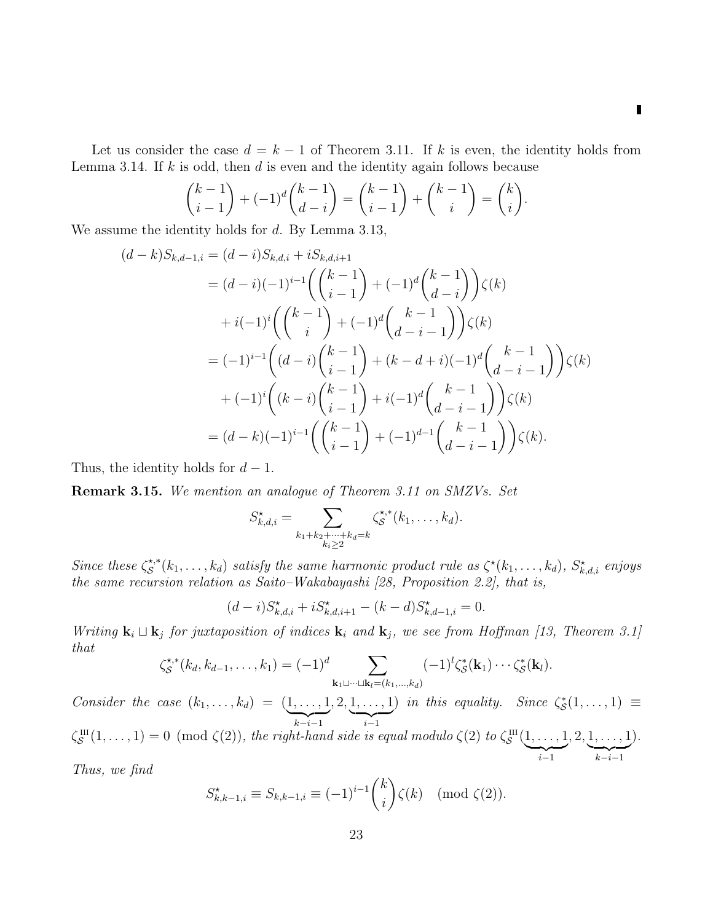∎

Let us consider the case $d = k-1$ of Theorem 3.11. If $k$ is even, the identity holds from Lemma 3.14. If $k$ is odd, then $d$ is even and the identity again follows because

$$\binom{k-1}{i-1} + (-1)^d \binom{k-1}{d-i} = \binom{k-1}{i-1} + \binom{k-1}{i} = \binom{k}{i}.$$

We assume the identity holds for $d$. By Lemma 3.13,

$$\begin{aligned}
(d-k)S_{k,d-1,i} &= (d-i)S_{k,d,i} + iS_{k,d,i+1} \\
&= (d-i)(-1)^{i-1}\left(\binom{k-1}{i-1} + (-1)^d\binom{k-1}{d-i}\right)\zeta(k) \\
&\quad + i(-1)^i\left(\binom{k-1}{i} + (-1)^d\binom{k-1}{d-i-1}\right)\zeta(k) \\
&= (-1)^{i-1}\left((d-i)\binom{k-1}{i-1} + (k-d+i)(-1)^d\binom{k-1}{d-i-1}\right)\zeta(k) \\
&\quad + (-1)^i\left((k-i)\binom{k-1}{i-1} + i(-1)^d\binom{k-1}{d-i-1}\right)\zeta(k) \\
&= (d-k)(-1)^{i-1}\left(\binom{k-1}{i-1} + (-1)^{d-1}\binom{k-1}{d-i-1}\right)\zeta(k).
\end{aligned}$$

Thus, the identity holds for $d-1$.

**Remark 3.15.** *We mention an analogue of Theorem 3.11 on SMZVs. Set*

$$S^{\star}_{k,d,i} = \sum_{\substack{k_1+k_2+\cdots+k_d=k \\ k_i \geq 2}} \zeta^{\star,*}_{\mathcal{S}}(k_1,\ldots,k_d).$$

*Since these $\zeta^{\star,*}_{\mathcal{S}}(k_1,\ldots,k_d)$ satisfy the same harmonic product rule as $\zeta^{\star}(k_1,\ldots,k_d)$, $S^{\star}_{k,d,i}$ enjoys the same recursion relation as Saito–Wakabayashi [28, Proposition 2.2], that is,*

$$(d-i)S^{\star}_{k,d,i} + iS^{\star}_{k,d,i+1} - (k-d)S^{\star}_{k,d-1,i} = 0.$$

*Writing $\mathbf{k}_i \sqcup \mathbf{k}_j$ for juxtaposition of indices $\mathbf{k}_i$ and $\mathbf{k}_j$, we see from Hoffman [13, Theorem 3.1] that*

$$\zeta^{\star,*}_{\mathcal{S}}(k_d,k_{d-1},\ldots,k_1) = (-1)^d \sum_{\mathbf{k}_1\sqcup\cdots\sqcup\mathbf{k}_l=(k_1,\ldots,k_d)} (-1)^l \zeta^{*}_{\mathcal{S}}(\mathbf{k}_1)\cdots\zeta^{*}_{\mathcal{S}}(\mathbf{k}_l).$$

*Consider the case $(k_1,\ldots,k_d) = (\underbrace{1,\ldots,1}_{k-i-1},2,\underbrace{1,\ldots,1}_{i-1})$ in this equality. Since $\zeta^{*}_{\mathcal{S}}(1,\ldots,1) \equiv \zeta^{ш}_{\mathcal{S}}(1,\ldots,1) = 0 \pmod{\zeta(2)}$, the right-hand side is equal modulo $\zeta(2)$ to $\zeta^{ш}_{\mathcal{S}}(\underbrace{1,\ldots,1}_{i-1},2,\underbrace{1,\ldots,1}_{k-i-1})$. Thus, we find*

$$S^{\star}_{k,k-1,i} \equiv S_{k,k-1,i} \equiv (-1)^{i-1}\binom{k}{i}\zeta(k) \pmod{\zeta(2)}.$$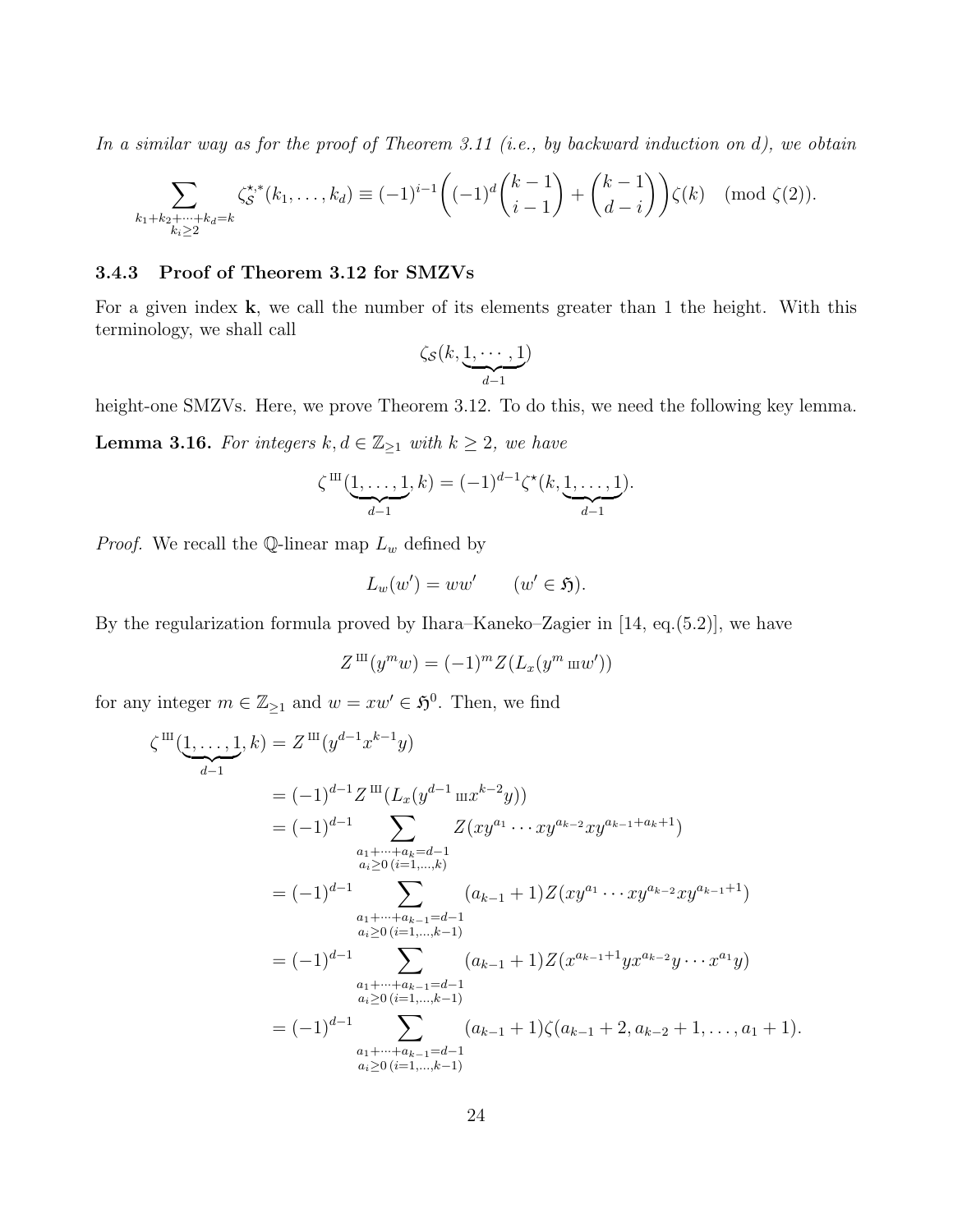*In a similar way as for the proof of Theorem 3.11 (i.e., by backward induction on d), we obtain*

$$\sum_{\substack{k_1+k_2+\cdots+k_d=k\\ k_i\geq 2}} \zeta_{\mathcal{S}}^{\star,*}(k_1,\ldots,k_d) \equiv (-1)^{i-1}\left((-1)^d\binom{k-1}{i-1}+\binom{k-1}{d-i}\right)\zeta(k) \pmod{\zeta(2)}.$$

### 3.4.3 Proof of Theorem 3.12 for SMZVs

For a given index $\mathbf{k}$, we call the number of its elements greater than 1 the height. With this terminology, we shall call

$$\zeta_{\mathcal{S}}(k,\underbrace{1,\cdots,1}_{d-1})$$

height-one SMZVs. Here, we prove Theorem 3.12. To do this, we need the following key lemma.

**Lemma 3.16.** *For integers $k,d\in\mathbb{Z}_{\geq 1}$ with $k\geq 2$, we have*

$$\zeta^{ш}(\underbrace{1,\ldots,1}_{d-1},k)=(-1)^{d-1}\zeta^{\star}(k,\underbrace{1,\ldots,1}_{d-1}).$$

*Proof.* We recall the $\mathbb{Q}$-linear map $L_w$ defined by

$$L_w(w')=ww' \qquad (w'\in\mathfrak{H}).$$

By the regularization formula proved by Ihara–Kaneko–Zagier in [14, eq.(5.2)], we have

$$Z^{ш}(y^m w)=(-1)^m Z(L_x(y^m ш w'))$$

for any integer $m\in\mathbb{Z}_{\geq 1}$ and $w=xw'\in\mathfrak{H}^0$. Then, we find

$$\begin{aligned}
\zeta^{ш}(\underbrace{1,\ldots,1}_{d-1},k) &= Z^{ш}(y^{d-1}x^{k-1}y)\\
&=(-1)^{d-1}Z^{ш}(L_x(y^{d-1}ш x^{k-2}y))\\
&=(-1)^{d-1}\sum_{\substack{a_1+\cdots+a_k=d-1\\ a_i\geq 0\,(i=1,\ldots,k)}} Z(xy^{a_1}\cdots xy^{a_{k-2}}xy^{a_{k-1}+a_k+1})\\
&=(-1)^{d-1}\sum_{\substack{a_1+\cdots+a_{k-1}=d-1\\ a_i\geq 0\,(i=1,\ldots,k-1)}} (a_{k-1}+1)Z(xy^{a_1}\cdots xy^{a_{k-2}}xy^{a_{k-1}+1})\\
&=(-1)^{d-1}\sum_{\substack{a_1+\cdots+a_{k-1}=d-1\\ a_i\geq 0\,(i=1,\ldots,k-1)}} (a_{k-1}+1)Z(x^{a_{k-1}+1}yx^{a_{k-2}}y\cdots x^{a_1}y)\\
&=(-1)^{d-1}\sum_{\substack{a_1+\cdots+a_{k-1}=d-1\\ a_i\geq 0\,(i=1,\ldots,k-1)}} (a_{k-1}+1)\zeta(a_{k-1}+2,a_{k-2}+1,\ldots,a_1+1).
\end{aligned}$$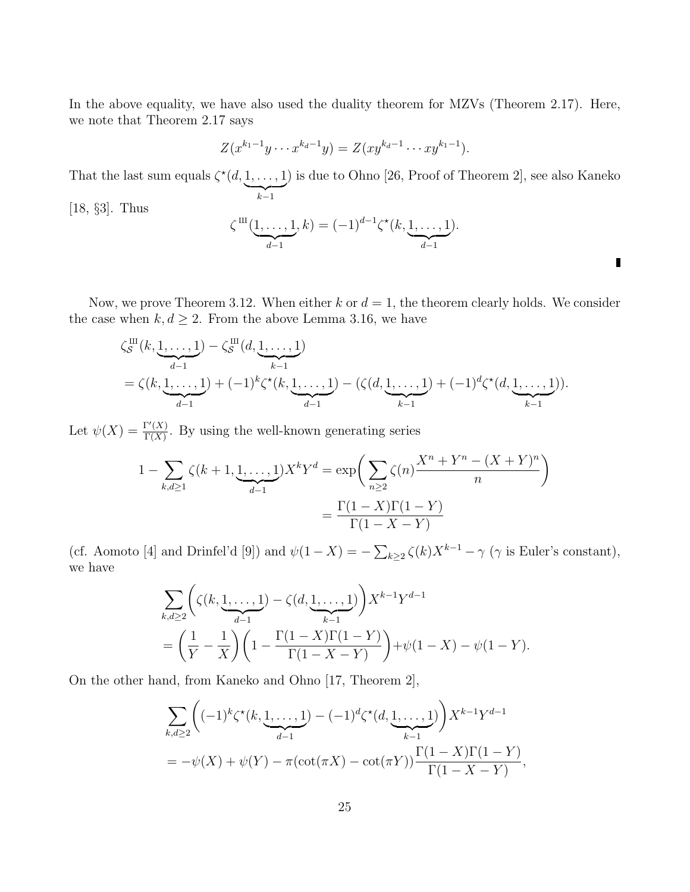In the above equality, we have also used the duality theorem for MZVs (Theorem 2.17). Here, we note that Theorem 2.17 says

$$Z(x^{k_1-1}y\cdots x^{k_d-1}y) = Z(xy^{k_d-1}\cdots xy^{k_1-1}).$$

That the last sum equals $\zeta^\star(d,\underbrace{1,\dots,1}_{k-1})$ is due to Ohno [26, Proof of Theorem 2], see also Kaneko [18, §3]. Thus

$$\zeta^{\text{Ш}}(\underbrace{1,\dots,1}_{d-1},k) = (-1)^{d-1}\zeta^\star(k,\underbrace{1,\dots,1}_{d-1}).$$

∎

Now, we prove Theorem 3.12. When either $k$ or $d=1$, the theorem clearly holds. We consider the case when $k,d\geq 2$. From the above Lemma 3.16, we have

$$\begin{aligned}
&\zeta_{\mathcal{S}}^{\text{Ш}}(k,\underbrace{1,\dots,1}_{d-1}) - \zeta_{\mathcal{S}}^{\text{Ш}}(d,\underbrace{1,\dots,1}_{k-1})\\
&= \zeta(k,\underbrace{1,\dots,1}_{d-1}) + (-1)^k\zeta^\star(k,\underbrace{1,\dots,1}_{d-1}) - (\zeta(d,\underbrace{1,\dots,1}_{k-1}) + (-1)^d\zeta^\star(d,\underbrace{1,\dots,1}_{k-1})).
\end{aligned}$$

Let $\psi(X) = \frac{\Gamma'(X)}{\Gamma(X)}$. By using the well-known generating series

$$\begin{aligned}
1 - \sum_{k,d\geq 1}\zeta(k+1,\underbrace{1,\dots,1}_{d-1})X^kY^d &= \exp\bigg(\sum_{n\geq 2}\zeta(n)\frac{X^n+Y^n-(X+Y)^n}{n}\bigg)\\
&= \frac{\Gamma(1-X)\Gamma(1-Y)}{\Gamma(1-X-Y)}
\end{aligned}$$

(cf. Aomoto [4] and Drinfel'd [9]) and $\psi(1-X) = -\sum_{k\geq 2}\zeta(k)X^{k-1} - \gamma$ ($\gamma$ is Euler's constant), we have

$$\begin{aligned}
&\sum_{k,d\geq 2}\bigg(\zeta(k,\underbrace{1,\dots,1}_{d-1}) - \zeta(d,\underbrace{1,\dots,1}_{k-1})\bigg)X^{k-1}Y^{d-1}\\
&= \bigg(\frac{1}{Y}-\frac{1}{X}\bigg)\bigg(1-\frac{\Gamma(1-X)\Gamma(1-Y)}{\Gamma(1-X-Y)}\bigg) + \psi(1-X) - \psi(1-Y).
\end{aligned}$$

On the other hand, from Kaneko and Ohno [17, Theorem 2],

$$\begin{aligned}
&\sum_{k,d\geq 2}\bigg((-1)^k\zeta^\star(k,\underbrace{1,\dots,1}_{d-1}) - (-1)^d\zeta^\star(d,\underbrace{1,\dots,1}_{k-1})\bigg)X^{k-1}Y^{d-1}\\
&= -\psi(X) + \psi(Y) - \pi(\cot(\pi X) - \cot(\pi Y))\frac{\Gamma(1-X)\Gamma(1-Y)}{\Gamma(1-X-Y)},
\end{aligned}$$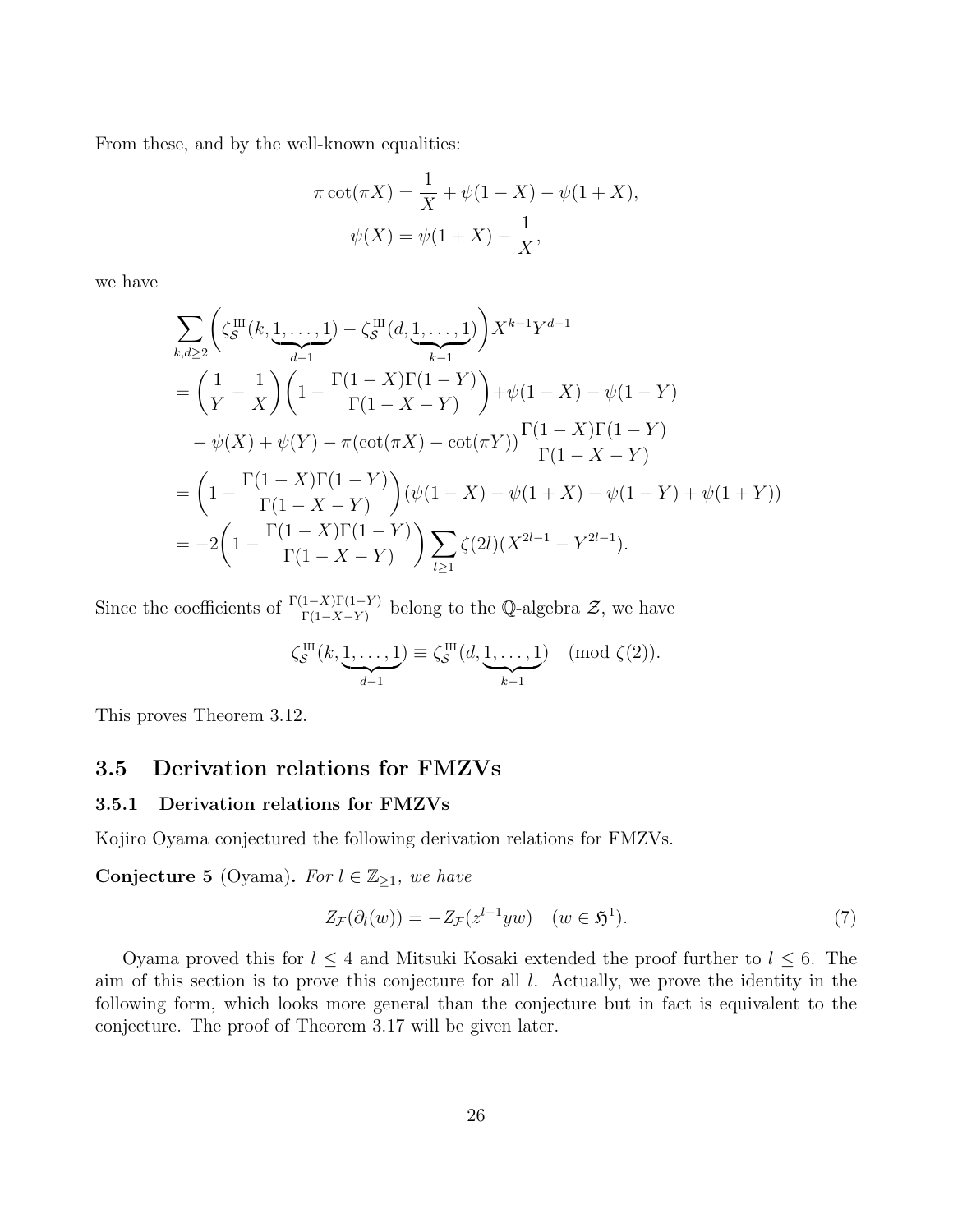From these, and by the well-known equalities:

$$\pi\cot(\pi X) = \frac{1}{X} + \psi(1-X) - \psi(1+X),$$
$$\psi(X) = \psi(1+X) - \frac{1}{X},$$

we have

$$\begin{aligned}
&\sum_{k,d\geq 2}\Bigg(\zeta_{\mathcal{S}}^{Ш}(k,\underbrace{1,\ldots,1}_{d-1}) - \zeta_{\mathcal{S}}^{Ш}(d,\underbrace{1,\ldots,1}_{k-1})\Bigg)X^{k-1}Y^{d-1}\\
&= \left(\frac{1}{Y} - \frac{1}{X}\right)\left(1 - \frac{\Gamma(1-X)\Gamma(1-Y)}{\Gamma(1-X-Y)}\right) + \psi(1-X) - \psi(1-Y)\\
&\quad - \psi(X) + \psi(Y) - \pi(\cot(\pi X) - \cot(\pi Y))\frac{\Gamma(1-X)\Gamma(1-Y)}{\Gamma(1-X-Y)}\\
&= \left(1 - \frac{\Gamma(1-X)\Gamma(1-Y)}{\Gamma(1-X-Y)}\right)(\psi(1-X) - \psi(1+X) - \psi(1-Y) + \psi(1+Y))\\
&= -2\left(1 - \frac{\Gamma(1-X)\Gamma(1-Y)}{\Gamma(1-X-Y)}\right)\sum_{l\geq 1}\zeta(2l)(X^{2l-1} - Y^{2l-1}).
\end{aligned}$$

Since the coefficients of $\frac{\Gamma(1-X)\Gamma(1-Y)}{\Gamma(1-X-Y)}$ belong to the $\mathbb{Q}$-algebra $\mathcal{Z}$, we have

$$\zeta_{\mathcal{S}}^{Ш}(k,\underbrace{1,\ldots,1}_{d-1}) \equiv \zeta_{\mathcal{S}}^{Ш}(d,\underbrace{1,\ldots,1}_{k-1}) \pmod{\zeta(2)}.$$

This proves Theorem 3.12.

## 3.5 Derivation relations for FMZVs

### 3.5.1 Derivation relations for FMZVs

Kojiro Oyama conjectured the following derivation relations for FMZVs.

**Conjecture 5** (Oyama)**.** *For $l \in \mathbb{Z}_{\geq 1}$, we have*

$$Z_{\mathcal{F}}(\partial_l(w)) = -Z_{\mathcal{F}}(z^{l-1}yw) \quad (w \in \mathfrak{H}^1). \tag{7}$$

Oyama proved this for $l \leq 4$ and Mitsuki Kosaki extended the proof further to $l \leq 6$. The aim of this section is to prove this conjecture for all $l$. Actually, we prove the identity in the following form, which looks more general than the conjecture but in fact is equivalent to the conjecture. The proof of Theorem 3.17 will be given later.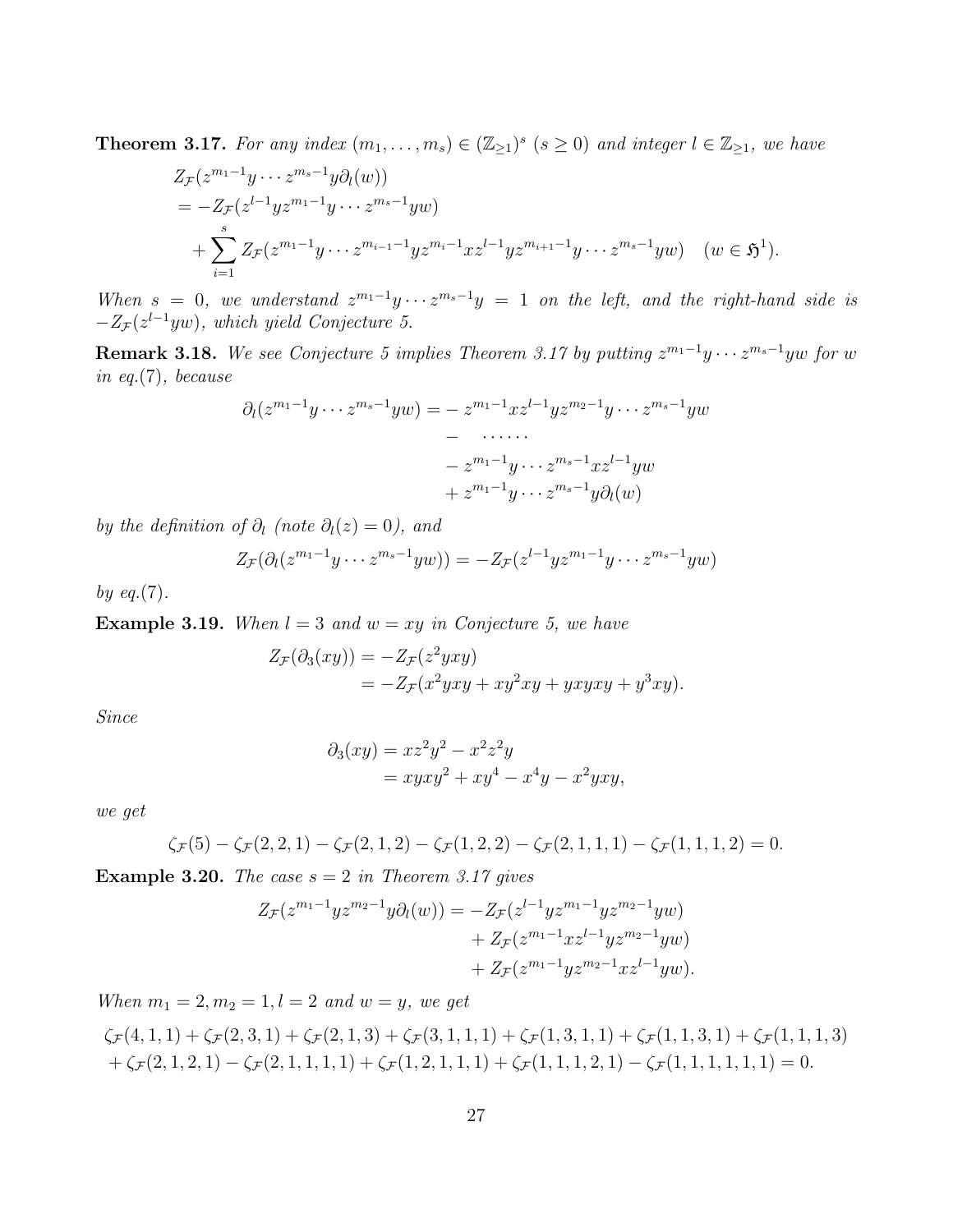**Theorem 3.17.** *For any index $(m_1,\dots,m_s)\in(\mathbb{Z}_{\geq 1})^s$ $(s\geq 0)$ and integer $l\in\mathbb{Z}_{\geq 1}$, we have*

$$
\begin{aligned}
&Z_{\mathcal{F}}(z^{m_1-1}y\cdots z^{m_s-1}y\partial_l(w))\\
&=-Z_{\mathcal{F}}(z^{l-1}yz^{m_1-1}y\cdots z^{m_s-1}yw)\\
&\quad+\sum_{i=1}^{s}Z_{\mathcal{F}}(z^{m_1-1}y\cdots z^{m_{i-1}-1}yz^{m_i-1}xz^{l-1}yz^{m_{i+1}-1}y\cdots z^{m_s-1}yw)\quad (w\in\mathfrak{H}^1).
\end{aligned}
$$

*When $s=0$, we understand $z^{m_1-1}y\cdots z^{m_s-1}y=1$ on the left, and the right-hand side is $-Z_{\mathcal{F}}(z^{l-1}yw)$, which yield Conjecture 5.*

**Remark 3.18.** *We see Conjecture 5 implies Theorem 3.17 by putting $z^{m_1-1}y\cdots z^{m_s-1}yw$ for $w$ in eq.(7), because*

$$
\begin{aligned}
\partial_l(z^{m_1-1}y\cdots z^{m_s-1}yw)=&-z^{m_1-1}xz^{l-1}yz^{m_2-1}y\cdots z^{m_s-1}yw\\
&-\quad\cdots\cdots\\
&-z^{m_1-1}y\cdots z^{m_s-1}xz^{l-1}yw\\
&+z^{m_1-1}y\cdots z^{m_s-1}y\partial_l(w)
\end{aligned}
$$

*by the definition of $\partial_l$ (note $\partial_l(z)=0$), and*

$$
Z_{\mathcal{F}}(\partial_l(z^{m_1-1}y\cdots z^{m_s-1}yw))=-Z_{\mathcal{F}}(z^{l-1}yz^{m_1-1}y\cdots z^{m_s-1}yw)
$$

*by eq.(7).*

**Example 3.19.** *When $l=3$ and $w=xy$ in Conjecture 5, we have*

$$
\begin{aligned}
Z_{\mathcal{F}}(\partial_3(xy))&=-Z_{\mathcal{F}}(z^2yxy)\\
&=-Z_{\mathcal{F}}(x^2yxy+xy^2xy+yxyxy+y^3xy).
\end{aligned}
$$

*Since*

$$
\begin{aligned}
\partial_3(xy)&=xz^2y^2-x^2z^2y\\
&=xyxy^2+xy^4-x^4y-x^2yxy,
\end{aligned}
$$

*we get*

$$
\zeta_{\mathcal{F}}(5)-\zeta_{\mathcal{F}}(2,2,1)-\zeta_{\mathcal{F}}(2,1,2)-\zeta_{\mathcal{F}}(1,2,2)-\zeta_{\mathcal{F}}(2,1,1,1)-\zeta_{\mathcal{F}}(1,1,1,2)=0.
$$

**Example 3.20.** *The case $s=2$ in Theorem 3.17 gives*

$$
\begin{aligned}
Z_{\mathcal{F}}(z^{m_1-1}yz^{m_2-1}y\partial_l(w))=&-Z_{\mathcal{F}}(z^{l-1}yz^{m_1-1}yz^{m_2-1}yw)\\
&+Z_{\mathcal{F}}(z^{m_1-1}xz^{l-1}yz^{m_2-1}yw)\\
&+Z_{\mathcal{F}}(z^{m_1-1}yz^{m_2-1}xz^{l-1}yw).
\end{aligned}
$$

*When $m_1=2,m_2=1,l=2$ and $w=y$, we get*

$$
\begin{aligned}
&\zeta_{\mathcal{F}}(4,1,1)+\zeta_{\mathcal{F}}(2,3,1)+\zeta_{\mathcal{F}}(2,1,3)+\zeta_{\mathcal{F}}(3,1,1,1)+\zeta_{\mathcal{F}}(1,3,1,1)+\zeta_{\mathcal{F}}(1,1,3,1)+\zeta_{\mathcal{F}}(1,1,1,3)\\
&+\zeta_{\mathcal{F}}(2,1,2,1)-\zeta_{\mathcal{F}}(2,1,1,1,1)+\zeta_{\mathcal{F}}(1,2,1,1,1)+\zeta_{\mathcal{F}}(1,1,1,2,1)-\zeta_{\mathcal{F}}(1,1,1,1,1,1)=0.
\end{aligned}
$$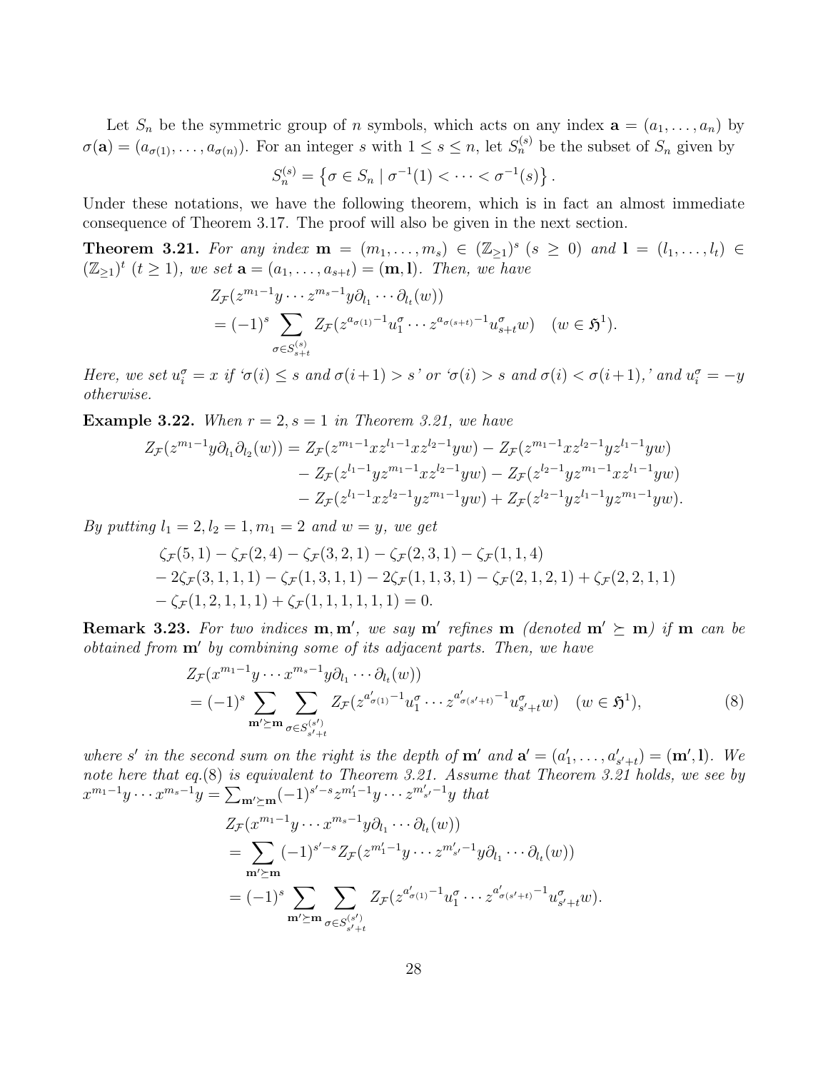Let $S_n$ be the symmetric group of $n$ symbols, which acts on any index $\mathbf{a} = (a_1, \dots, a_n)$ by $\sigma(\mathbf{a}) = (a_{\sigma(1)}, \dots, a_{\sigma(n)})$. For an integer $s$ with $1 \le s \le n$, let $S_n^{(s)}$ be the subset of $S_n$ given by

$$S_n^{(s)} = \left\{ \sigma \in S_n \mid \sigma^{-1}(1) < \cdots < \sigma^{-1}(s) \right\}.$$

Under these notations, we have the following theorem, which is in fact an almost immediate consequence of Theorem 3.17. The proof will also be given in the next section.

**Theorem 3.21.** *For any index $\mathbf{m} = (m_1, \dots, m_s) \in (\mathbb{Z}_{\ge 1})^s$ ($s \ge 0$) and $\mathbf{l} = (l_1, \dots, l_t) \in (\mathbb{Z}_{\ge 1})^t$ ($t \ge 1$), we set $\mathbf{a} = (a_1, \dots, a_{s+t}) = (\mathbf{m}, \mathbf{l})$. Then, we have*

$$\begin{aligned}
&Z_{\mathcal{F}}(z^{m_1-1}y \cdots z^{m_s-1}y\partial_{l_1} \cdots \partial_{l_t}(w)) \\
&= (-1)^s \sum_{\sigma \in S_{s+t}^{(s)}} Z_{\mathcal{F}}(z^{a_{\sigma(1)}-1}u_1^\sigma \cdots z^{a_{\sigma(s+t)}-1}u_{s+t}^\sigma w) \quad (w \in \mathfrak{H}^1).
\end{aligned}$$

*Here, we set $u_i^\sigma = x$ if '$\sigma(i) \le s$ and $\sigma(i+1) > s$' or '$\sigma(i) > s$ and $\sigma(i) < \sigma(i+1)$,' and $u_i^\sigma = -y$ otherwise.*

**Example 3.22.** *When $r = 2, s = 1$ in Theorem 3.21, we have*

$$\begin{aligned}
Z_{\mathcal{F}}(z^{m_1-1}y\partial_{l_1}\partial_{l_2}(w)) = {} & Z_{\mathcal{F}}(z^{m_1-1}xz^{l_1-1}xz^{l_2-1}yw) - Z_{\mathcal{F}}(z^{m_1-1}xz^{l_2-1}yz^{l_1-1}yw) \\
& - Z_{\mathcal{F}}(z^{l_1-1}yz^{m_1-1}xz^{l_2-1}yw) - Z_{\mathcal{F}}(z^{l_2-1}yz^{m_1-1}xz^{l_1-1}yw) \\
& - Z_{\mathcal{F}}(z^{l_1-1}xz^{l_2-1}yz^{m_1-1}yw) + Z_{\mathcal{F}}(z^{l_2-1}yz^{l_1-1}yz^{m_1-1}yw).
\end{aligned}$$

*By putting $l_1 = 2, l_2 = 1, m_1 = 2$ and $w = y$, we get*

$$\begin{aligned}
&\zeta_{\mathcal{F}}(5,1) - \zeta_{\mathcal{F}}(2,4) - \zeta_{\mathcal{F}}(3,2,1) - \zeta_{\mathcal{F}}(2,3,1) - \zeta_{\mathcal{F}}(1,1,4) \\
&- 2\zeta_{\mathcal{F}}(3,1,1,1) - \zeta_{\mathcal{F}}(1,3,1,1) - 2\zeta_{\mathcal{F}}(1,1,3,1) - \zeta_{\mathcal{F}}(2,1,2,1) + \zeta_{\mathcal{F}}(2,2,1,1) \\
&- \zeta_{\mathcal{F}}(1,2,1,1,1) + \zeta_{\mathcal{F}}(1,1,1,1,1,1) = 0.
\end{aligned}$$

**Remark 3.23.** *For two indices $\mathbf{m}, \mathbf{m}'$, we say $\mathbf{m}'$ refines $\mathbf{m}$ (denoted $\mathbf{m}' \succeq \mathbf{m}$) if $\mathbf{m}$ can be obtained from $\mathbf{m}'$ by combining some of its adjacent parts. Then, we have*

$$\begin{aligned}
&Z_{\mathcal{F}}(x^{m_1-1}y \cdots x^{m_s-1}y\partial_{l_1} \cdots \partial_{l_t}(w)) \\
&= (-1)^s \sum_{\mathbf{m}' \succeq \mathbf{m}} \sum_{\sigma \in S_{s'+t}^{(s')}} Z_{\mathcal{F}}(z^{a'_{\sigma(1)}-1}u_1^\sigma \cdots z^{a'_{\sigma(s'+t)}-1}u_{s'+t}^\sigma w) \quad (w \in \mathfrak{H}^1), \qquad (8)
\end{aligned}$$

*where $s'$ in the second sum on the right is the depth of $\mathbf{m}'$ and $\mathbf{a}' = (a'_1, \dots, a'_{s'+t}) = (\mathbf{m}', \mathbf{l})$. We note here that eq.(8) is equivalent to Theorem 3.21. Assume that Theorem 3.21 holds, we see by $x^{m_1-1}y \cdots x^{m_s-1}y = \sum_{\mathbf{m}' \succeq \mathbf{m}} (-1)^{s'-s} z^{m'_1-1}y \cdots z^{m'_{s'}-1}y$ that*

$$\begin{aligned}
&Z_{\mathcal{F}}(x^{m_1-1}y \cdots x^{m_s-1}y\partial_{l_1} \cdots \partial_{l_t}(w)) \\
&= \sum_{\mathbf{m}' \succeq \mathbf{m}} (-1)^{s'-s} Z_{\mathcal{F}}(z^{m'_1-1}y \cdots z^{m'_{s'}-1}y\partial_{l_1} \cdots \partial_{l_t}(w)) \\
&= (-1)^s \sum_{\mathbf{m}' \succeq \mathbf{m}} \sum_{\sigma \in S_{s'+t}^{(s')}} Z_{\mathcal{F}}(z^{a'_{\sigma(1)}-1}u_1^\sigma \cdots z^{a'_{\sigma(s'+t)}-1}u_{s'+t}^\sigma w).
\end{aligned}$$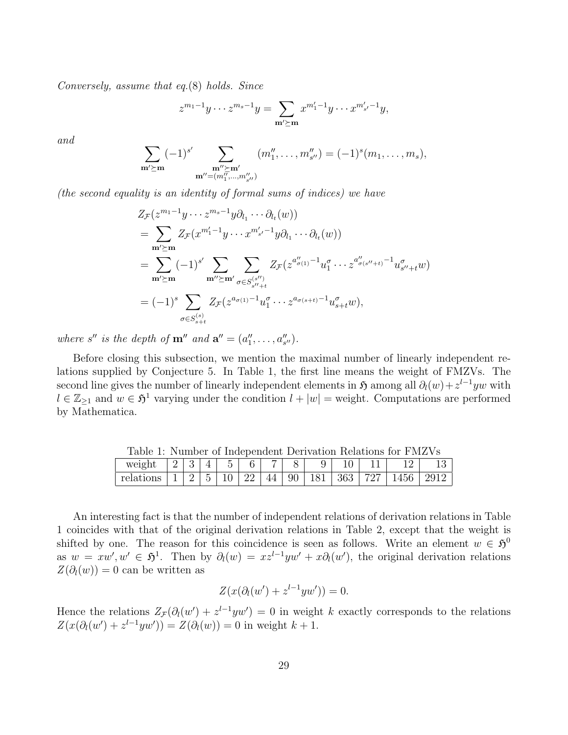*Conversely, assume that eq.(8) holds. Since*

$$z^{m_1-1}y\cdots z^{m_s-1}y = \sum_{\mathbf{m}'\succeq\mathbf{m}} x^{m'_1-1}y\cdots x^{m'_{s'}-1}y,$$

*and*

$$\sum_{\mathbf{m}'\succeq\mathbf{m}}(-1)^{s'}\sum_{\substack{\mathbf{m}''\succeq\mathbf{m}'\\ \mathbf{m}''=(m''_1,\ldots,m''_{s''})}}(m''_1,\ldots,m''_{s''}) = (-1)^s(m_1,\ldots,m_s),$$

*(the second equality is an identity of formal sums of indices) we have*

$$\begin{aligned}
&Z_{\mathcal{F}}(z^{m_1-1}y\cdots z^{m_s-1}y\partial_{l_1}\cdots\partial_{l_t}(w))\\
&=\sum_{\mathbf{m}'\succeq\mathbf{m}} Z_{\mathcal{F}}(x^{m'_1-1}y\cdots x^{m'_{s'}-1}y\partial_{l_1}\cdots\partial_{l_t}(w))\\
&=\sum_{\mathbf{m}'\succeq\mathbf{m}}(-1)^{s'}\sum_{\mathbf{m}''\succeq\mathbf{m}'}\sum_{\sigma\in S^{(s'')}_{s''+t}} Z_{\mathcal{F}}(z^{a''_{\sigma(1)}-1}u^{\sigma}_1\cdots z^{a''_{\sigma(s''+t)}-1}u^{\sigma}_{s''+t}w)\\
&=(-1)^s\sum_{\sigma\in S^{(s)}_{s+t}} Z_{\mathcal{F}}(z^{a_{\sigma(1)}-1}u^{\sigma}_1\cdots z^{a_{\sigma(s+t)}-1}u^{\sigma}_{s+t}w),
\end{aligned}$$

*where $s''$ is the depth of $\mathbf{m}''$ and $\mathbf{a}''=(a''_1,\ldots,a''_{s''})$.*

Before closing this subsection, we mention the maximal number of linearly independent relations supplied by Conjecture 5. In Table 1, the first line means the weight of FMZVs. The second line gives the number of linearly independent elements in $\mathfrak{H}$ among all $\partial_l(w)+z^{l-1}yw$ with $l\in\mathbb{Z}_{\geq 1}$ and $w\in\mathfrak{H}^1$ varying under the condition $l+|w|=$ weight. Computations are performed by Mathematica.

Table 1: Number of Independent Derivation Relations for FMZVs

| weight | 2 | 3 | 4 | 5 | 6 | 7 | 8 | 9 | 10 | 11 | 12 | 13 |
|---|---|---|---|---|---|---|---|---|---|---|---|---|
| relations | 1 | 2 | 5 | 10 | 22 | 44 | 90 | 181 | 363 | 727 | 1456 | 2912 |

An interesting fact is that the number of independent relations of derivation relations in Table 1 coincides with that of the original derivation relations in Table 2, except that the weight is shifted by one. The reason for this coincidence is seen as follows. Write an element $w\in\mathfrak{H}^0$ as $w=xw', w'\in\mathfrak{H}^1$. Then by $\partial_l(w)=xz^{l-1}yw'+x\partial_l(w')$, the original derivation relations $Z(\partial_l(w))=0$ can be written as

$$Z(x(\partial_l(w')+z^{l-1}yw'))=0.$$

Hence the relations $Z_{\mathcal{F}}(\partial_l(w')+z^{l-1}yw')=0$ in weight $k$ exactly corresponds to the relations $Z(x(\partial_l(w')+z^{l-1}yw'))=Z(\partial_l(w))=0$ in weight $k+1$.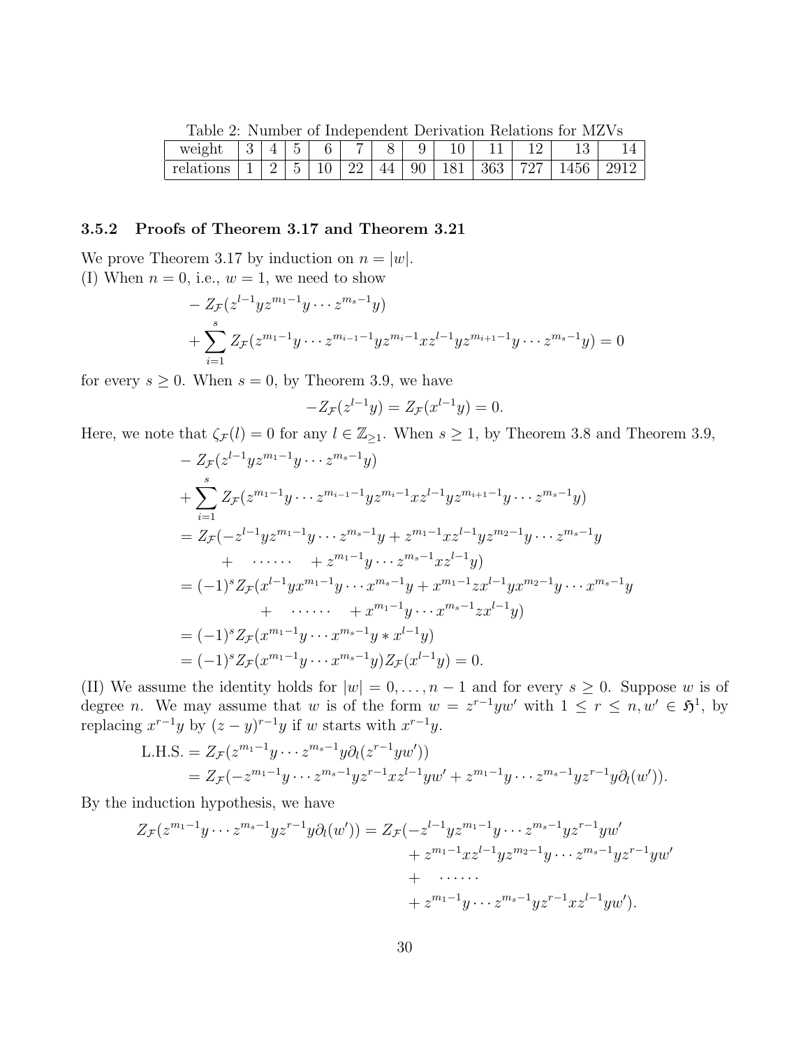Table 2: Number of Independent Derivation Relations for MZVs

| weight | 3 | 4 | 5 | 6 | 7 | 8 | 9 | 10 | 11 | 12 | 13 | 14 |
|---|---|---|---|---|---|---|---|---|---|---|---|---|
| relations | 1 | 2 | 5 | 10 | 22 | 44 | 90 | 181 | 363 | 727 | 1456 | 2912 |

### 3.5.2 Proofs of Theorem 3.17 and Theorem 3.21

We prove Theorem 3.17 by induction on $n = |w|$.

(I) When $n = 0$, i.e., $w = 1$, we need to show

$$
\begin{aligned}
&- Z_{\mathcal{F}}(z^{l-1}yz^{m_1-1}y\cdots z^{m_s-1}y) \\
&+ \sum_{i=1}^{s} Z_{\mathcal{F}}(z^{m_1-1}y\cdots z^{m_{i-1}-1}yz^{m_i-1}xz^{l-1}yz^{m_{i+1}-1}y\cdots z^{m_s-1}y) = 0
\end{aligned}
$$

for every $s \geq 0$. When $s = 0$, by Theorem 3.9, we have

$$
-Z_{\mathcal{F}}(z^{l-1}y) = Z_{\mathcal{F}}(x^{l-1}y) = 0.
$$

Here, we note that $\zeta_{\mathcal{F}}(l) = 0$ for any $l \in \mathbb{Z}_{\geq 1}$. When $s \geq 1$, by Theorem 3.8 and Theorem 3.9,

$$
\begin{aligned}
&- Z_{\mathcal{F}}(z^{l-1}yz^{m_1-1}y\cdots z^{m_s-1}y) \\
&+ \sum_{i=1}^{s} Z_{\mathcal{F}}(z^{m_1-1}y\cdots z^{m_{i-1}-1}yz^{m_i-1}xz^{l-1}yz^{m_{i+1}-1}y\cdots z^{m_s-1}y) \\
&= Z_{\mathcal{F}}(-z^{l-1}yz^{m_1-1}y\cdots z^{m_s-1}y + z^{m_1-1}xz^{l-1}yz^{m_2-1}y\cdots z^{m_s-1}y \\
&\qquad + \quad \cdots\cdots \quad + z^{m_1-1}y\cdots z^{m_s-1}xz^{l-1}y) \\
&= (-1)^s Z_{\mathcal{F}}(x^{l-1}yx^{m_1-1}y\cdots x^{m_s-1}y + x^{m_1-1}zx^{l-1}yx^{m_2-1}y\cdots x^{m_s-1}y \\
&\qquad\qquad + \quad \cdots\cdots \quad + x^{m_1-1}y\cdots x^{m_s-1}zx^{l-1}y) \\
&= (-1)^s Z_{\mathcal{F}}(x^{m_1-1}y\cdots x^{m_s-1}y * x^{l-1}y) \\
&= (-1)^s Z_{\mathcal{F}}(x^{m_1-1}y\cdots x^{m_s-1}y) Z_{\mathcal{F}}(x^{l-1}y) = 0.
\end{aligned}
$$

(II) We assume the identity holds for $|w| = 0, \ldots, n-1$ and for every $s \geq 0$. Suppose $w$ is of degree $n$. We may assume that $w$ is of the form $w = z^{r-1}yw'$ with $1 \leq r \leq n, w' \in \mathfrak{H}^1$, by replacing $x^{r-1}y$ by $(z-y)^{r-1}y$ if $w$ starts with $x^{r-1}y$.

$$
\begin{aligned}
\text{L.H.S.} &= Z_{\mathcal{F}}(z^{m_1-1}y\cdots z^{m_s-1}y\partial_l(z^{r-1}yw')) \\
&= Z_{\mathcal{F}}(-z^{m_1-1}y\cdots z^{m_s-1}yz^{r-1}xz^{l-1}yw' + z^{m_1-1}y\cdots z^{m_s-1}yz^{r-1}y\partial_l(w')).
\end{aligned}
$$

By the induction hypothesis, we have

$$
\begin{aligned}
Z_{\mathcal{F}}(z^{m_1-1}y\cdots z^{m_s-1}yz^{r-1}y\partial_l(w')) = Z_{\mathcal{F}}(&-z^{l-1}yz^{m_1-1}y\cdots z^{m_s-1}yz^{r-1}yw' \\
&+ z^{m_1-1}xz^{l-1}yz^{m_2-1}y\cdots z^{m_s-1}yz^{r-1}yw' \\
&+ \quad \cdots\cdots \\
&+ z^{m_1-1}y\cdots z^{m_s-1}yz^{r-1}xz^{l-1}yw').
\end{aligned}
$$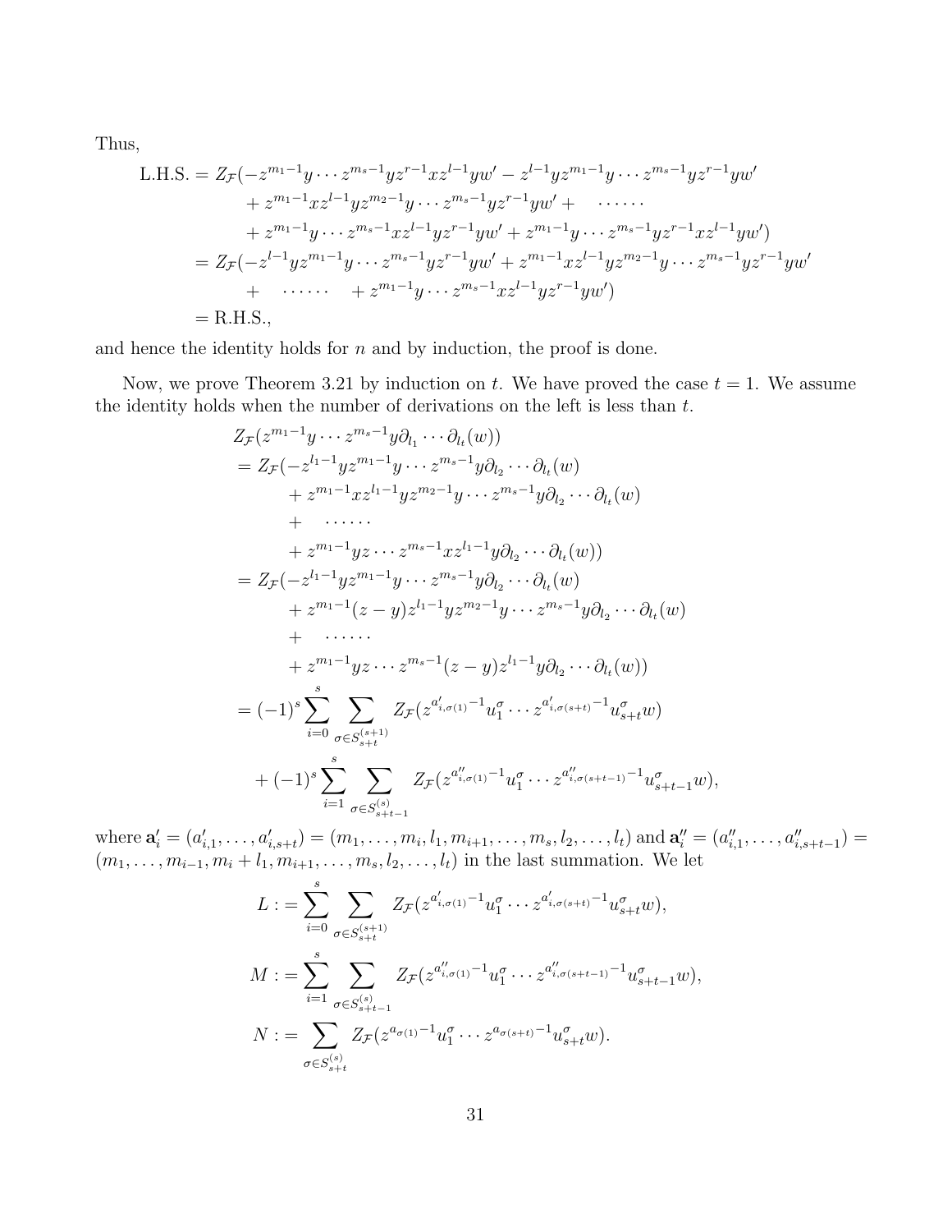Thus,

$$
\begin{aligned}
\text{L.H.S.} &= Z_{\mathcal{F}}(-z^{m_1-1}y\cdots z^{m_s-1}yz^{r-1}xz^{l-1}yw' - z^{l-1}yz^{m_1-1}y\cdots z^{m_s-1}yz^{r-1}yw' \\
&\quad + z^{m_1-1}xz^{l-1}yz^{m_2-1}y\cdots z^{m_s-1}yz^{r-1}yw' + \quad \cdots\cdots \\
&\quad + z^{m_1-1}y\cdots z^{m_s-1}xz^{l-1}yz^{r-1}yw' + z^{m_1-1}y\cdots z^{m_s-1}yz^{r-1}xz^{l-1}yw') \\
&= Z_{\mathcal{F}}(-z^{l-1}yz^{m_1-1}y\cdots z^{m_s-1}yz^{r-1}yw' + z^{m_1-1}xz^{l-1}yz^{m_2-1}y\cdots z^{m_s-1}yz^{r-1}yw' \\
&\quad + \quad \cdots\cdots \quad + z^{m_1-1}y\cdots z^{m_s-1}xz^{l-1}yz^{r-1}yw') \\
&= \text{R.H.S.},
\end{aligned}
$$

and hence the identity holds for $n$ and by induction, the proof is done.

Now, we prove Theorem 3.21 by induction on $t$. We have proved the case $t = 1$. We assume the identity holds when the number of derivations on the left is less than $t$.

$$
\begin{aligned}
& Z_{\mathcal{F}}(z^{m_1-1}y\cdots z^{m_s-1}y\partial_{l_1}\cdots\partial_{l_t}(w)) \\
&= Z_{\mathcal{F}}(-z^{l_1-1}yz^{m_1-1}y\cdots z^{m_s-1}y\partial_{l_2}\cdots\partial_{l_t}(w) \\
&\quad + z^{m_1-1}xz^{l_1-1}yz^{m_2-1}y\cdots z^{m_s-1}y\partial_{l_2}\cdots\partial_{l_t}(w) \\
&\quad + \quad \cdots\cdots \\
&\quad + z^{m_1-1}yz\cdots z^{m_s-1}xz^{l_1-1}y\partial_{l_2}\cdots\partial_{l_t}(w)) \\
&= Z_{\mathcal{F}}(-z^{l_1-1}yz^{m_1-1}y\cdots z^{m_s-1}y\partial_{l_2}\cdots\partial_{l_t}(w) \\
&\quad + z^{m_1-1}(z-y)z^{l_1-1}yz^{m_2-1}y\cdots z^{m_s-1}y\partial_{l_2}\cdots\partial_{l_t}(w) \\
&\quad + \quad \cdots\cdots \\
&\quad + z^{m_1-1}yz\cdots z^{m_s-1}(z-y)z^{l_1-1}y\partial_{l_2}\cdots\partial_{l_t}(w)) \\
&= (-1)^s\sum_{i=0}^{s}\sum_{\sigma\in S_{s+t}^{(s+1)}} Z_{\mathcal{F}}(z^{a'_{i,\sigma(1)}-1}u_1^{\sigma}\cdots z^{a'_{i,\sigma(s+t)}-1}u_{s+t}^{\sigma}w) \\
&\quad + (-1)^s\sum_{i=1}^{s}\sum_{\sigma\in S_{s+t-1}^{(s)}} Z_{\mathcal{F}}(z^{a''_{i,\sigma(1)}-1}u_1^{\sigma}\cdots z^{a''_{i,\sigma(s+t-1)}-1}u_{s+t-1}^{\sigma}w),
\end{aligned}
$$

where $\mathbf{a}'_i = (a'_{i,1}, \ldots, a'_{i,s+t}) = (m_1, \ldots, m_i, l_1, m_{i+1}, \ldots, m_s, l_2, \ldots, l_t)$ and $\mathbf{a}''_i = (a''_{i,1}, \ldots, a''_{i,s+t-1}) = (m_1, \ldots, m_{i-1}, m_i + l_1, m_{i+1}, \ldots, m_s, l_2, \ldots, l_t)$ in the last summation. We let

$$
\begin{aligned}
L &:= \sum_{i=0}^{s}\sum_{\sigma\in S_{s+t}^{(s+1)}} Z_{\mathcal{F}}(z^{a'_{i,\sigma(1)}-1}u_1^{\sigma}\cdots z^{a'_{i,\sigma(s+t)}-1}u_{s+t}^{\sigma}w), \\
M &:= \sum_{i=1}^{s}\sum_{\sigma\in S_{s+t-1}^{(s)}} Z_{\mathcal{F}}(z^{a''_{i,\sigma(1)}-1}u_1^{\sigma}\cdots z^{a''_{i,\sigma(s+t-1)}-1}u_{s+t-1}^{\sigma}w), \\
N &:= \sum_{\sigma\in S_{s+t}^{(s)}} Z_{\mathcal{F}}(z^{a_{\sigma(1)}-1}u_1^{\sigma}\cdots z^{a_{\sigma(s+t)}-1}u_{s+t}^{\sigma}w).
\end{aligned}
$$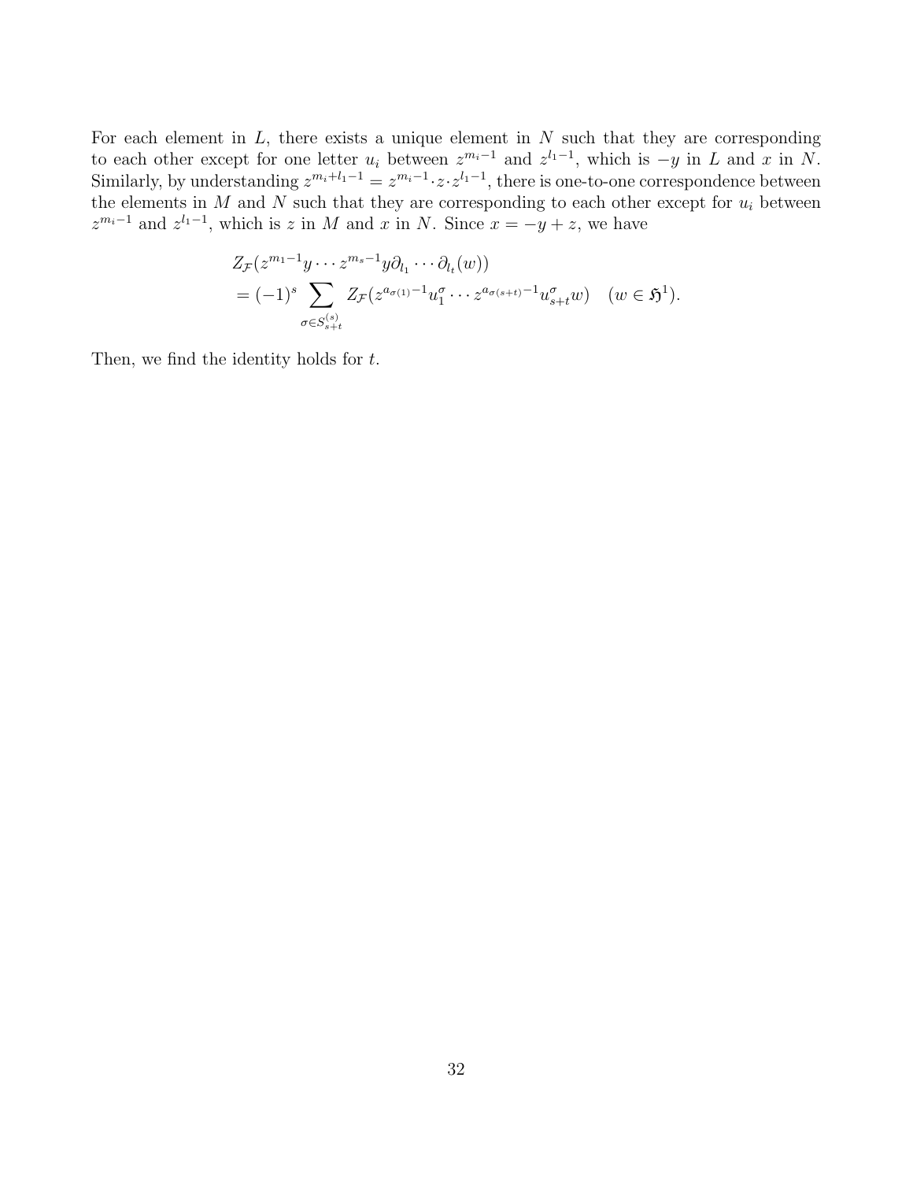For each element in $L$, there exists a unique element in $N$ such that they are corresponding to each other except for one letter $u_i$ between $z^{m_i-1}$ and $z^{l_1-1}$, which is $-y$ in $L$ and $x$ in $N$. Similarly, by understanding $z^{m_i+l_1-1} = z^{m_i-1}\cdot z \cdot z^{l_1-1}$, there is one-to-one correspondence between the elements in $M$ and $N$ such that they are corresponding to each other except for $u_i$ between $z^{m_i-1}$ and $z^{l_1-1}$, which is $z$ in $M$ and $x$ in $N$. Since $x = -y + z$, we have

$$
\begin{aligned}
&Z_{\mathcal{F}}(z^{m_1-1}y\cdots z^{m_s-1}y\partial_{l_1}\cdots\partial_{l_t}(w)) \\
&= (-1)^s \sum_{\sigma\in S^{(s)}_{s+t}} Z_{\mathcal{F}}(z^{a_{\sigma(1)}-1}u^{\sigma}_1\cdots z^{a_{\sigma(s+t)}-1}u^{\sigma}_{s+t}w) \quad (w\in\mathfrak{H}^1).
\end{aligned}
$$

Then, we find the identity holds for $t$.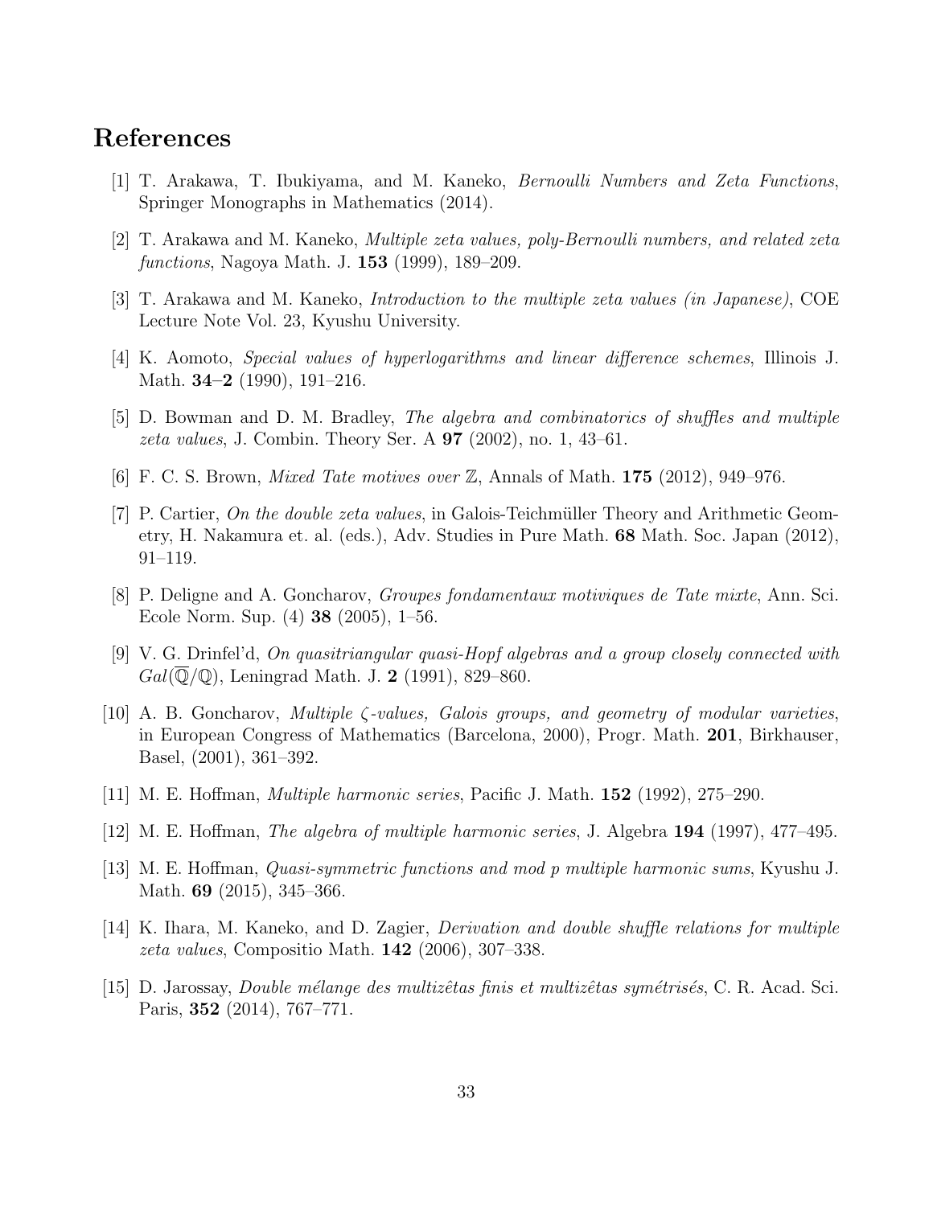# References

[1] T. Arakawa, T. Ibukiyama, and M. Kaneko, *Bernoulli Numbers and Zeta Functions*, Springer Monographs in Mathematics (2014).

[2] T. Arakawa and M. Kaneko, *Multiple zeta values, poly-Bernoulli numbers, and related zeta functions*, Nagoya Math. J. **153** (1999), 189–209.

[3] T. Arakawa and M. Kaneko, *Introduction to the multiple zeta values (in Japanese)*, COE Lecture Note Vol. 23, Kyushu University.

[4] K. Aomoto, *Special values of hyperlogarithms and linear difference schemes*, Illinois J. Math. **34–2** (1990), 191–216.

[5] D. Bowman and D. M. Bradley, *The algebra and combinatorics of shuffles and multiple zeta values*, J. Combin. Theory Ser. A **97** (2002), no. 1, 43–61.

[6] F. C. S. Brown, *Mixed Tate motives over* $\mathbb{Z}$, Annals of Math. **175** (2012), 949–976.

[7] P. Cartier, *On the double zeta values*, in Galois-Teichmüller Theory and Arithmetic Geometry, H. Nakamura et. al. (eds.), Adv. Studies in Pure Math. **68** Math. Soc. Japan (2012), 91–119.

[8] P. Deligne and A. Goncharov, *Groupes fondamentaux motiviques de Tate mixte*, Ann. Sci. Ecole Norm. Sup. (4) **38** (2005), 1–56.

[9] V. G. Drinfel'd, *On quasitriangular quasi-Hopf algebras and a group closely connected with* $Gal(\overline{\mathbb{Q}}/\mathbb{Q})$, Leningrad Math. J. **2** (1991), 829–860.

[10] A. B. Goncharov, *Multiple* $\zeta$*-values, Galois groups, and geometry of modular varieties*, in European Congress of Mathematics (Barcelona, 2000), Progr. Math. **201**, Birkhauser, Basel, (2001), 361–392.

[11] M. E. Hoffman, *Multiple harmonic series*, Pacific J. Math. **152** (1992), 275–290.

[12] M. E. Hoffman, *The algebra of multiple harmonic series*, J. Algebra **194** (1997), 477–495.

[13] M. E. Hoffman, *Quasi-symmetric functions and mod p multiple harmonic sums*, Kyushu J. Math. **69** (2015), 345–366.

[14] K. Ihara, M. Kaneko, and D. Zagier, *Derivation and double shuffle relations for multiple zeta values*, Compositio Math. **142** (2006), 307–338.

[15] D. Jarossay, *Double mélange des multizêtas finis et multizêtas symétrisés*, C. R. Acad. Sci. Paris, **352** (2014), 767–771.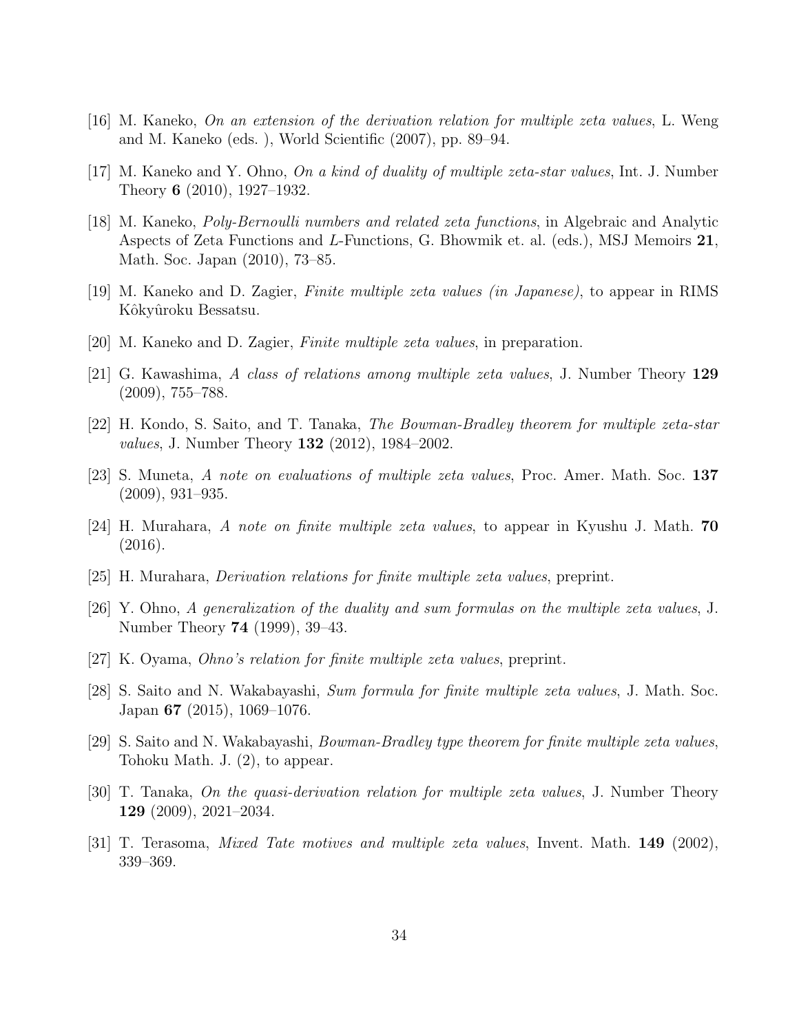[16] M. Kaneko, *On an extension of the derivation relation for multiple zeta values*, L. Weng and M. Kaneko (eds. ), World Scientific (2007), pp. 89–94.

[17] M. Kaneko and Y. Ohno, *On a kind of duality of multiple zeta-star values*, Int. J. Number Theory **6** (2010), 1927–1932.

[18] M. Kaneko, *Poly-Bernoulli numbers and related zeta functions*, in Algebraic and Analytic Aspects of Zeta Functions and $L$-Functions, G. Bhowmik et. al. (eds.), MSJ Memoirs **21**, Math. Soc. Japan (2010), 73–85.

[19] M. Kaneko and D. Zagier, *Finite multiple zeta values (in Japanese)*, to appear in RIMS Kôkyûroku Bessatsu.

[20] M. Kaneko and D. Zagier, *Finite multiple zeta values*, in preparation.

[21] G. Kawashima, *A class of relations among multiple zeta values*, J. Number Theory **129** (2009), 755–788.

[22] H. Kondo, S. Saito, and T. Tanaka, *The Bowman-Bradley theorem for multiple zeta-star values*, J. Number Theory **132** (2012), 1984–2002.

[23] S. Muneta, *A note on evaluations of multiple zeta values*, Proc. Amer. Math. Soc. **137** (2009), 931–935.

[24] H. Murahara, *A note on finite multiple zeta values*, to appear in Kyushu J. Math. **70** (2016).

[25] H. Murahara, *Derivation relations for finite multiple zeta values*, preprint.

[26] Y. Ohno, *A generalization of the duality and sum formulas on the multiple zeta values*, J. Number Theory **74** (1999), 39–43.

[27] K. Oyama, *Ohno's relation for finite multiple zeta values*, preprint.

[28] S. Saito and N. Wakabayashi, *Sum formula for finite multiple zeta values*, J. Math. Soc. Japan **67** (2015), 1069–1076.

[29] S. Saito and N. Wakabayashi, *Bowman-Bradley type theorem for finite multiple zeta values*, Tohoku Math. J. (2), to appear.

[30] T. Tanaka, *On the quasi-derivation relation for multiple zeta values*, J. Number Theory **129** (2009), 2021–2034.

[31] T. Terasoma, *Mixed Tate motives and multiple zeta values*, Invent. Math. **149** (2002), 339–369.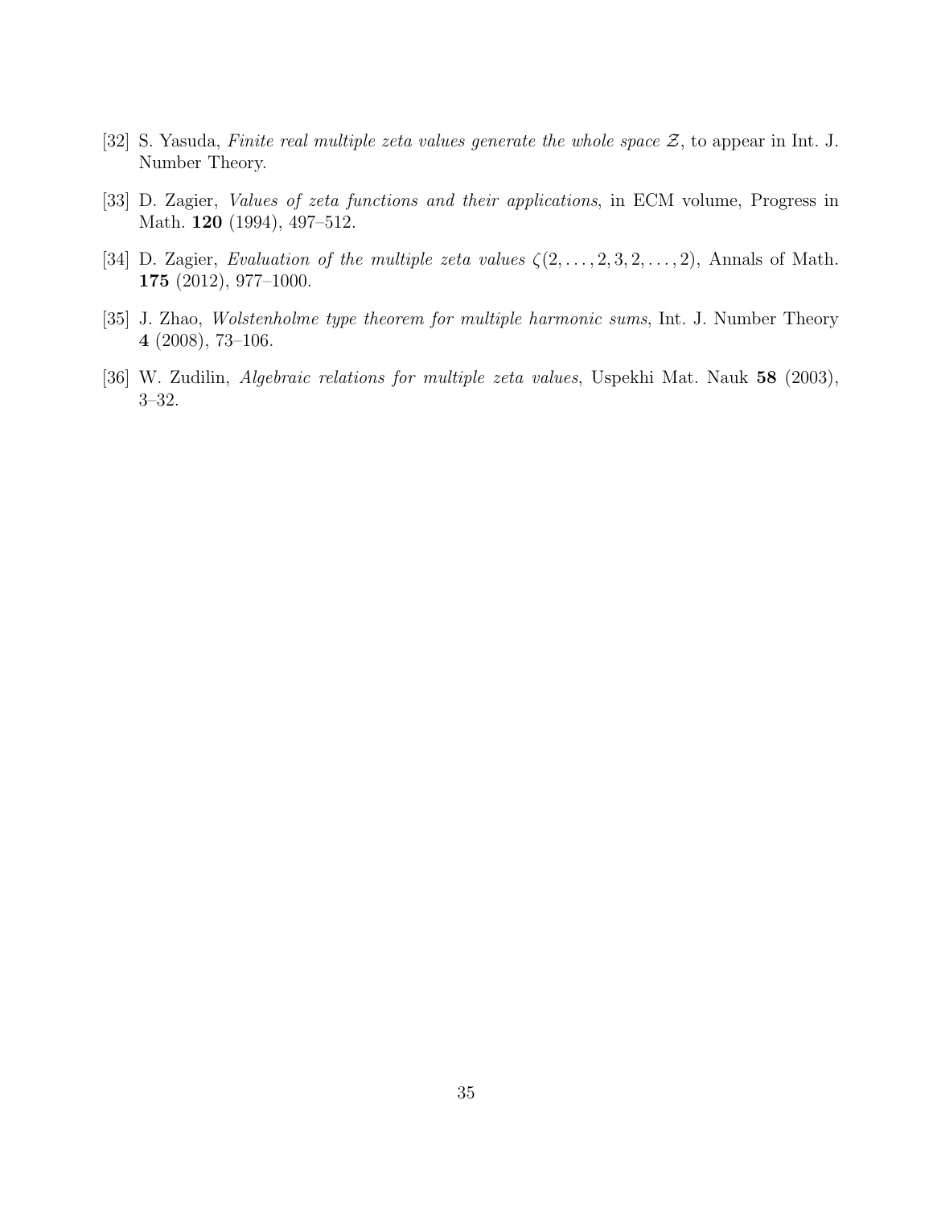[32] S. Yasuda, *Finite real multiple zeta values generate the whole space $\mathcal{Z}$*, to appear in Int. J. Number Theory.

[33] D. Zagier, *Values of zeta functions and their applications*, in ECM volume, Progress in Math. **120** (1994), 497–512.

[34] D. Zagier, *Evaluation of the multiple zeta values $\zeta(2,\ldots,2,3,2,\ldots,2)$*, Annals of Math. **175** (2012), 977–1000.

[35] J. Zhao, *Wolstenholme type theorem for multiple harmonic sums*, Int. J. Number Theory **4** (2008), 73–106.

[36] W. Zudilin, *Algebraic relations for multiple zeta values*, Uspekhi Mat. Nauk **58** (2003), 3–32.